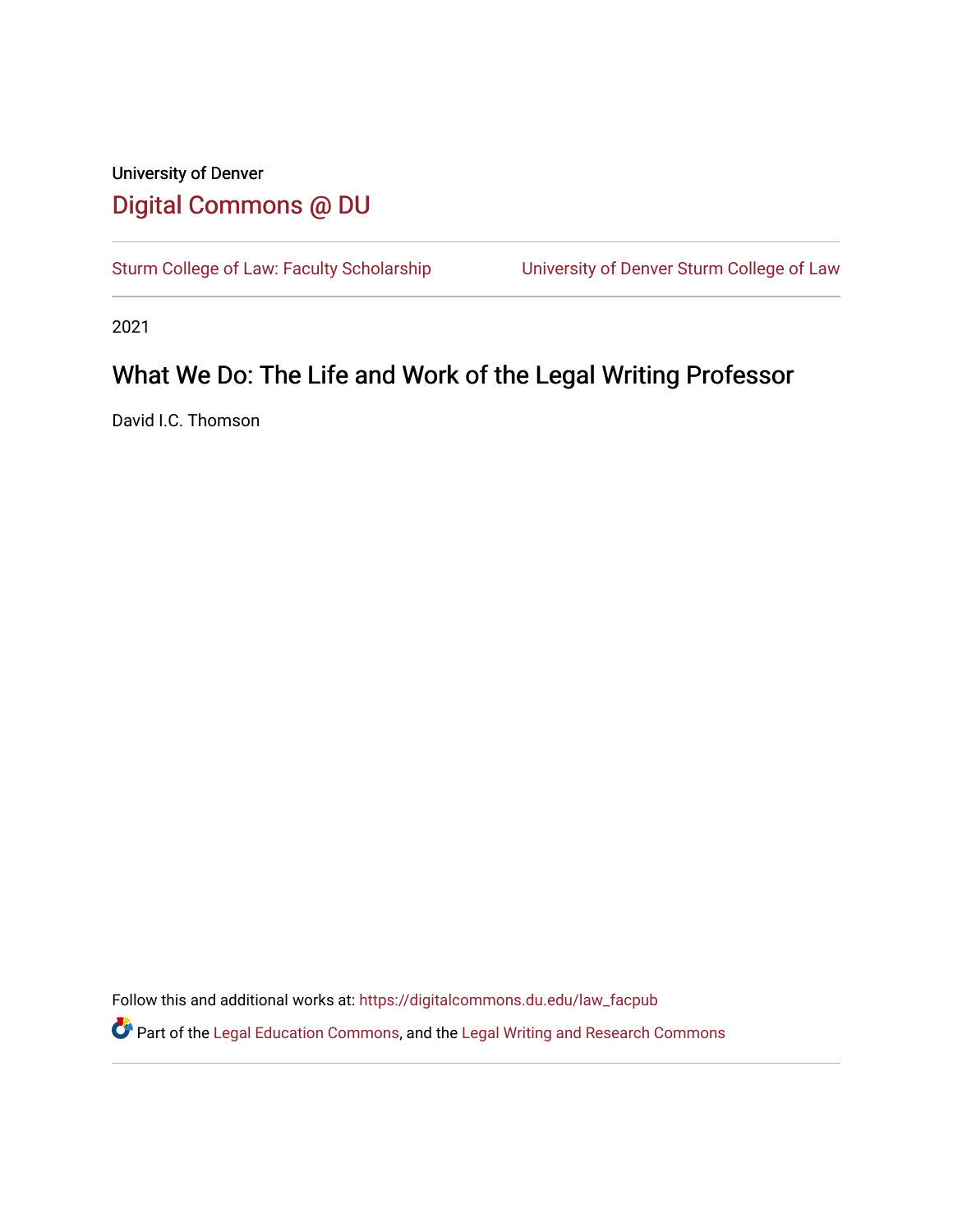University of Denver

# Digital Commons @ DU

Sturm College of Law: Faculty Scholarship

University of Denver Sturm College of Law

2021

## What We Do: The Life and Work of the Legal Writing Professor

David I.C. Thomson

Follow this and additional works at: https://digitalcommons.du.edu/law_facpub

Part of the Legal Education Commons, and the Legal Writing and Research Commons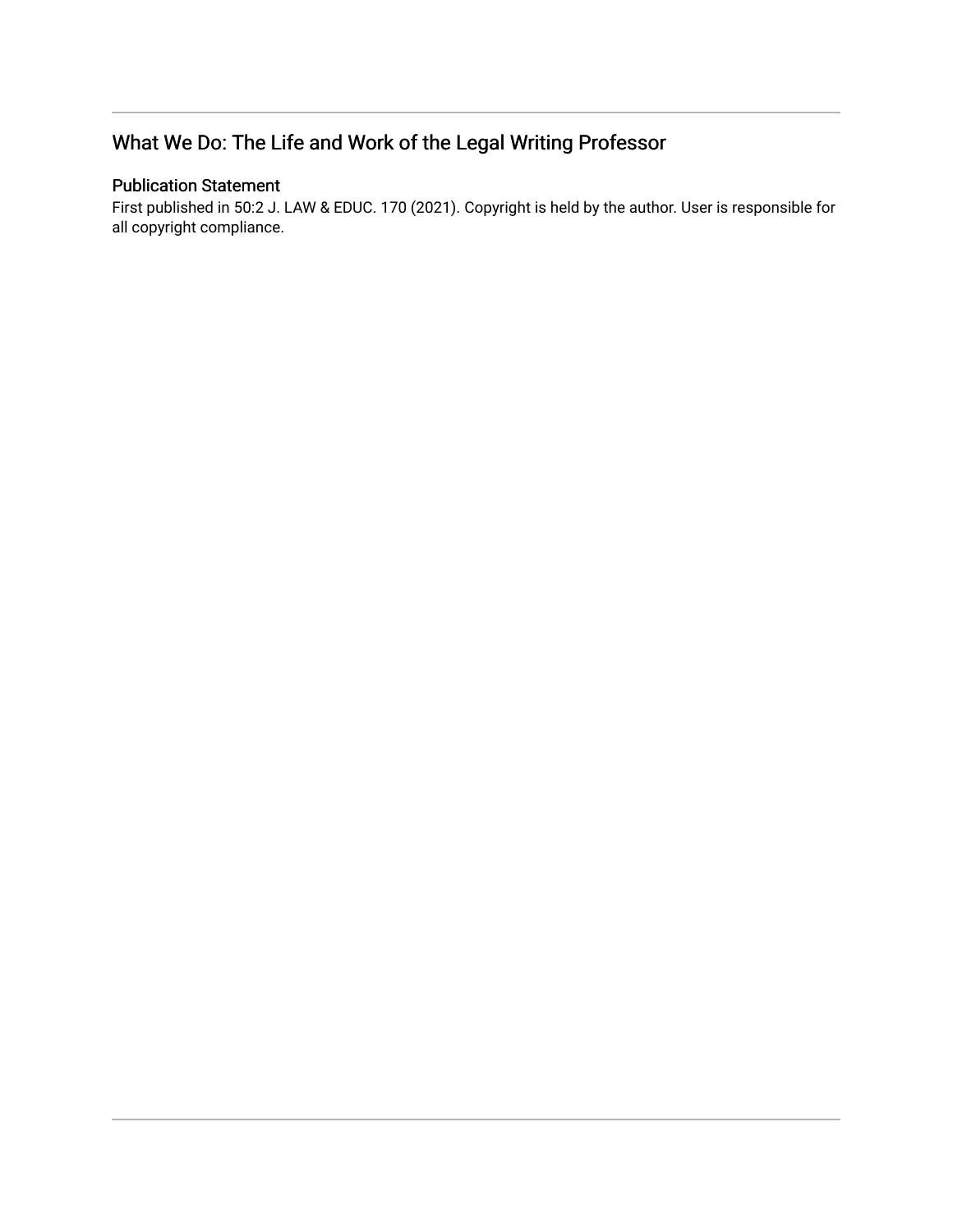## What We Do: The Life and Work of the Legal Writing Professor

### Publication Statement

First published in 50:2 J. LAW & EDUC. 170 (2021). Copyright is held by the author. User is responsible for all copyright compliance.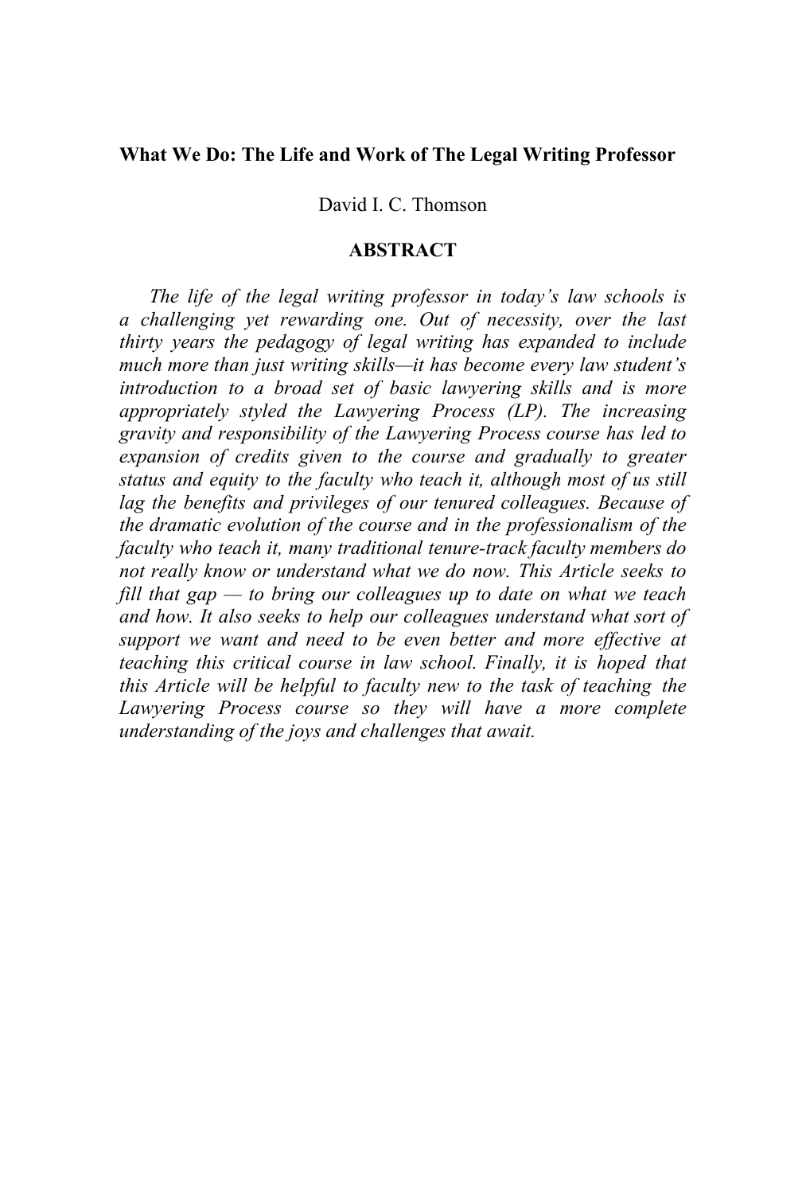**What We Do: The Life and Work of The Legal Writing Professor**

David I. C. Thomson

**ABSTRACT**

*The life of the legal writing professor in today's law schools is a challenging yet rewarding one. Out of necessity, over the last thirty years the pedagogy of legal writing has expanded to include much more than just writing skills—it has become every law student's introduction to a broad set of basic lawyering skills and is more appropriately styled the Lawyering Process (LP). The increasing gravity and responsibility of the Lawyering Process course has led to expansion of credits given to the course and gradually to greater status and equity to the faculty who teach it, although most of us still lag the benefits and privileges of our tenured colleagues. Because of the dramatic evolution of the course and in the professionalism of the faculty who teach it, many traditional tenure-track faculty members do not really know or understand what we do now. This Article seeks to fill that gap — to bring our colleagues up to date on what we teach and how. It also seeks to help our colleagues understand what sort of support we want and need to be even better and more effective at teaching this critical course in law school. Finally, it is hoped that this Article will be helpful to faculty new to the task of teaching the Lawyering Process course so they will have a more complete understanding of the joys and challenges that await.*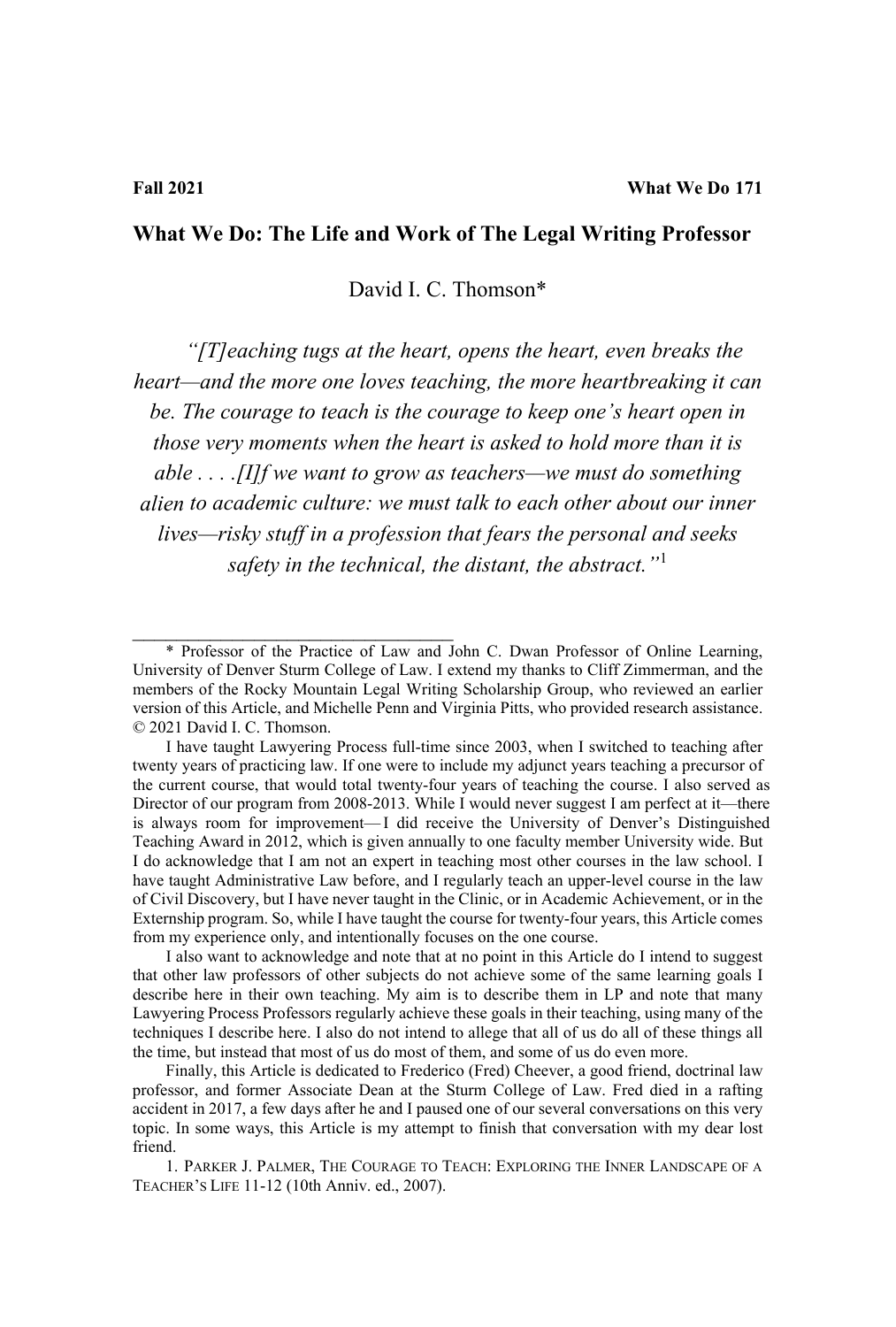# What We Do: The Life and Work of The Legal Writing Professor

David I. C. Thomson*

*"[T]eaching tugs at the heart, opens the heart, even breaks the heart—and the more one loves teaching, the more heartbreaking it can be. The courage to teach is the courage to keep one's heart open in those very moments when the heart is asked to hold more than it is able . . . .[I]f we want to grow as teachers—we must do something alien to academic culture: we must talk to each other about our inner lives—risky stuff in a profession that fears the personal and seeks safety in the technical, the distant, the abstract."*[1]

---

\* Professor of the Practice of Law and John C. Dwan Professor of Online Learning, University of Denver Sturm College of Law. I extend my thanks to Cliff Zimmerman, and the members of the Rocky Mountain Legal Writing Scholarship Group, who reviewed an earlier version of this Article, and Michelle Penn and Virginia Pitts, who provided research assistance. © 2021 David I. C. Thomson.

I have taught Lawyering Process full-time since 2003, when I switched to teaching after twenty years of practicing law. If one were to include my adjunct years teaching a precursor of the current course, that would total twenty-four years of teaching the course. I also served as Director of our program from 2008-2013. While I would never suggest I am perfect at it—there is always room for improvement— I did receive the University of Denver's Distinguished Teaching Award in 2012, which is given annually to one faculty member University wide. But I do acknowledge that I am not an expert in teaching most other courses in the law school. I have taught Administrative Law before, and I regularly teach an upper-level course in the law of Civil Discovery, but I have never taught in the Clinic, or in Academic Achievement, or in the Externship program. So, while I have taught the course for twenty-four years, this Article comes from my experience only, and intentionally focuses on the one course.

I also want to acknowledge and note that at no point in this Article do I intend to suggest that other law professors of other subjects do not achieve some of the same learning goals I describe here in their own teaching. My aim is to describe them in LP and note that many Lawyering Process Professors regularly achieve these goals in their teaching, using many of the techniques I describe here. I also do not intend to allege that all of us do all of these things all the time, but instead that most of us do most of them, and some of us do even more.

Finally, this Article is dedicated to Frederico (Fred) Cheever, a good friend, doctrinal law professor, and former Associate Dean at the Sturm College of Law. Fred died in a rafting accident in 2017, a few days after he and I paused one of our several conversations on this very topic. In some ways, this Article is my attempt to finish that conversation with my dear lost friend.

1. Parker J. Palmer, The Courage to Teach: Exploring the Inner Landscape of a Teacher's Life 11-12 (10th Anniv. ed., 2007).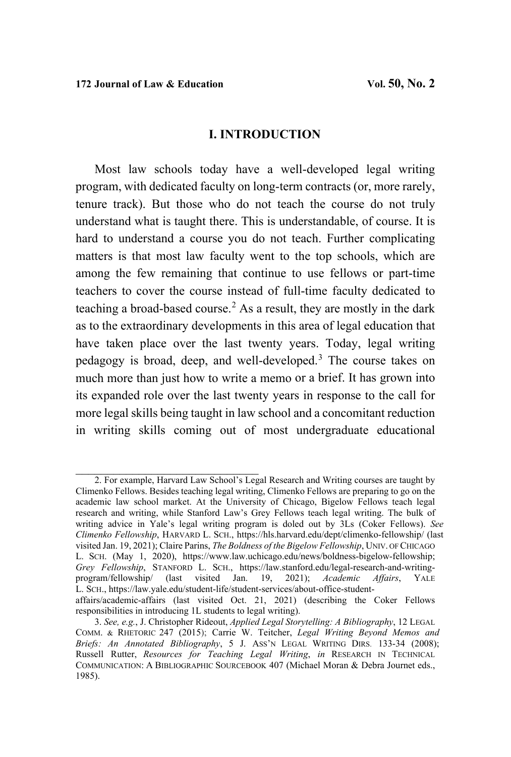## I. INTRODUCTION

Most law schools today have a well-developed legal writing program, with dedicated faculty on long-term contracts (or, more rarely, tenure track). But those who do not teach the course do not truly understand what is taught there. This is understandable, of course. It is hard to understand a course you do not teach. Further complicating matters is that most law faculty went to the top schools, which are among the few remaining that continue to use fellows or part-time teachers to cover the course instead of full-time faculty dedicated to teaching a broad-based course.[2] As a result, they are mostly in the dark as to the extraordinary developments in this area of legal education that have taken place over the last twenty years. Today, legal writing pedagogy is broad, deep, and well-developed.[3] The course takes on much more than just how to write a memo or a brief. It has grown into its expanded role over the last twenty years in response to the call for more legal skills being taught in law school and a concomitant reduction in writing skills coming out of most undergraduate educational

---

2. For example, Harvard Law School's Legal Research and Writing courses are taught by Climenko Fellows. Besides teaching legal writing, Climenko Fellows are preparing to go on the academic law school market. At the University of Chicago, Bigelow Fellows teach legal research and writing, while Stanford Law's Grey Fellows teach legal writing. The bulk of writing advice in Yale's legal writing program is doled out by 3Ls (Coker Fellows). *See Climenko Fellowship*, HARVARD L. SCH., https://hls.harvard.edu/dept/climenko-fellowship/ (last visited Jan. 19, 2021); Claire Parins, *The Boldness of the Bigelow Fellowship*, UNIV. OF CHICAGO L. SCH. (May 1, 2020), https://www.law.uchicago.edu/news/boldness-bigelow-fellowship; *Grey Fellowship*, STANFORD L. SCH., https://law.stanford.edu/legal-research-and-writing-program/fellowship/ (last visited Jan. 19, 2021); *Academic Affairs*, YALE L. SCH., https://law.yale.edu/student-life/student-services/about-office-student-affairs/academic-affairs (last visited Oct. 21, 2021) (describing the Coker Fellows responsibilities in introducing 1L students to legal writing).

3. *See, e.g.*, J. Christopher Rideout, *Applied Legal Storytelling: A Bibliography*, 12 LEGAL COMM. & RHETORIC 247 (2015); Carrie W. Teitcher, *Legal Writing Beyond Memos and Briefs: An Annotated Bibliography*, 5 J. ASS'N LEGAL WRITING DIRS. 133-34 (2008); Russell Rutter, *Resources for Teaching Legal Writing*, *in* RESEARCH IN TECHNICAL COMMUNICATION: A BIBLIOGRAPHIC SOURCEBOOK 407 (Michael Moran & Debra Journet eds., 1985).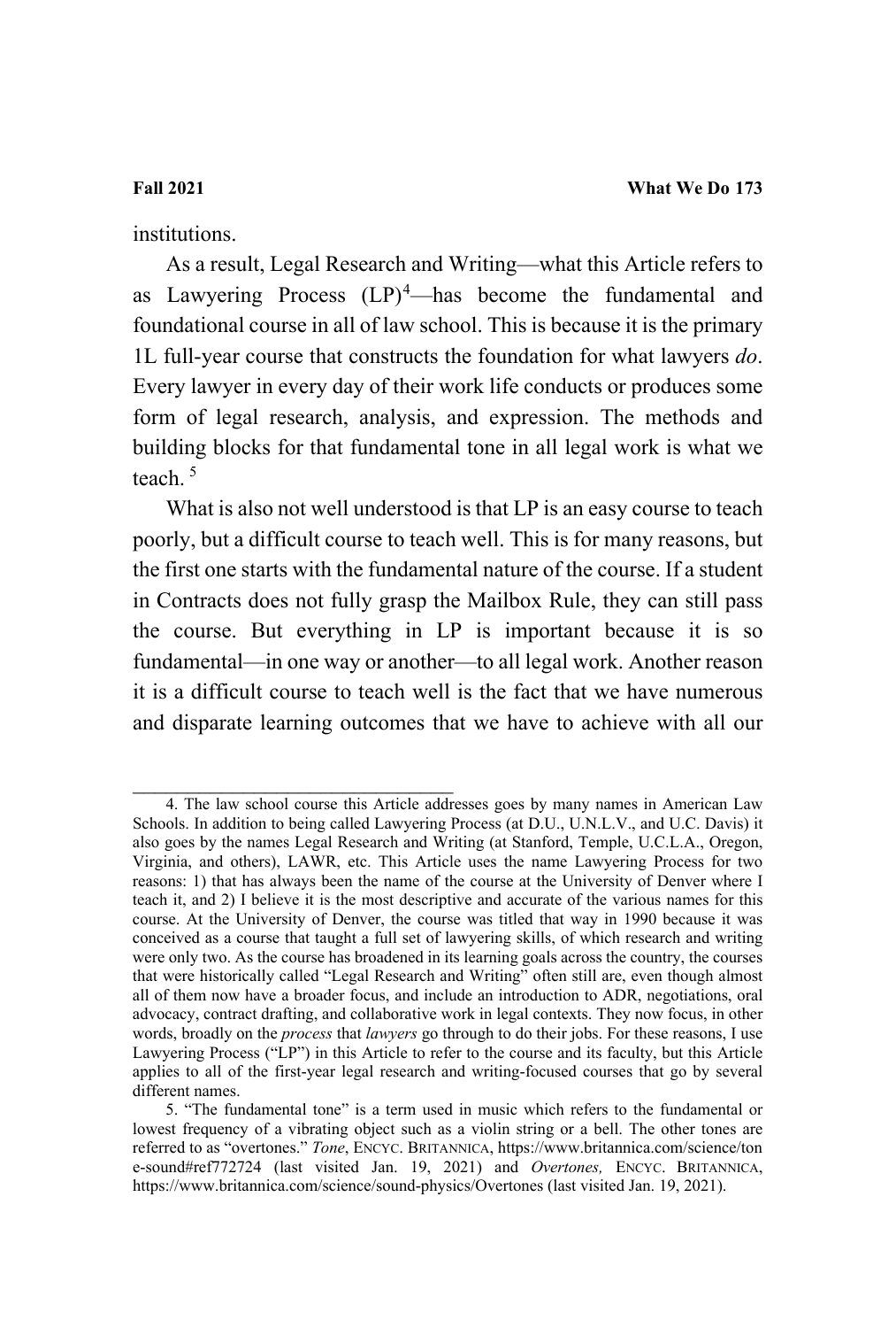institutions.

As a result, Legal Research and Writing—what this Article refers to as Lawyering Process (LP)[4]—has become the fundamental and foundational course in all of law school. This is because it is the primary 1L full-year course that constructs the foundation for what lawyers *do*. Every lawyer in every day of their work life conducts or produces some form of legal research, analysis, and expression. The methods and building blocks for that fundamental tone in all legal work is what we teach. [5]

What is also not well understood is that LP is an easy course to teach poorly, but a difficult course to teach well. This is for many reasons, but the first one starts with the fundamental nature of the course. If a student in Contracts does not fully grasp the Mailbox Rule, they can still pass the course. But everything in LP is important because it is so fundamental—in one way or another—to all legal work. Another reason it is a difficult course to teach well is the fact that we have numerous and disparate learning outcomes that we have to achieve with all our

---

4. The law school course this Article addresses goes by many names in American Law Schools. In addition to being called Lawyering Process (at D.U., U.N.L.V., and U.C. Davis) it also goes by the names Legal Research and Writing (at Stanford, Temple, U.C.L.A., Oregon, Virginia, and others), LAWR, etc. This Article uses the name Lawyering Process for two reasons: 1) that has always been the name of the course at the University of Denver where I teach it, and 2) I believe it is the most descriptive and accurate of the various names for this course. At the University of Denver, the course was titled that way in 1990 because it was conceived as a course that taught a full set of lawyering skills, of which research and writing were only two. As the course has broadened in its learning goals across the country, the courses that were historically called "Legal Research and Writing" often still are, even though almost all of them now have a broader focus, and include an introduction to ADR, negotiations, oral advocacy, contract drafting, and collaborative work in legal contexts. They now focus, in other words, broadly on the *process* that *lawyers* go through to do their jobs. For these reasons, I use Lawyering Process ("LP") in this Article to refer to the course and its faculty, but this Article applies to all of the first-year legal research and writing-focused courses that go by several different names.

5. "The fundamental tone" is a term used in music which refers to the fundamental or lowest frequency of a vibrating object such as a violin string or a bell. The other tones are referred to as "overtones." *Tone*, ENCYC. BRITANNICA, https://www.britannica.com/science/tone-sound#ref772724 (last visited Jan. 19, 2021) and *Overtones,* ENCYC. BRITANNICA, https://www.britannica.com/science/sound-physics/Overtones (last visited Jan. 19, 2021).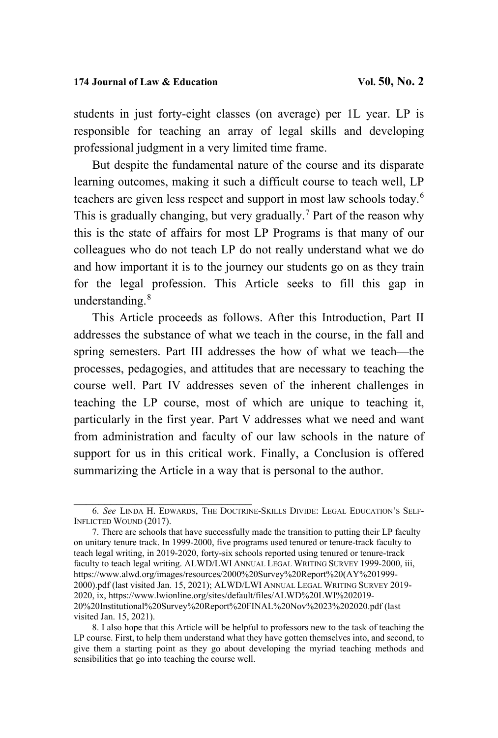students in just forty-eight classes (on average) per 1L year. LP is responsible for teaching an array of legal skills and developing professional judgment in a very limited time frame.

But despite the fundamental nature of the course and its disparate learning outcomes, making it such a difficult course to teach well, LP teachers are given less respect and support in most law schools today.[6] This is gradually changing, but very gradually.[7] Part of the reason why this is the state of affairs for most LP Programs is that many of our colleagues who do not teach LP do not really understand what we do and how important it is to the journey our students go on as they train for the legal profession. This Article seeks to fill this gap in understanding.[8]

This Article proceeds as follows. After this Introduction, Part II addresses the substance of what we teach in the course, in the fall and spring semesters. Part III addresses the how of what we teach—the processes, pedagogies, and attitudes that are necessary to teaching the course well. Part IV addresses seven of the inherent challenges in teaching the LP course, most of which are unique to teaching it, particularly in the first year. Part V addresses what we need and want from administration and faculty of our law schools in the nature of support for us in this critical work. Finally, a Conclusion is offered summarizing the Article in a way that is personal to the author.

---

6. *See* LINDA H. EDWARDS, THE DOCTRINE-SKILLS DIVIDE: LEGAL EDUCATION'S SELF-INFLICTED WOUND (2017).

7. There are schools that have successfully made the transition to putting their LP faculty on unitary tenure track. In 1999-2000, five programs used tenured or tenure-track faculty to teach legal writing, in 2019-2020, forty-six schools reported using tenured or tenure-track faculty to teach legal writing. ALWD/LWI ANNUAL LEGAL WRITING SURVEY 1999-2000, iii, https://www.alwd.org/images/resources/2000%20Survey%20Report%20(AY%201999-2000).pdf (last visited Jan. 15, 2021); ALWD/LWI ANNUAL LEGAL WRITING SURVEY 2019-2020, ix, https://www.lwionline.org/sites/default/files/ALWD%20LWI%202019-20%20Institutional%20Survey%20Report%20FINAL%20Nov%2023%202020.pdf (last visited Jan. 15, 2021).

8. I also hope that this Article will be helpful to professors new to the task of teaching the LP course. First, to help them understand what they have gotten themselves into, and second, to give them a starting point as they go about developing the myriad teaching methods and sensibilities that go into teaching the course well.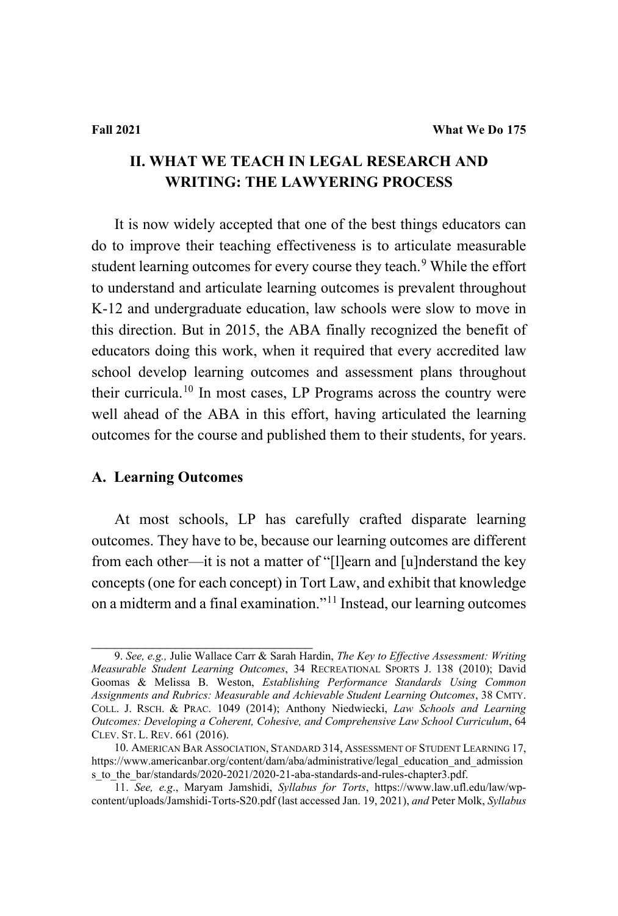## II. WHAT WE TEACH IN LEGAL RESEARCH AND WRITING: THE LAWYERING PROCESS

It is now widely accepted that one of the best things educators can do to improve their teaching effectiveness is to articulate measurable student learning outcomes for every course they teach.[9] While the effort to understand and articulate learning outcomes is prevalent throughout K-12 and undergraduate education, law schools were slow to move in this direction. But in 2015, the ABA finally recognized the benefit of educators doing this work, when it required that every accredited law school develop learning outcomes and assessment plans throughout their curricula.[10] In most cases, LP Programs across the country were well ahead of the ABA in this effort, having articulated the learning outcomes for the course and published them to their students, for years.

### A. Learning Outcomes

At most schools, LP has carefully crafted disparate learning outcomes. They have to be, because our learning outcomes are different from each other—it is not a matter of "[l]earn and [u]nderstand the key concepts (one for each concept) in Tort Law, and exhibit that knowledge on a midterm and a final examination."[11] Instead, our learning outcomes

---

9. *See, e.g.,* Julie Wallace Carr & Sarah Hardin, *The Key to Effective Assessment: Writing Measurable Student Learning Outcomes*, 34 RECREATIONAL SPORTS J. 138 (2010); David Goomas & Melissa B. Weston, *Establishing Performance Standards Using Common Assignments and Rubrics: Measurable and Achievable Student Learning Outcomes*, 38 CMTY. COLL. J. RSCH. & PRAC. 1049 (2014); Anthony Niedwiecki, *Law Schools and Learning Outcomes: Developing a Coherent, Cohesive, and Comprehensive Law School Curriculum*, 64 CLEV. ST. L. REV. 661 (2016).

10. AMERICAN BAR ASSOCIATION, STANDARD 314, ASSESSMENT OF STUDENT LEARNING 17, https://www.americanbar.org/content/dam/aba/administrative/legal_education_and_admissions_to_the_bar/standards/2020-2021/2020-21-aba-standards-and-rules-chapter3.pdf.

11. *See, e.g.*, Maryam Jamshidi, *Syllabus for Torts*, https://www.law.ufl.edu/law/wp-content/uploads/Jamshidi-Torts-S20.pdf (last accessed Jan. 19, 2021), *and* Peter Molk, *Syllabus*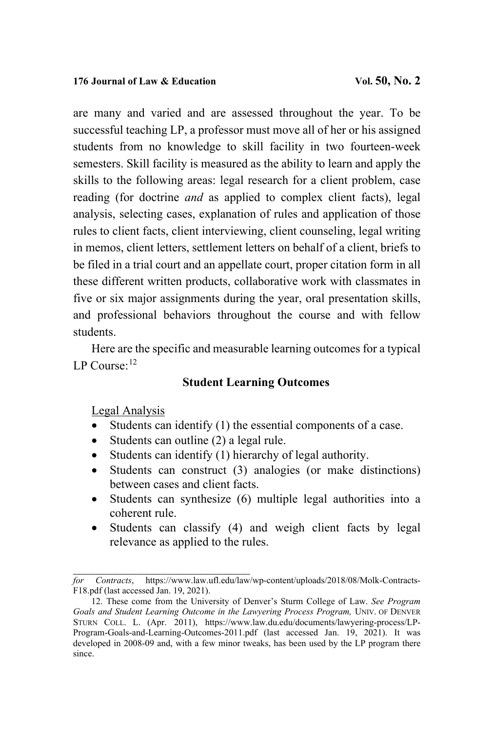are many and varied and are assessed throughout the year. To be successful teaching LP, a professor must move all of her or his assigned students from no knowledge to skill facility in two fourteen-week semesters. Skill facility is measured as the ability to learn and apply the skills to the following areas: legal research for a client problem, case reading (for doctrine *and* as applied to complex client facts), legal analysis, selecting cases, explanation of rules and application of those rules to client facts, client interviewing, client counseling, legal writing in memos, client letters, settlement letters on behalf of a client, briefs to be filed in a trial court and an appellate court, proper citation form in all these different written products, collaborative work with classmates in five or six major assignments during the year, oral presentation skills, and professional behaviors throughout the course and with fellow students.

Here are the specific and measurable learning outcomes for a typical LP Course:[12]

**Student Learning Outcomes**

Legal Analysis

- Students can identify (1) the essential components of a case.
- Students can outline (2) a legal rule.
- Students can identify (1) hierarchy of legal authority.
- Students can construct (3) analogies (or make distinctions) between cases and client facts.
- Students can synthesize (6) multiple legal authorities into a coherent rule.
- Students can classify (4) and weigh client facts by legal relevance as applied to the rules.

---

*for Contracts*, https://www.law.ufl.edu/law/wp-content/uploads/2018/08/Molk-Contracts-F18.pdf (last accessed Jan. 19, 2021).

12. These come from the University of Denver's Sturm College of Law. *See Program Goals and Student Learning Outcome in the Lawyering Process Program,* UNIV. OF DENVER STURN COLL. L. (Apr. 2011), https://www.law.du.edu/documents/lawyering-process/LP-Program-Goals-and-Learning-Outcomes-2011.pdf (last accessed Jan. 19, 2021). It was developed in 2008-09 and, with a few minor tweaks, has been used by the LP program there since.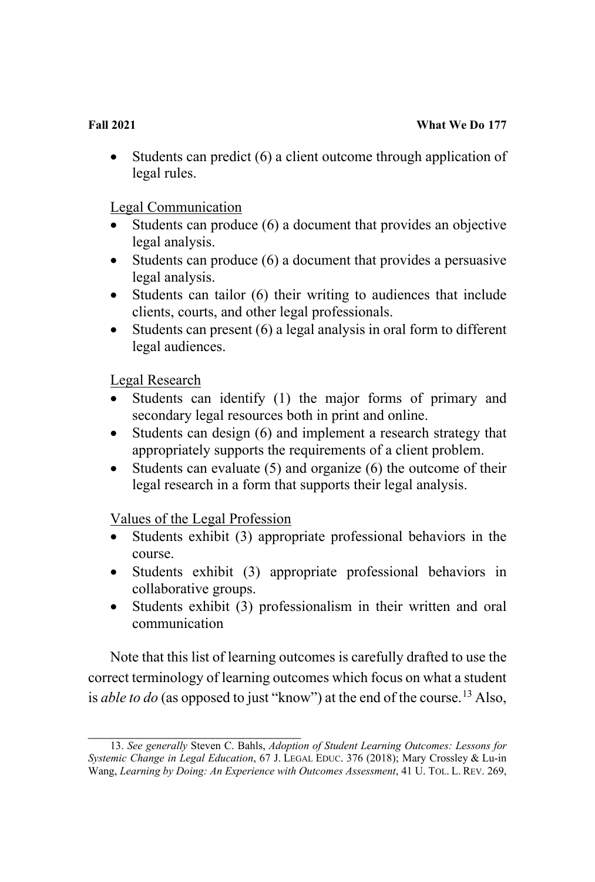- Students can predict (6) a client outcome through application of legal rules.

Legal Communication

- Students can produce (6) a document that provides an objective legal analysis.
- Students can produce (6) a document that provides a persuasive legal analysis.
- Students can tailor (6) their writing to audiences that include clients, courts, and other legal professionals.
- Students can present (6) a legal analysis in oral form to different legal audiences.

Legal Research

- Students can identify (1) the major forms of primary and secondary legal resources both in print and online.
- Students can design (6) and implement a research strategy that appropriately supports the requirements of a client problem.
- Students can evaluate (5) and organize (6) the outcome of their legal research in a form that supports their legal analysis.

Values of the Legal Profession

- Students exhibit (3) appropriate professional behaviors in the course.
- Students exhibit (3) appropriate professional behaviors in collaborative groups.
- Students exhibit (3) professionalism in their written and oral communication

Note that this list of learning outcomes is carefully drafted to use the correct terminology of learning outcomes which focus on what a student is *able to do* (as opposed to just "know") at the end of the course.[13] Also,

---

13. *See generally* Steven C. Bahls, *Adoption of Student Learning Outcomes: Lessons for Systemic Change in Legal Education*, 67 J. LEGAL EDUC. 376 (2018); Mary Crossley & Lu-in Wang, *Learning by Doing: An Experience with Outcomes Assessment*, 41 U. TOL. L. REV. 269,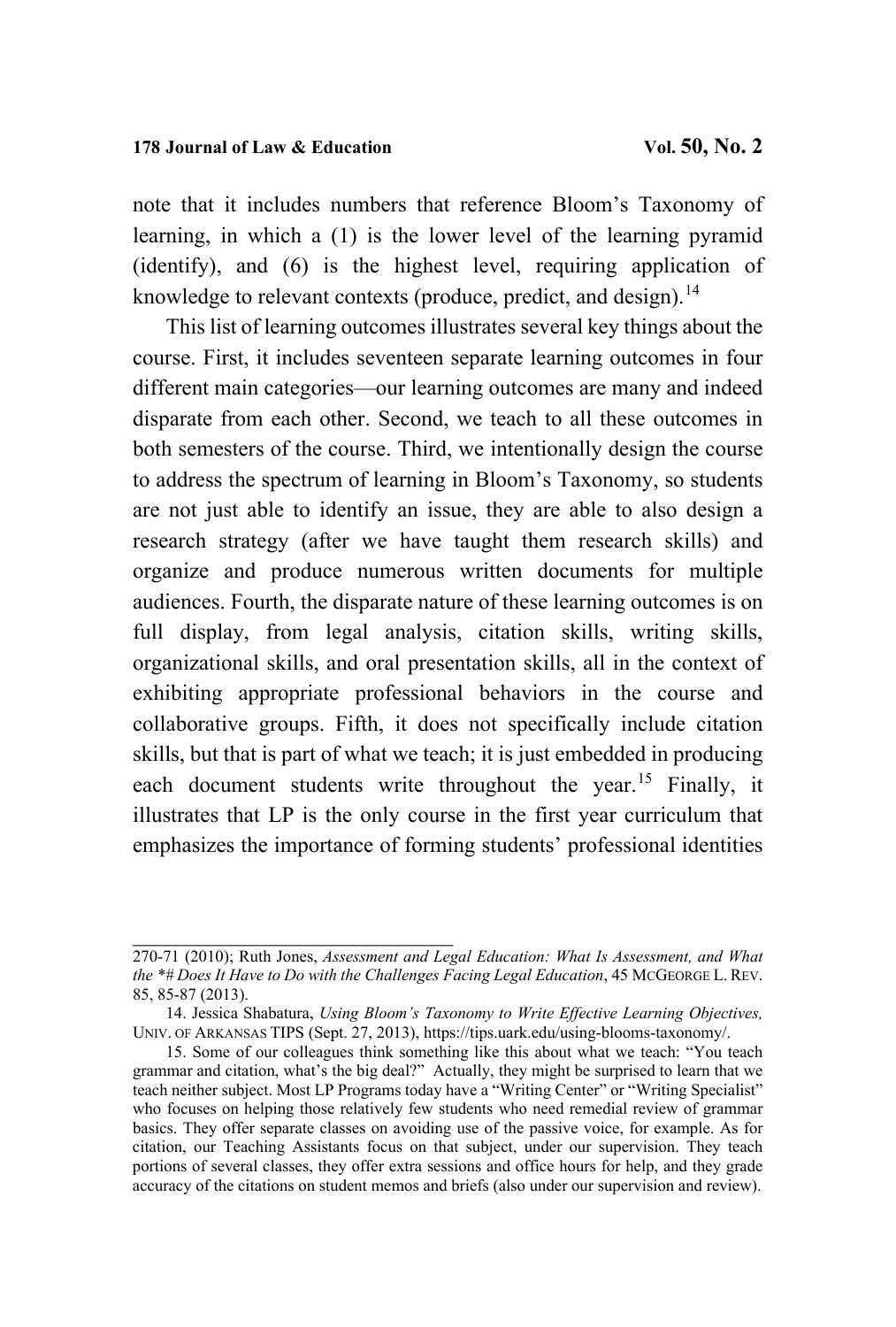note that it includes numbers that reference Bloom's Taxonomy of learning, in which a (1) is the lower level of the learning pyramid (identify), and (6) is the highest level, requiring application of knowledge to relevant contexts (produce, predict, and design).[14]

This list of learning outcomes illustrates several key things about the course. First, it includes seventeen separate learning outcomes in four different main categories—our learning outcomes are many and indeed disparate from each other. Second, we teach to all these outcomes in both semesters of the course. Third, we intentionally design the course to address the spectrum of learning in Bloom's Taxonomy, so students are not just able to identify an issue, they are able to also design a research strategy (after we have taught them research skills) and organize and produce numerous written documents for multiple audiences. Fourth, the disparate nature of these learning outcomes is on full display, from legal analysis, citation skills, writing skills, organizational skills, and oral presentation skills, all in the context of exhibiting appropriate professional behaviors in the course and collaborative groups. Fifth, it does not specifically include citation skills, but that is part of what we teach; it is just embedded in producing each document students write throughout the year.[15] Finally, it illustrates that LP is the only course in the first year curriculum that emphasizes the importance of forming students' professional identities

---

270-71 (2010); Ruth Jones, *Assessment and Legal Education: What Is Assessment, and What the \*# Does It Have to Do with the Challenges Facing Legal Education*, 45 MCGEORGE L. REV. 85, 85-87 (2013).

14. Jessica Shabatura, *Using Bloom's Taxonomy to Write Effective Learning Objectives,* UNIV. OF ARKANSAS TIPS (Sept. 27, 2013), https://tips.uark.edu/using-blooms-taxonomy/.

15. Some of our colleagues think something like this about what we teach: "You teach grammar and citation, what's the big deal?" Actually, they might be surprised to learn that we teach neither subject. Most LP Programs today have a "Writing Center" or "Writing Specialist" who focuses on helping those relatively few students who need remedial review of grammar basics. They offer separate classes on avoiding use of the passive voice, for example. As for citation, our Teaching Assistants focus on that subject, under our supervision. They teach portions of several classes, they offer extra sessions and office hours for help, and they grade accuracy of the citations on student memos and briefs (also under our supervision and review).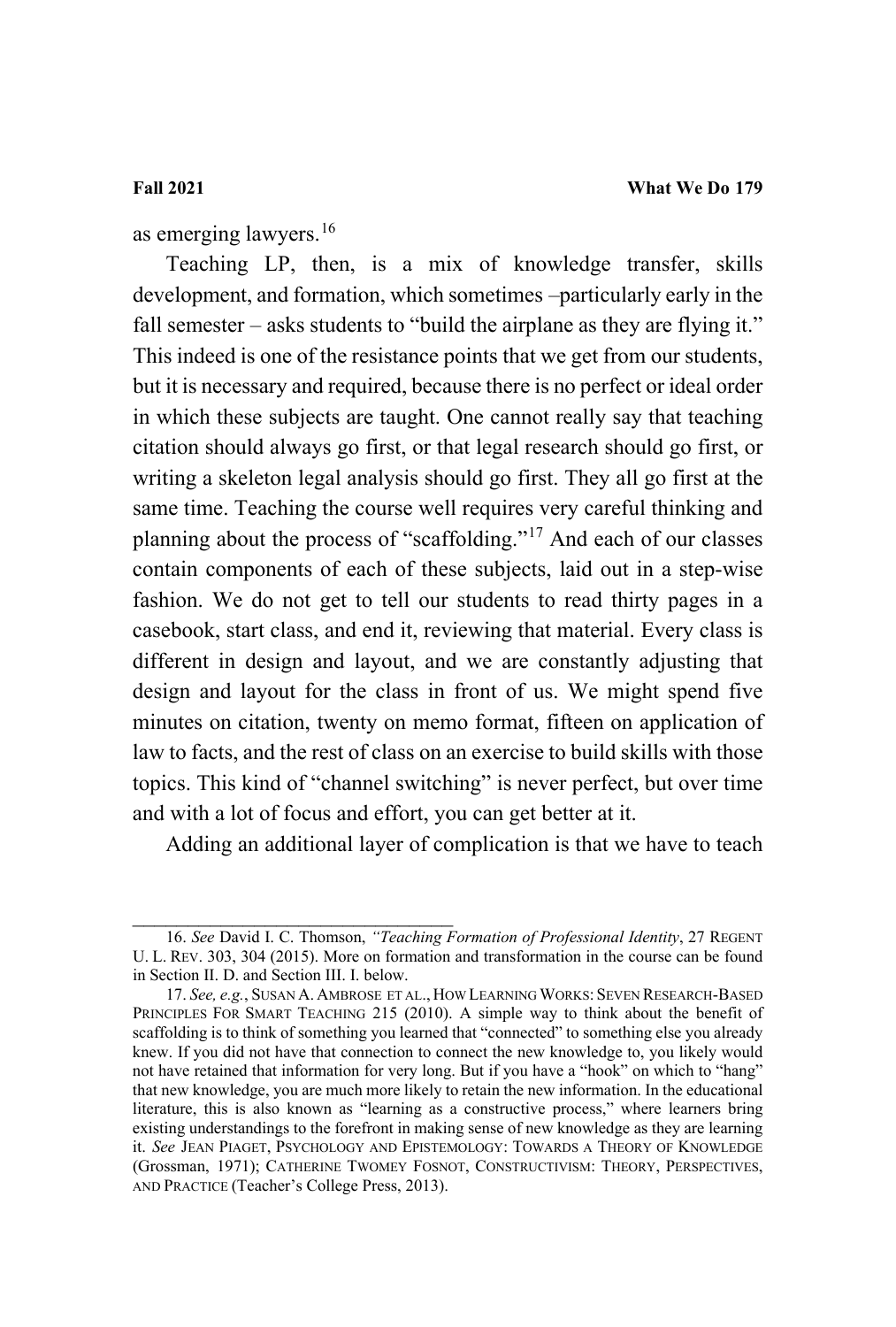as emerging lawyers.[16]

Teaching LP, then, is a mix of knowledge transfer, skills development, and formation, which sometimes –particularly early in the fall semester – asks students to "build the airplane as they are flying it." This indeed is one of the resistance points that we get from our students, but it is necessary and required, because there is no perfect or ideal order in which these subjects are taught. One cannot really say that teaching citation should always go first, or that legal research should go first, or writing a skeleton legal analysis should go first. They all go first at the same time. Teaching the course well requires very careful thinking and planning about the process of "scaffolding."[17] And each of our classes contain components of each of these subjects, laid out in a step-wise fashion. We do not get to tell our students to read thirty pages in a casebook, start class, and end it, reviewing that material. Every class is different in design and layout, and we are constantly adjusting that design and layout for the class in front of us. We might spend five minutes on citation, twenty on memo format, fifteen on application of law to facts, and the rest of class on an exercise to build skills with those topics. This kind of "channel switching" is never perfect, but over time and with a lot of focus and effort, you can get better at it.

Adding an additional layer of complication is that we have to teach

---

16. *See* David I. C. Thomson, *"Teaching Formation of Professional Identity*, 27 REGENT U. L. REV. 303, 304 (2015). More on formation and transformation in the course can be found in Section II. D. and Section III. I. below.

17. *See, e.g.*, SUSAN A. AMBROSE ET AL., HOW LEARNING WORKS: SEVEN RESEARCH-BASED PRINCIPLES FOR SMART TEACHING 215 (2010). A simple way to think about the benefit of scaffolding is to think of something you learned that "connected" to something else you already knew. If you did not have that connection to connect the new knowledge to, you likely would not have retained that information for very long. But if you have a "hook" on which to "hang" that new knowledge, you are much more likely to retain the new information. In the educational literature, this is also known as "learning as a constructive process," where learners bring existing understandings to the forefront in making sense of new knowledge as they are learning it. *See* JEAN PIAGET, PSYCHOLOGY AND EPISTEMOLOGY: TOWARDS A THEORY OF KNOWLEDGE (Grossman, 1971); CATHERINE TWOMEY FOSNOT, CONSTRUCTIVISM: THEORY, PERSPECTIVES, AND PRACTICE (Teacher's College Press, 2013).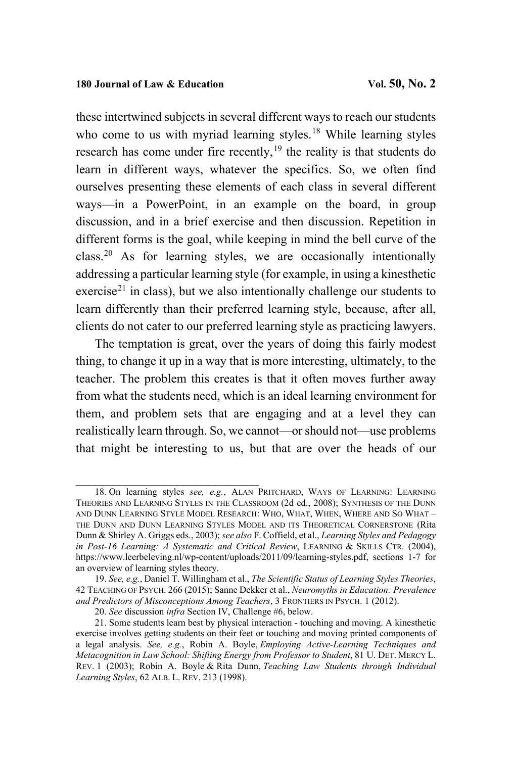these intertwined subjects in several different ways to reach our students who come to us with myriad learning styles.[18] While learning styles research has come under fire recently,[19] the reality is that students do learn in different ways, whatever the specifics. So, we often find ourselves presenting these elements of each class in several different ways—in a PowerPoint, in an example on the board, in group discussion, and in a brief exercise and then discussion. Repetition in different forms is the goal, while keeping in mind the bell curve of the class.[20] As for learning styles, we are occasionally intentionally addressing a particular learning style (for example, in using a kinesthetic exercise[21] in class), but we also intentionally challenge our students to learn differently than their preferred learning style, because, after all, clients do not cater to our preferred learning style as practicing lawyers.

The temptation is great, over the years of doing this fairly modest thing, to change it up in a way that is more interesting, ultimately, to the teacher. The problem this creates is that it often moves further away from what the students need, which is an ideal learning environment for them, and problem sets that are engaging and at a level they can realistically learn through. So, we cannot—or should not—use problems that might be interesting to us, but that are over the heads of our

---

18. On learning styles *see, e.g.*, ALAN PRITCHARD, WAYS OF LEARNING: LEARNING THEORIES AND LEARNING STYLES IN THE CLASSROOM (2d ed., 2008); SYNTHESIS OF THE DUNN AND DUNN LEARNING STYLE MODEL RESEARCH: WHO, WHAT, WHEN, WHERE AND SO WHAT – THE DUNN AND DUNN LEARNING STYLES MODEL AND ITS THEORETICAL CORNERSTONE (Rita Dunn & Shirley A. Griggs eds., 2003); *see also* F. Coffield, et al., *Learning Styles and Pedagogy in Post-16 Learning: A Systematic and Critical Review*, LEARNING & SKILLS CTR. (2004), https://www.leerbeleving.nl/wp-content/uploads/2011/09/learning-styles.pdf, sections 1-7 for an overview of learning styles theory.

19. *See, e.g.*, Daniel T. Willingham et al., *The Scientific Status of Learning Styles Theories*, 42 TEACHING OF PSYCH. 266 (2015); Sanne Dekker et al., *Neuromyths in Education: Prevalence and Predictors of Misconceptions Among Teachers*, 3 FRONTIERS IN PSYCH. 1 (2012).

20. *See* discussion *infra* Section IV, Challenge #6, below.

21. Some students learn best by physical interaction - touching and moving. A kinesthetic exercise involves getting students on their feet or touching and moving printed components of a legal analysis. *See, e.g.*, Robin A. Boyle, *Employing Active-Learning Techniques and Metacognition in Law School: Shifting Energy from Professor to Student*, 81 U. DET. MERCY L. REV. 1 (2003); Robin A. Boyle & Rita Dunn, *Teaching Law Students through Individual Learning Styles*, 62 ALB. L. REV. 213 (1998).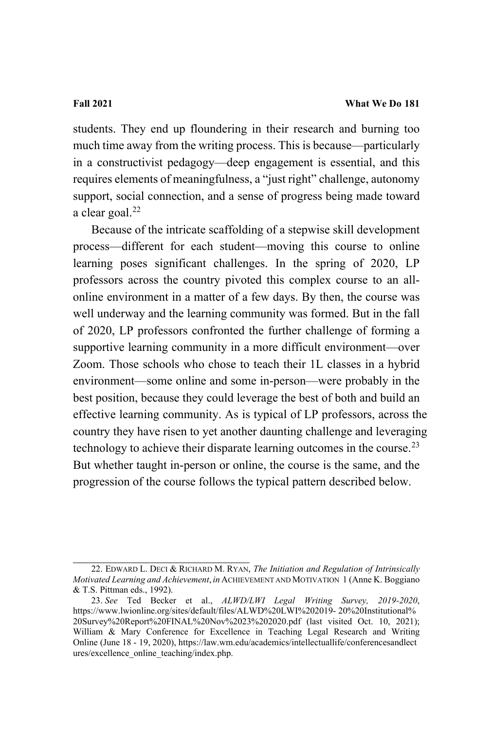students. They end up floundering in their research and burning too much time away from the writing process. This is because—particularly in a constructivist pedagogy—deep engagement is essential, and this requires elements of meaningfulness, a "just right" challenge, autonomy support, social connection, and a sense of progress being made toward a clear goal.[22]

Because of the intricate scaffolding of a stepwise skill development process—different for each student—moving this course to online learning poses significant challenges. In the spring of 2020, LP professors across the country pivoted this complex course to an all-online environment in a matter of a few days. By then, the course was well underway and the learning community was formed. But in the fall of 2020, LP professors confronted the further challenge of forming a supportive learning community in a more difficult environment—over Zoom. Those schools who chose to teach their 1L classes in a hybrid environment—some online and some in-person—were probably in the best position, because they could leverage the best of both and build an effective learning community. As is typical of LP professors, across the country they have risen to yet another daunting challenge and leveraging technology to achieve their disparate learning outcomes in the course.[23] But whether taught in-person or online, the course is the same, and the progression of the course follows the typical pattern described below.

---

22. EDWARD L. DECI & RICHARD M. RYAN, *The Initiation and Regulation of Intrinsically Motivated Learning and Achievement*, *in* ACHIEVEMENT AND MOTIVATION 1 (Anne K. Boggiano & T.S. Pittman eds., 1992).

23. *See* Ted Becker et al., *ALWD/LWI Legal Writing Survey, 2019-2020*, https://www.lwionline.org/sites/default/files/ALWD%20LWI%202019- 20%20Institutional%20Survey%20Report%20FINAL%20Nov%2023%202020.pdf (last visited Oct. 10, 2021); William & Mary Conference for Excellence in Teaching Legal Research and Writing Online (June 18 - 19, 2020), https://law.wm.edu/academics/intellectuallife/conferencesandlectures/excellence_online_teaching/index.php.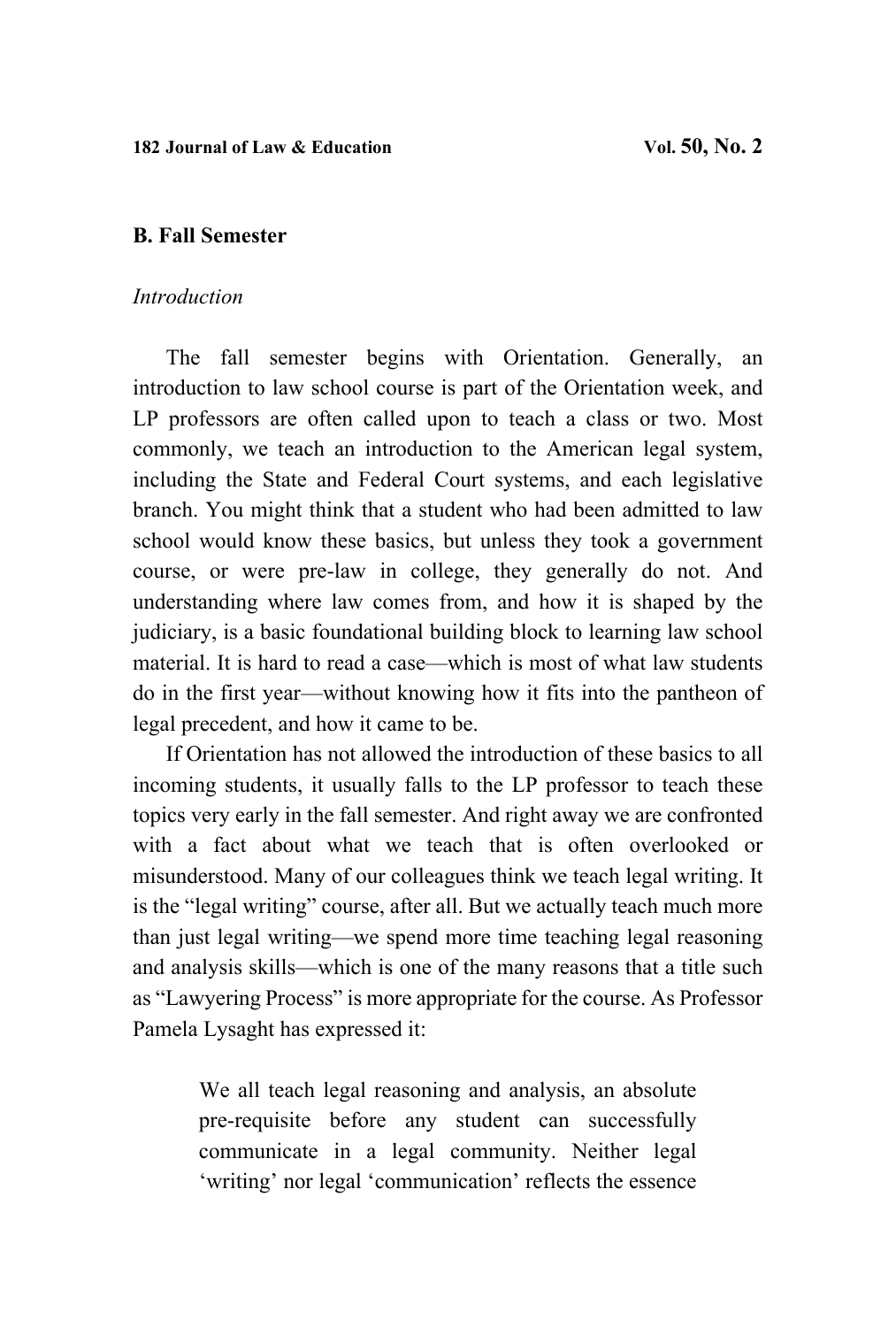## B. Fall Semester

*Introduction*

The fall semester begins with Orientation. Generally, an introduction to law school course is part of the Orientation week, and LP professors are often called upon to teach a class or two. Most commonly, we teach an introduction to the American legal system, including the State and Federal Court systems, and each legislative branch. You might think that a student who had been admitted to law school would know these basics, but unless they took a government course, or were pre-law in college, they generally do not. And understanding where law comes from, and how it is shaped by the judiciary, is a basic foundational building block to learning law school material. It is hard to read a case—which is most of what law students do in the first year—without knowing how it fits into the pantheon of legal precedent, and how it came to be.

If Orientation has not allowed the introduction of these basics to all incoming students, it usually falls to the LP professor to teach these topics very early in the fall semester. And right away we are confronted with a fact about what we teach that is often overlooked or misunderstood. Many of our colleagues think we teach legal writing. It is the "legal writing" course, after all. But we actually teach much more than just legal writing—we spend more time teaching legal reasoning and analysis skills—which is one of the many reasons that a title such as "Lawyering Process" is more appropriate for the course. As Professor Pamela Lysaght has expressed it:

> We all teach legal reasoning and analysis, an absolute pre-requisite before any student can successfully communicate in a legal community. Neither legal 'writing' nor legal 'communication' reflects the essence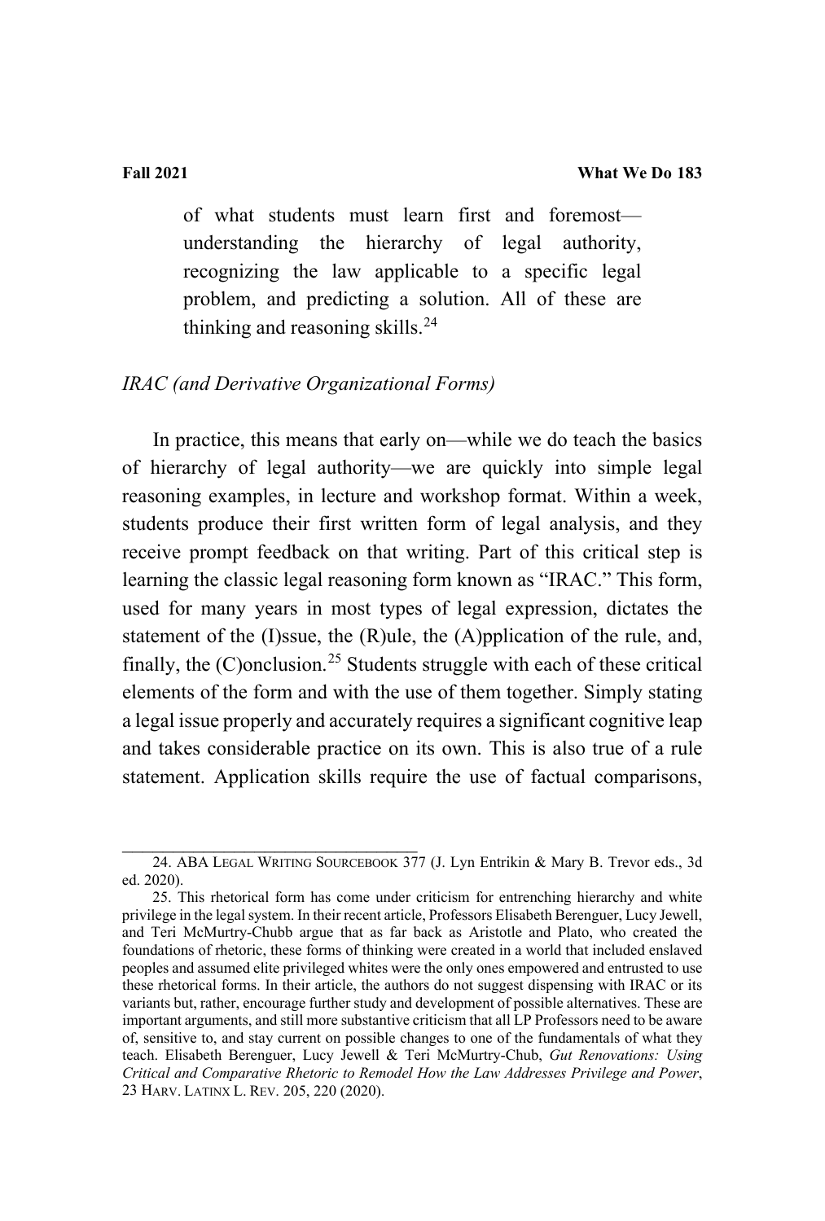> of what students must learn first and foremost—understanding the hierarchy of legal authority, recognizing the law applicable to a specific legal problem, and predicting a solution. All of these are thinking and reasoning skills.[24]

*IRAC (and Derivative Organizational Forms)*

In practice, this means that early on—while we do teach the basics of hierarchy of legal authority—we are quickly into simple legal reasoning examples, in lecture and workshop format. Within a week, students produce their first written form of legal analysis, and they receive prompt feedback on that writing. Part of this critical step is learning the classic legal reasoning form known as "IRAC." This form, used for many years in most types of legal expression, dictates the statement of the (I)ssue, the (R)ule, the (A)pplication of the rule, and, finally, the (C)onclusion.[25] Students struggle with each of these critical elements of the form and with the use of them together. Simply stating a legal issue properly and accurately requires a significant cognitive leap and takes considerable practice on its own. This is also true of a rule statement. Application skills require the use of factual comparisons,

---

24. ABA LEGAL WRITING SOURCEBOOK 377 (J. Lyn Entrikin & Mary B. Trevor eds., 3d ed. 2020).

25. This rhetorical form has come under criticism for entrenching hierarchy and white privilege in the legal system. In their recent article, Professors Elisabeth Berenguer, Lucy Jewell, and Teri McMurtry-Chubb argue that as far back as Aristotle and Plato, who created the foundations of rhetoric, these forms of thinking were created in a world that included enslaved peoples and assumed elite privileged whites were the only ones empowered and entrusted to use these rhetorical forms. In their article, the authors do not suggest dispensing with IRAC or its variants but, rather, encourage further study and development of possible alternatives. These are important arguments, and still more substantive criticism that all LP Professors need to be aware of, sensitive to, and stay current on possible changes to one of the fundamentals of what they teach. Elisabeth Berenguer, Lucy Jewell & Teri McMurtry-Chub, *Gut Renovations: Using Critical and Comparative Rhetoric to Remodel How the Law Addresses Privilege and Power*, 23 HARV. LATINX L. REV. 205, 220 (2020).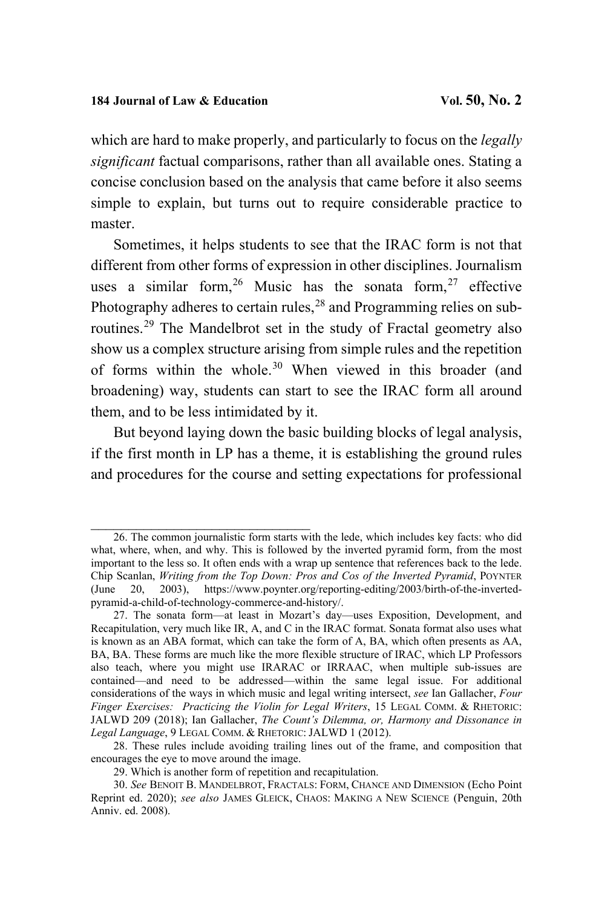which are hard to make properly, and particularly to focus on the *legally significant* factual comparisons, rather than all available ones. Stating a concise conclusion based on the analysis that came before it also seems simple to explain, but turns out to require considerable practice to master.

Sometimes, it helps students to see that the IRAC form is not that different from other forms of expression in other disciplines. Journalism uses a similar form,[26] Music has the sonata form,[27] effective Photography adheres to certain rules,[28] and Programming relies on sub-routines.[29] The Mandelbrot set in the study of Fractal geometry also show us a complex structure arising from simple rules and the repetition of forms within the whole.[30] When viewed in this broader (and broadening) way, students can start to see the IRAC form all around them, and to be less intimidated by it.

But beyond laying down the basic building blocks of legal analysis, if the first month in LP has a theme, it is establishing the ground rules and procedures for the course and setting expectations for professional

---

26. The common journalistic form starts with the lede, which includes key facts: who did what, where, when, and why. This is followed by the inverted pyramid form, from the most important to the less so. It often ends with a wrap up sentence that references back to the lede. Chip Scanlan, *Writing from the Top Down: Pros and Cos of the Inverted Pyramid*, POYNTER (June 20, 2003), https://www.poynter.org/reporting-editing/2003/birth-of-the-inverted-pyramid-a-child-of-technology-commerce-and-history/.

27. The sonata form—at least in Mozart's day—uses Exposition, Development, and Recapitulation, very much like IR, A, and C in the IRAC format. Sonata format also uses what is known as an ABA format, which can take the form of A, BA, which often presents as AA, BA, BA. These forms are much like the more flexible structure of IRAC, which LP Professors also teach, where you might use IRARAC or IRRAAC, when multiple sub-issues are contained—and need to be addressed—within the same legal issue. For additional considerations of the ways in which music and legal writing intersect, *see* Ian Gallacher, *Four Finger Exercises: Practicing the Violin for Legal Writers*, 15 LEGAL COMM. & RHETORIC: JALWD 209 (2018); Ian Gallacher, *The Count's Dilemma, or, Harmony and Dissonance in Legal Language*, 9 LEGAL COMM. & RHETORIC: JALWD 1 (2012).

28. These rules include avoiding trailing lines out of the frame, and composition that encourages the eye to move around the image.

29. Which is another form of repetition and recapitulation.

30. *See* BENOIT B. MANDELBROT, FRACTALS: FORM, CHANCE AND DIMENSION (Echo Point Reprint ed. 2020); *see also* JAMES GLEICK, CHAOS: MAKING A NEW SCIENCE (Penguin, 20th Anniv. ed. 2008).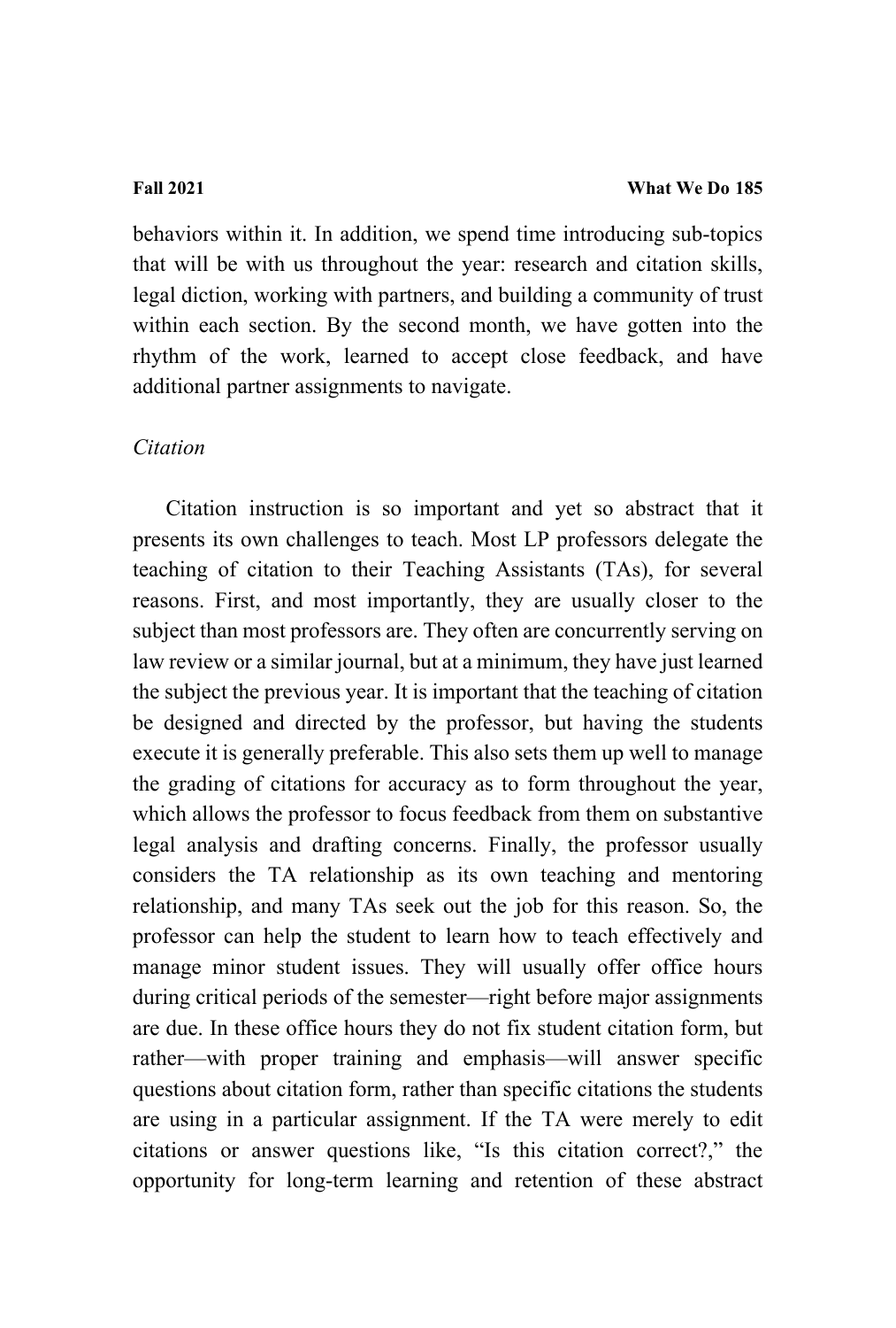behaviors within it. In addition, we spend time introducing sub-topics that will be with us throughout the year: research and citation skills, legal diction, working with partners, and building a community of trust within each section. By the second month, we have gotten into the rhythm of the work, learned to accept close feedback, and have additional partner assignments to navigate.

*Citation*

Citation instruction is so important and yet so abstract that it presents its own challenges to teach. Most LP professors delegate the teaching of citation to their Teaching Assistants (TAs), for several reasons. First, and most importantly, they are usually closer to the subject than most professors are. They often are concurrently serving on law review or a similar journal, but at a minimum, they have just learned the subject the previous year. It is important that the teaching of citation be designed and directed by the professor, but having the students execute it is generally preferable. This also sets them up well to manage the grading of citations for accuracy as to form throughout the year, which allows the professor to focus feedback from them on substantive legal analysis and drafting concerns. Finally, the professor usually considers the TA relationship as its own teaching and mentoring relationship, and many TAs seek out the job for this reason. So, the professor can help the student to learn how to teach effectively and manage minor student issues. They will usually offer office hours during critical periods of the semester—right before major assignments are due. In these office hours they do not fix student citation form, but rather—with proper training and emphasis—will answer specific questions about citation form, rather than specific citations the students are using in a particular assignment. If the TA were merely to edit citations or answer questions like, "Is this citation correct?," the opportunity for long-term learning and retention of these abstract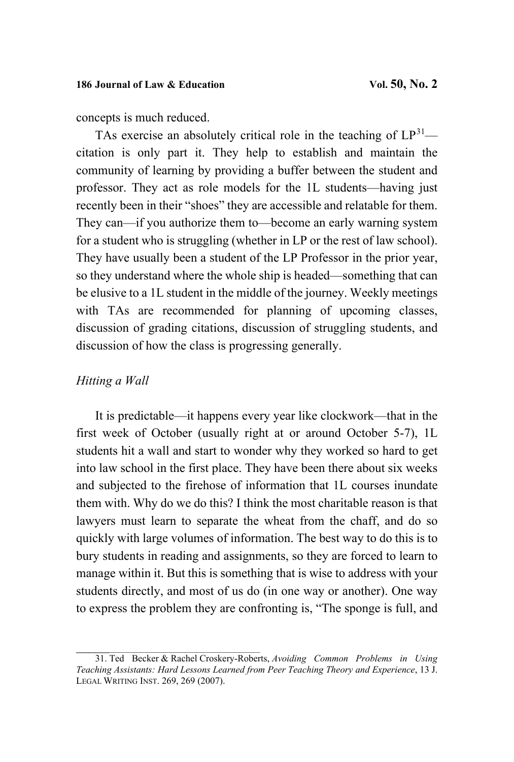concepts is much reduced.

TAs exercise an absolutely critical role in the teaching of LP[31]—citation is only part it. They help to establish and maintain the community of learning by providing a buffer between the student and professor. They act as role models for the 1L students—having just recently been in their "shoes" they are accessible and relatable for them. They can—if you authorize them to—become an early warning system for a student who is struggling (whether in LP or the rest of law school). They have usually been a student of the LP Professor in the prior year, so they understand where the whole ship is headed—something that can be elusive to a 1L student in the middle of the journey. Weekly meetings with TAs are recommended for planning of upcoming classes, discussion of grading citations, discussion of struggling students, and discussion of how the class is progressing generally.

*Hitting a Wall*

It is predictable—it happens every year like clockwork—that in the first week of October (usually right at or around October 5-7), 1L students hit a wall and start to wonder why they worked so hard to get into law school in the first place. They have been there about six weeks and subjected to the firehose of information that 1L courses inundate them with. Why do we do this? I think the most charitable reason is that lawyers must learn to separate the wheat from the chaff, and do so quickly with large volumes of information. The best way to do this is to bury students in reading and assignments, so they are forced to learn to manage within it. But this is something that is wise to address with your students directly, and most of us do (in one way or another). One way to express the problem they are confronting is, "The sponge is full, and

31. Ted Becker & Rachel Croskery-Roberts, *Avoiding Common Problems in Using Teaching Assistants: Hard Lessons Learned from Peer Teaching Theory and Experience*, 13 J. LEGAL WRITING INST. 269, 269 (2007).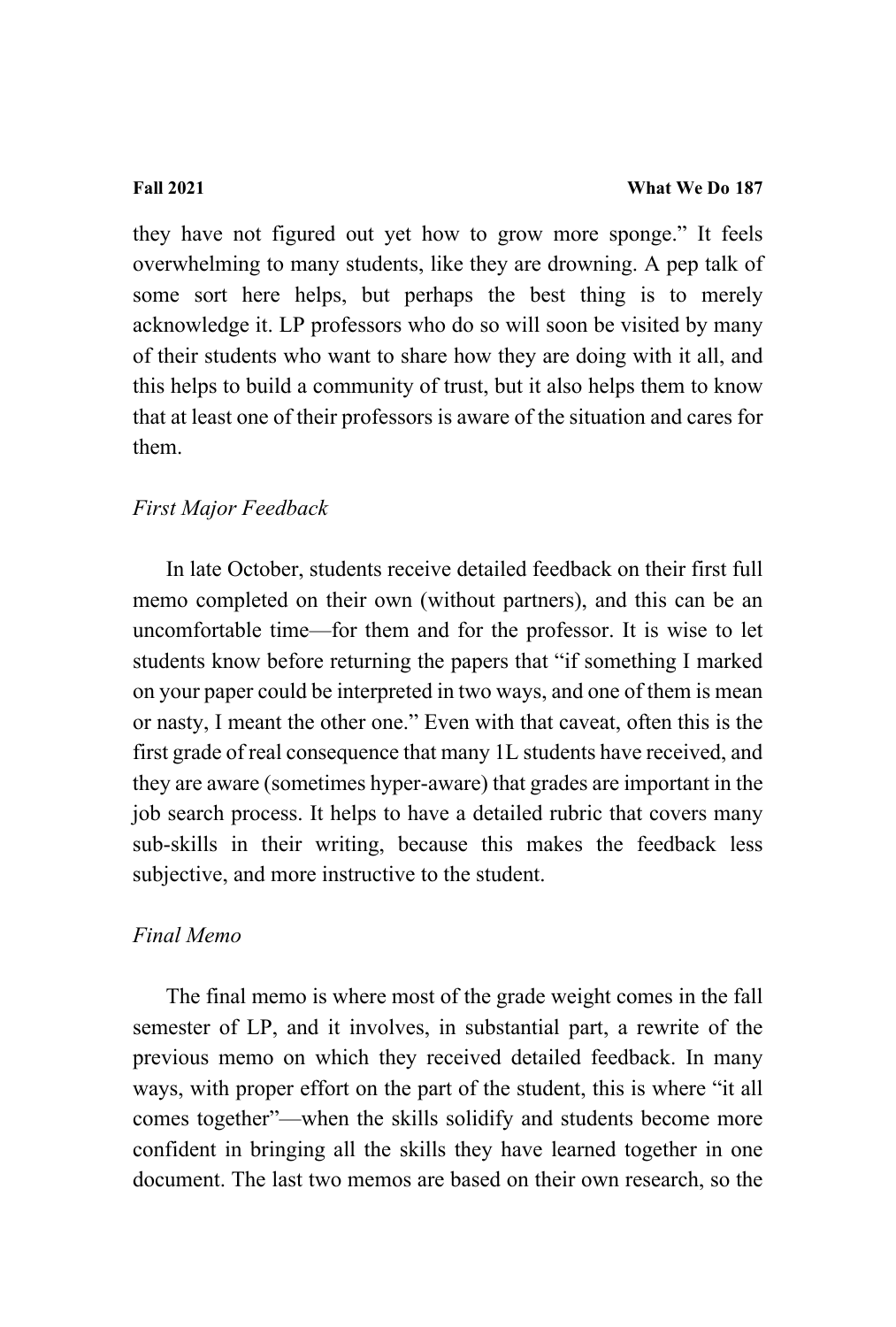they have not figured out yet how to grow more sponge." It feels overwhelming to many students, like they are drowning. A pep talk of some sort here helps, but perhaps the best thing is to merely acknowledge it. LP professors who do so will soon be visited by many of their students who want to share how they are doing with it all, and this helps to build a community of trust, but it also helps them to know that at least one of their professors is aware of the situation and cares for them.

*First Major Feedback*

In late October, students receive detailed feedback on their first full memo completed on their own (without partners), and this can be an uncomfortable time—for them and for the professor. It is wise to let students know before returning the papers that "if something I marked on your paper could be interpreted in two ways, and one of them is mean or nasty, I meant the other one." Even with that caveat, often this is the first grade of real consequence that many 1L students have received, and they are aware (sometimes hyper-aware) that grades are important in the job search process. It helps to have a detailed rubric that covers many sub-skills in their writing, because this makes the feedback less subjective, and more instructive to the student.

*Final Memo*

The final memo is where most of the grade weight comes in the fall semester of LP, and it involves, in substantial part, a rewrite of the previous memo on which they received detailed feedback. In many ways, with proper effort on the part of the student, this is where "it all comes together"—when the skills solidify and students become more confident in bringing all the skills they have learned together in one document. The last two memos are based on their own research, so the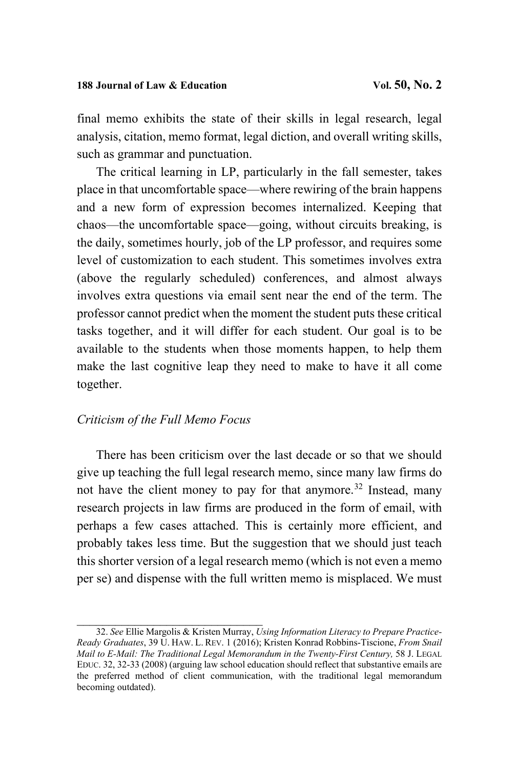final memo exhibits the state of their skills in legal research, legal analysis, citation, memo format, legal diction, and overall writing skills, such as grammar and punctuation.

The critical learning in LP, particularly in the fall semester, takes place in that uncomfortable space—where rewiring of the brain happens and a new form of expression becomes internalized. Keeping that chaos—the uncomfortable space—going, without circuits breaking, is the daily, sometimes hourly, job of the LP professor, and requires some level of customization to each student. This sometimes involves extra (above the regularly scheduled) conferences, and almost always involves extra questions via email sent near the end of the term. The professor cannot predict when the moment the student puts these critical tasks together, and it will differ for each student. Our goal is to be available to the students when those moments happen, to help them make the last cognitive leap they need to make to have it all come together.

*Criticism of the Full Memo Focus*

There has been criticism over the last decade or so that we should give up teaching the full legal research memo, since many law firms do not have the client money to pay for that anymore.[32] Instead, many research projects in law firms are produced in the form of email, with perhaps a few cases attached. This is certainly more efficient, and probably takes less time. But the suggestion that we should just teach this shorter version of a legal research memo (which is not even a memo per se) and dispense with the full written memo is misplaced. We must

32. *See* Ellie Margolis & Kristen Murray, *Using Information Literacy to Prepare Practice-Ready Graduates*, 39 U. HAW. L. REV. 1 (2016); Kristen Konrad Robbins-Tiscione, *From Snail Mail to E-Mail: The Traditional Legal Memorandum in the Twenty-First Century,* 58 J. LEGAL EDUC. 32, 32-33 (2008) (arguing law school education should reflect that substantive emails are the preferred method of client communication, with the traditional legal memorandum becoming outdated).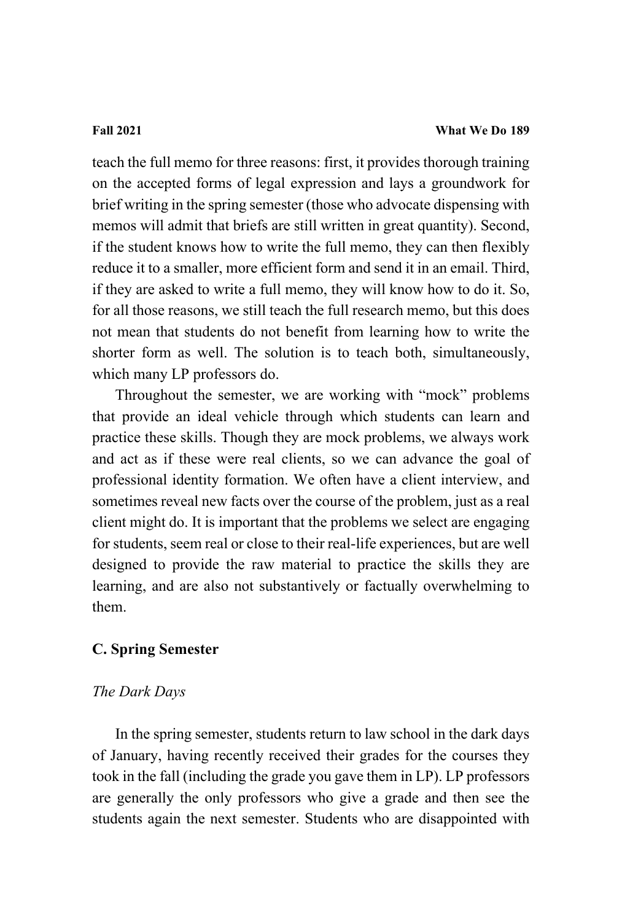teach the full memo for three reasons: first, it provides thorough training on the accepted forms of legal expression and lays a groundwork for brief writing in the spring semester (those who advocate dispensing with memos will admit that briefs are still written in great quantity). Second, if the student knows how to write the full memo, they can then flexibly reduce it to a smaller, more efficient form and send it in an email. Third, if they are asked to write a full memo, they will know how to do it. So, for all those reasons, we still teach the full research memo, but this does not mean that students do not benefit from learning how to write the shorter form as well. The solution is to teach both, simultaneously, which many LP professors do.

Throughout the semester, we are working with "mock" problems that provide an ideal vehicle through which students can learn and practice these skills. Though they are mock problems, we always work and act as if these were real clients, so we can advance the goal of professional identity formation. We often have a client interview, and sometimes reveal new facts over the course of the problem, just as a real client might do. It is important that the problems we select are engaging for students, seem real or close to their real-life experiences, but are well designed to provide the raw material to practice the skills they are learning, and are also not substantively or factually overwhelming to them.

### C. Spring Semester

*The Dark Days*

In the spring semester, students return to law school in the dark days of January, having recently received their grades for the courses they took in the fall (including the grade you gave them in LP). LP professors are generally the only professors who give a grade and then see the students again the next semester. Students who are disappointed with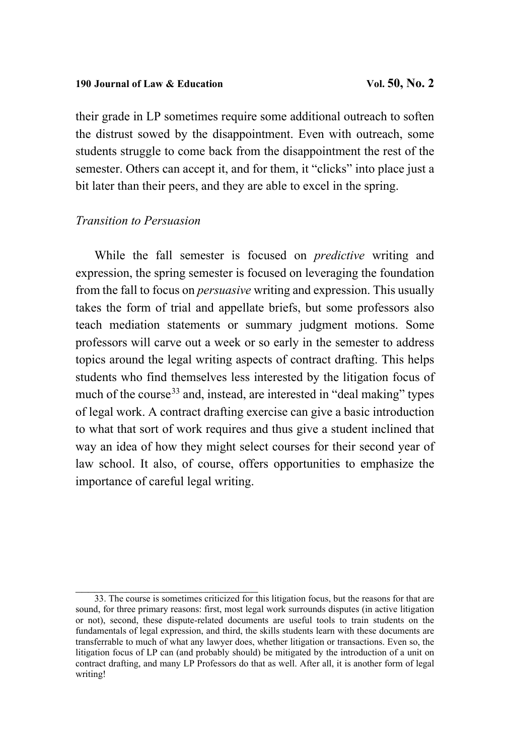their grade in LP sometimes require some additional outreach to soften the distrust sowed by the disappointment. Even with outreach, some students struggle to come back from the disappointment the rest of the semester. Others can accept it, and for them, it "clicks" into place just a bit later than their peers, and they are able to excel in the spring.

### *Transition to Persuasion*

While the fall semester is focused on *predictive* writing and expression, the spring semester is focused on leveraging the foundation from the fall to focus on *persuasive* writing and expression. This usually takes the form of trial and appellate briefs, but some professors also teach mediation statements or summary judgment motions. Some professors will carve out a week or so early in the semester to address topics around the legal writing aspects of contract drafting. This helps students who find themselves less interested by the litigation focus of much of the course[33] and, instead, are interested in "deal making" types of legal work. A contract drafting exercise can give a basic introduction to what that sort of work requires and thus give a student inclined that way an idea of how they might select courses for their second year of law school. It also, of course, offers opportunities to emphasize the importance of careful legal writing.

---

33. The course is sometimes criticized for this litigation focus, but the reasons for that are sound, for three primary reasons: first, most legal work surrounds disputes (in active litigation or not), second, these dispute-related documents are useful tools to train students on the fundamentals of legal expression, and third, the skills students learn with these documents are transferrable to much of what any lawyer does, whether litigation or transactions. Even so, the litigation focus of LP can (and probably should) be mitigated by the introduction of a unit on contract drafting, and many LP Professors do that as well. After all, it is another form of legal writing!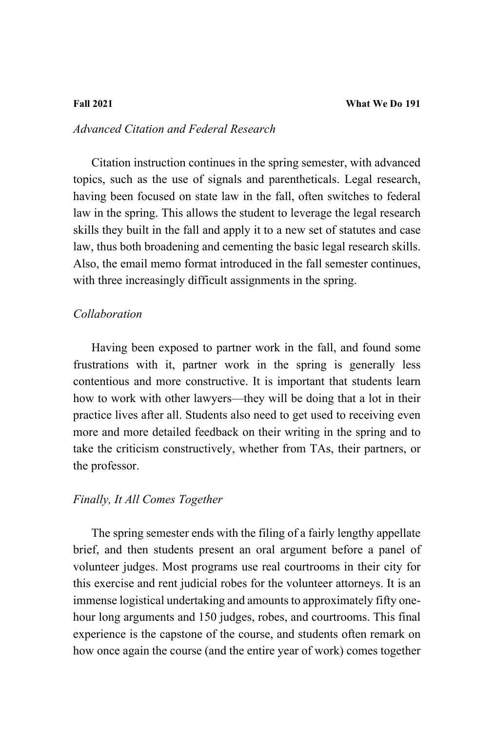*Advanced Citation and Federal Research*

Citation instruction continues in the spring semester, with advanced topics, such as the use of signals and parentheticals. Legal research, having been focused on state law in the fall, often switches to federal law in the spring. This allows the student to leverage the legal research skills they built in the fall and apply it to a new set of statutes and case law, thus both broadening and cementing the basic legal research skills. Also, the email memo format introduced in the fall semester continues, with three increasingly difficult assignments in the spring.

*Collaboration*

Having been exposed to partner work in the fall, and found some frustrations with it, partner work in the spring is generally less contentious and more constructive. It is important that students learn how to work with other lawyers—they will be doing that a lot in their practice lives after all. Students also need to get used to receiving even more and more detailed feedback on their writing in the spring and to take the criticism constructively, whether from TAs, their partners, or the professor.

*Finally, It All Comes Together*

The spring semester ends with the filing of a fairly lengthy appellate brief, and then students present an oral argument before a panel of volunteer judges. Most programs use real courtrooms in their city for this exercise and rent judicial robes for the volunteer attorneys. It is an immense logistical undertaking and amounts to approximately fifty one-hour long arguments and 150 judges, robes, and courtrooms. This final experience is the capstone of the course, and students often remark on how once again the course (and the entire year of work) comes together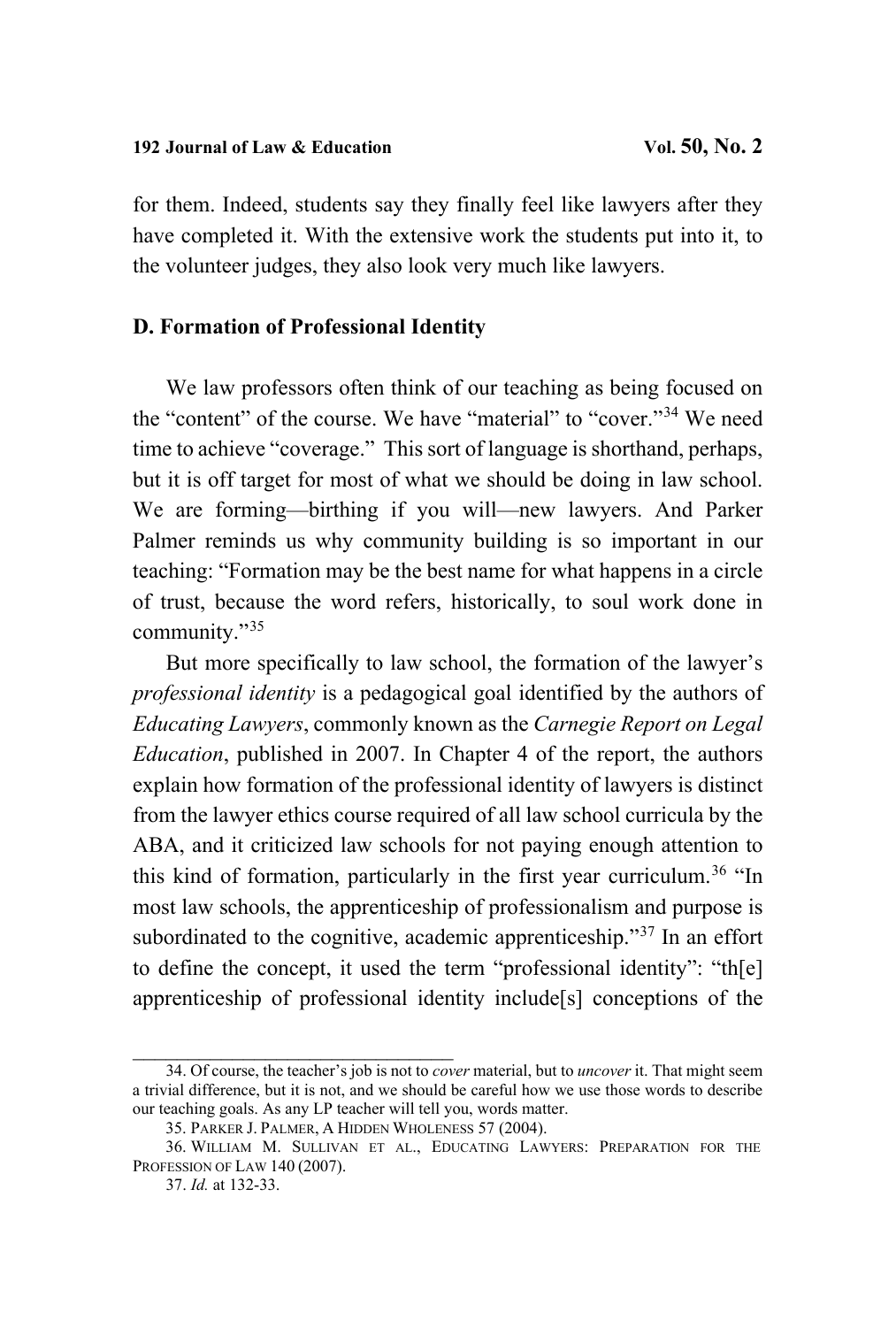for them. Indeed, students say they finally feel like lawyers after they have completed it. With the extensive work the students put into it, to the volunteer judges, they also look very much like lawyers.

### D. Formation of Professional Identity

We law professors often think of our teaching as being focused on the "content" of the course. We have "material" to "cover."[34] We need time to achieve "coverage." This sort of language is shorthand, perhaps, but it is off target for most of what we should be doing in law school. We are forming—birthing if you will—new lawyers. And Parker Palmer reminds us why community building is so important in our teaching: "Formation may be the best name for what happens in a circle of trust, because the word refers, historically, to soul work done in community."[35]

But more specifically to law school, the formation of the lawyer's *professional identity* is a pedagogical goal identified by the authors of *Educating Lawyers*, commonly known as the *Carnegie Report on Legal Education*, published in 2007. In Chapter 4 of the report, the authors explain how formation of the professional identity of lawyers is distinct from the lawyer ethics course required of all law school curricula by the ABA, and it criticized law schools for not paying enough attention to this kind of formation, particularly in the first year curriculum.[36] "In most law schools, the apprenticeship of professionalism and purpose is subordinated to the cognitive, academic apprenticeship."[37] In an effort to define the concept, it used the term "professional identity": "th[e] apprenticeship of professional identity include[s] conceptions of the

---

34. Of course, the teacher's job is not to *cover* material, but to *uncover* it. That might seem a trivial difference, but it is not, and we should be careful how we use those words to describe our teaching goals. As any LP teacher will tell you, words matter.

35. PARKER J. PALMER, A HIDDEN WHOLENESS 57 (2004).

36. WILLIAM M. SULLIVAN ET AL., EDUCATING LAWYERS: PREPARATION FOR THE PROFESSION OF LAW 140 (2007).

37. *Id.* at 132-33.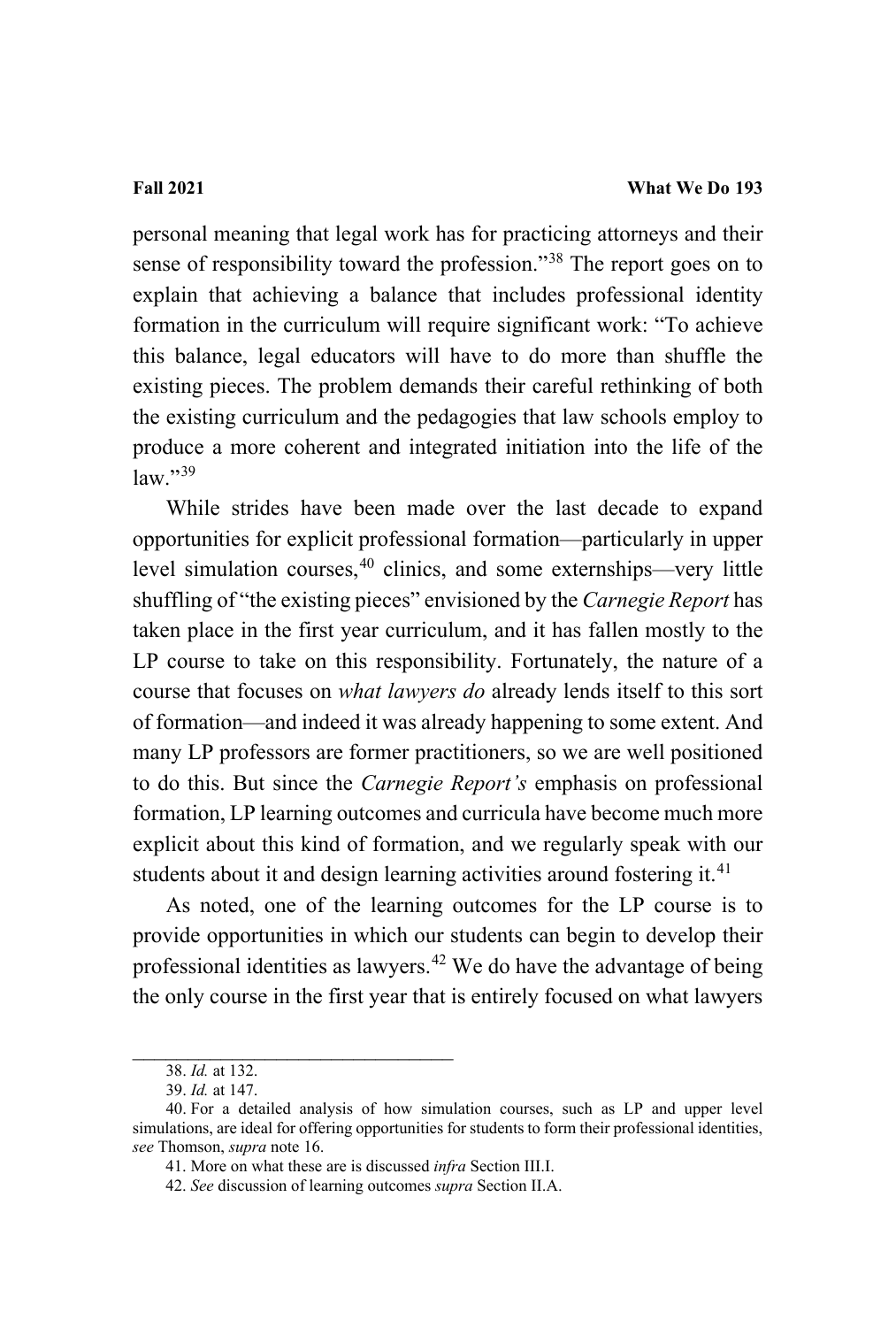personal meaning that legal work has for practicing attorneys and their sense of responsibility toward the profession."[38] The report goes on to explain that achieving a balance that includes professional identity formation in the curriculum will require significant work: "To achieve this balance, legal educators will have to do more than shuffle the existing pieces. The problem demands their careful rethinking of both the existing curriculum and the pedagogies that law schools employ to produce a more coherent and integrated initiation into the life of the law."[39]

While strides have been made over the last decade to expand opportunities for explicit professional formation—particularly in upper level simulation courses,[40] clinics, and some externships—very little shuffling of "the existing pieces" envisioned by the *Carnegie Report* has taken place in the first year curriculum, and it has fallen mostly to the LP course to take on this responsibility. Fortunately, the nature of a course that focuses on *what lawyers do* already lends itself to this sort of formation—and indeed it was already happening to some extent. And many LP professors are former practitioners, so we are well positioned to do this. But since the *Carnegie Report's* emphasis on professional formation, LP learning outcomes and curricula have become much more explicit about this kind of formation, and we regularly speak with our students about it and design learning activities around fostering it.[41]

As noted, one of the learning outcomes for the LP course is to provide opportunities in which our students can begin to develop their professional identities as lawyers.[42] We do have the advantage of being the only course in the first year that is entirely focused on what lawyers

---

38. *Id.* at 132.

39. *Id.* at 147.

40. For a detailed analysis of how simulation courses, such as LP and upper level simulations, are ideal for offering opportunities for students to form their professional identities, *see* Thomson, *supra* note 16.

41. More on what these are is discussed *infra* Section III.I.

42. *See* discussion of learning outcomes *supra* Section II.A.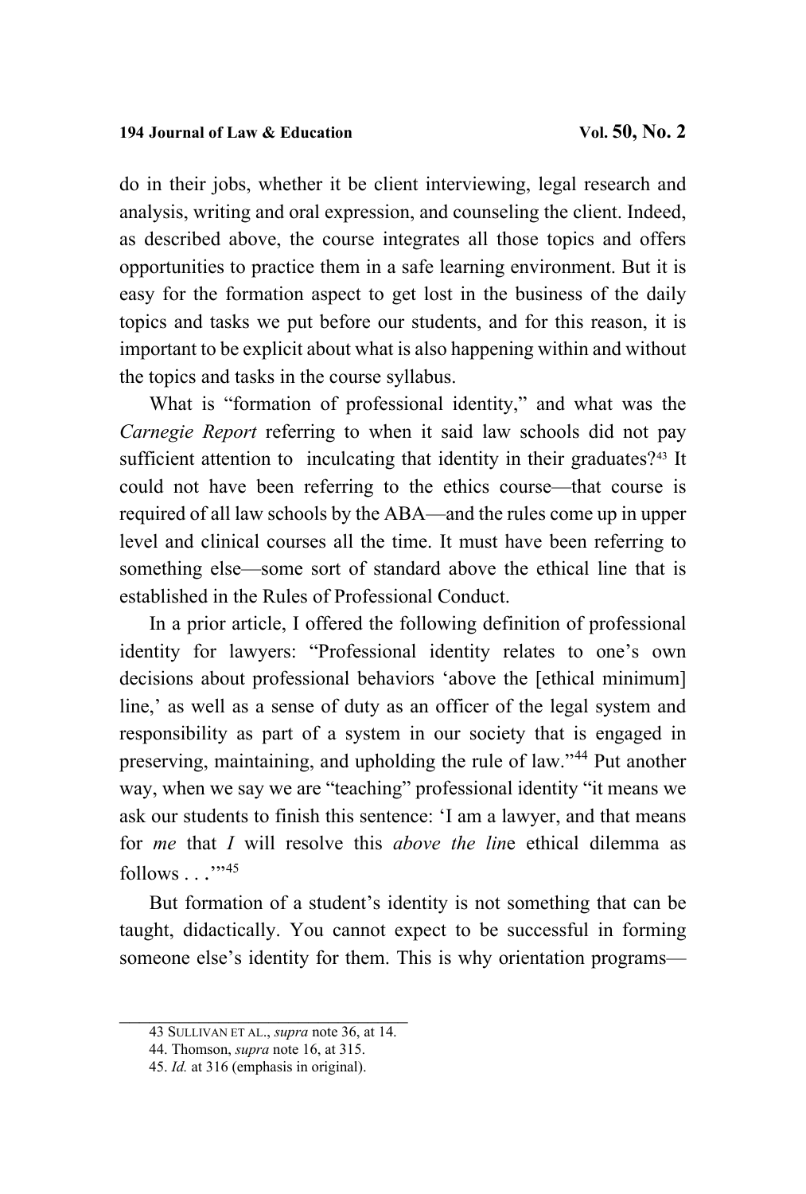do in their jobs, whether it be client interviewing, legal research and analysis, writing and oral expression, and counseling the client. Indeed, as described above, the course integrates all those topics and offers opportunities to practice them in a safe learning environment. But it is easy for the formation aspect to get lost in the business of the daily topics and tasks we put before our students, and for this reason, it is important to be explicit about what is also happening within and without the topics and tasks in the course syllabus.

What is "formation of professional identity," and what was the *Carnegie Report* referring to when it said law schools did not pay sufficient attention to inculcating that identity in their graduates?[43] It could not have been referring to the ethics course—that course is required of all law schools by the ABA—and the rules come up in upper level and clinical courses all the time. It must have been referring to something else—some sort of standard above the ethical line that is established in the Rules of Professional Conduct.

In a prior article, I offered the following definition of professional identity for lawyers: "Professional identity relates to one's own decisions about professional behaviors 'above the [ethical minimum] line,' as well as a sense of duty as an officer of the legal system and responsibility as part of a system in our society that is engaged in preserving, maintaining, and upholding the rule of law."[44] Put another way, when we say we are "teaching" professional identity "it means we ask our students to finish this sentence: 'I am a lawyer, and that means for *me* that *I* will resolve this *above the lin*e ethical dilemma as follows . . .'"[45]

But formation of a student's identity is not something that can be taught, didactically. You cannot expect to be successful in forming someone else's identity for them. This is why orientation programs—

---

43 SULLIVAN ET AL., *supra* note 36, at 14.

44. Thomson, *supra* note 16, at 315.

45. *Id.* at 316 (emphasis in original).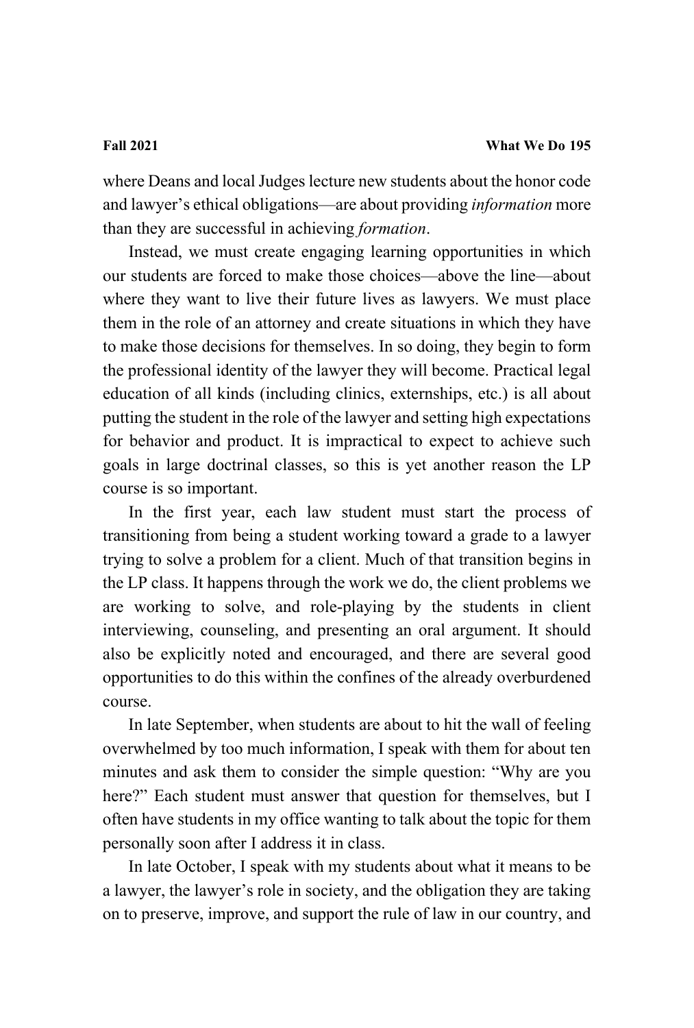where Deans and local Judges lecture new students about the honor code and lawyer's ethical obligations—are about providing *information* more than they are successful in achieving *formation*.

Instead, we must create engaging learning opportunities in which our students are forced to make those choices—above the line—about where they want to live their future lives as lawyers. We must place them in the role of an attorney and create situations in which they have to make those decisions for themselves. In so doing, they begin to form the professional identity of the lawyer they will become. Practical legal education of all kinds (including clinics, externships, etc.) is all about putting the student in the role of the lawyer and setting high expectations for behavior and product. It is impractical to expect to achieve such goals in large doctrinal classes, so this is yet another reason the LP course is so important.

In the first year, each law student must start the process of transitioning from being a student working toward a grade to a lawyer trying to solve a problem for a client. Much of that transition begins in the LP class. It happens through the work we do, the client problems we are working to solve, and role-playing by the students in client interviewing, counseling, and presenting an oral argument. It should also be explicitly noted and encouraged, and there are several good opportunities to do this within the confines of the already overburdened course.

In late September, when students are about to hit the wall of feeling overwhelmed by too much information, I speak with them for about ten minutes and ask them to consider the simple question: "Why are you here?" Each student must answer that question for themselves, but I often have students in my office wanting to talk about the topic for them personally soon after I address it in class.

In late October, I speak with my students about what it means to be a lawyer, the lawyer's role in society, and the obligation they are taking on to preserve, improve, and support the rule of law in our country, and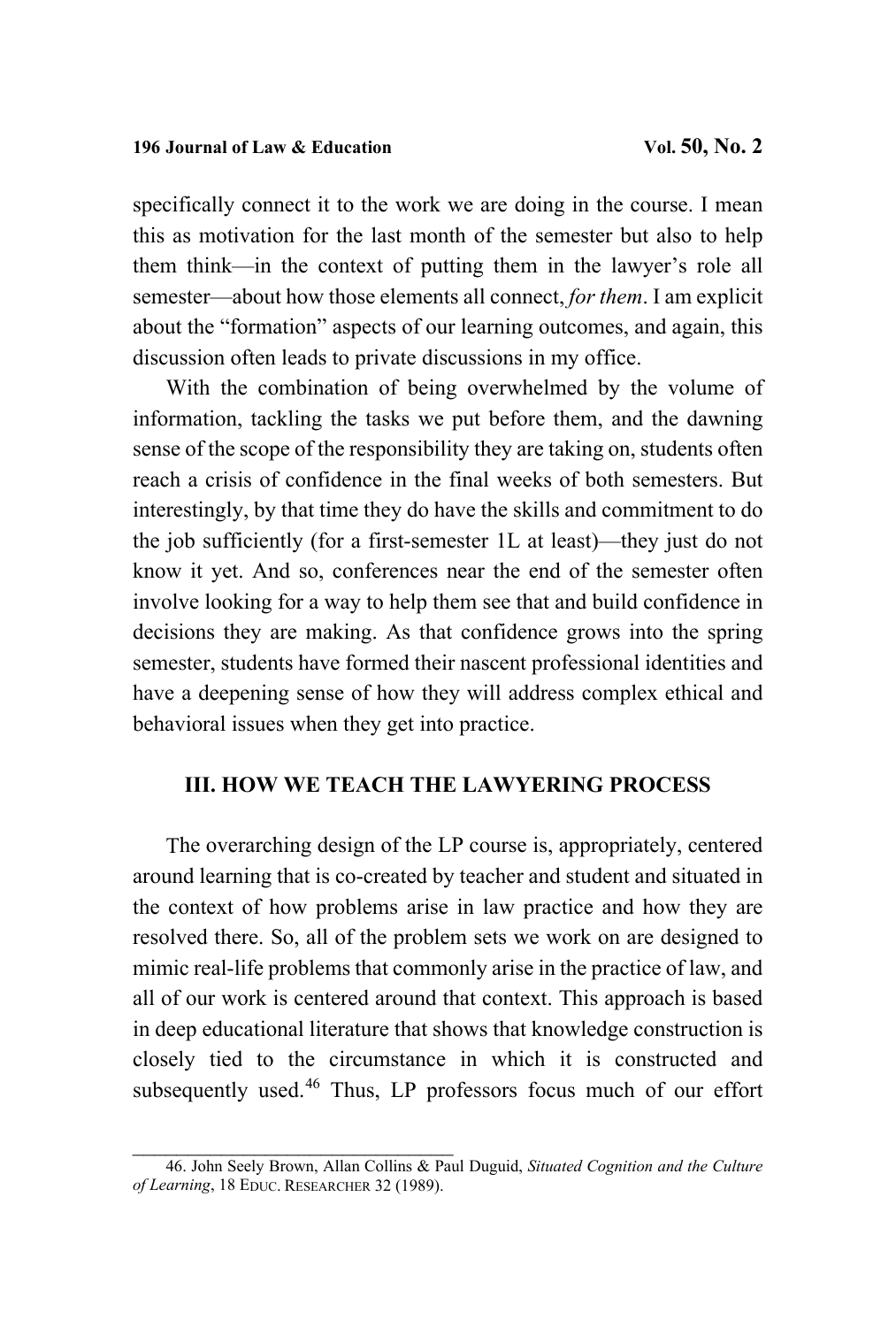specifically connect it to the work we are doing in the course. I mean this as motivation for the last month of the semester but also to help them think—in the context of putting them in the lawyer's role all semester—about how those elements all connect, *for them*. I am explicit about the "formation" aspects of our learning outcomes, and again, this discussion often leads to private discussions in my office.

With the combination of being overwhelmed by the volume of information, tackling the tasks we put before them, and the dawning sense of the scope of the responsibility they are taking on, students often reach a crisis of confidence in the final weeks of both semesters. But interestingly, by that time they do have the skills and commitment to do the job sufficiently (for a first-semester 1L at least)—they just do not know it yet. And so, conferences near the end of the semester often involve looking for a way to help them see that and build confidence in decisions they are making. As that confidence grows into the spring semester, students have formed their nascent professional identities and have a deepening sense of how they will address complex ethical and behavioral issues when they get into practice.

## III. HOW WE TEACH THE LAWYERING PROCESS

The overarching design of the LP course is, appropriately, centered around learning that is co-created by teacher and student and situated in the context of how problems arise in law practice and how they are resolved there. So, all of the problem sets we work on are designed to mimic real-life problems that commonly arise in the practice of law, and all of our work is centered around that context. This approach is based in deep educational literature that shows that knowledge construction is closely tied to the circumstance in which it is constructed and subsequently used.[46] Thus, LP professors focus much of our effort

46. John Seely Brown, Allan Collins & Paul Duguid, *Situated Cognition and the Culture of Learning*, 18 EDUC. RESEARCHER 32 (1989).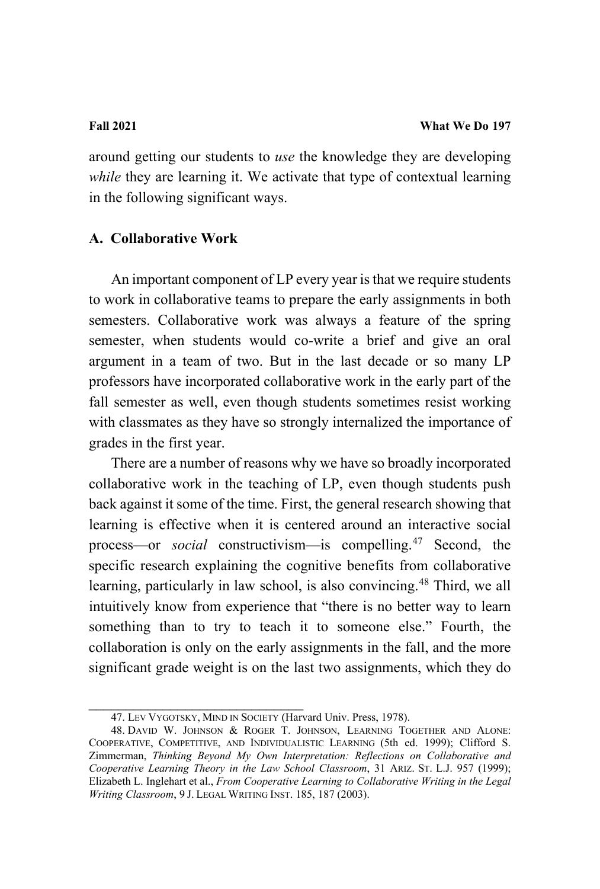around getting our students to *use* the knowledge they are developing *while* they are learning it. We activate that type of contextual learning in the following significant ways.

## A. Collaborative Work

An important component of LP every year is that we require students to work in collaborative teams to prepare the early assignments in both semesters. Collaborative work was always a feature of the spring semester, when students would co-write a brief and give an oral argument in a team of two. But in the last decade or so many LP professors have incorporated collaborative work in the early part of the fall semester as well, even though students sometimes resist working with classmates as they have so strongly internalized the importance of grades in the first year.

There are a number of reasons why we have so broadly incorporated collaborative work in the teaching of LP, even though students push back against it some of the time. First, the general research showing that learning is effective when it is centered around an interactive social process—or *social* constructivism—is compelling.[47] Second, the specific research explaining the cognitive benefits from collaborative learning, particularly in law school, is also convincing.[48] Third, we all intuitively know from experience that "there is no better way to learn something than to try to teach it to someone else." Fourth, the collaboration is only on the early assignments in the fall, and the more significant grade weight is on the last two assignments, which they do

---

47. LEV VYGOTSKY, MIND IN SOCIETY (Harvard Univ. Press, 1978).

48. DAVID W. JOHNSON & ROGER T. JOHNSON, LEARNING TOGETHER AND ALONE: COOPERATIVE, COMPETITIVE, AND INDIVIDUALISTIC LEARNING (5th ed. 1999); Clifford S. Zimmerman, *Thinking Beyond My Own Interpretation: Reflections on Collaborative and Cooperative Learning Theory in the Law School Classroom*, 31 ARIZ. ST. L.J. 957 (1999); Elizabeth L. Inglehart et al., *From Cooperative Learning to Collaborative Writing in the Legal Writing Classroom*, 9 J. LEGAL WRITING INST. 185, 187 (2003).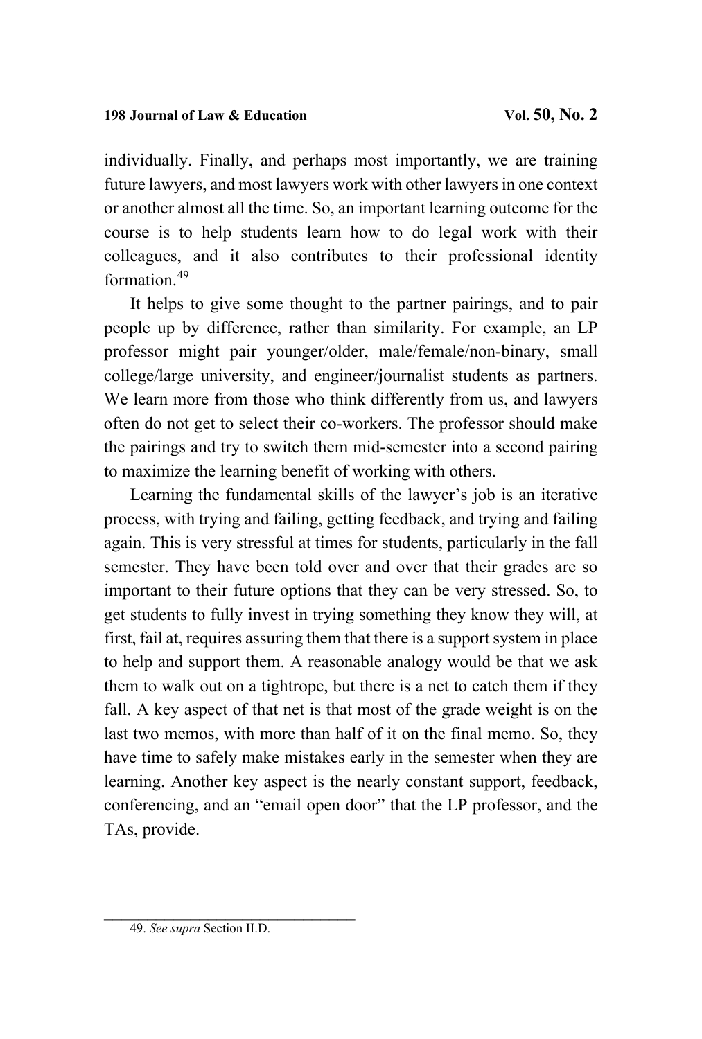individually. Finally, and perhaps most importantly, we are training future lawyers, and most lawyers work with other lawyers in one context or another almost all the time. So, an important learning outcome for the course is to help students learn how to do legal work with their colleagues, and it also contributes to their professional identity formation.[49]

It helps to give some thought to the partner pairings, and to pair people up by difference, rather than similarity. For example, an LP professor might pair younger/older, male/female/non-binary, small college/large university, and engineer/journalist students as partners. We learn more from those who think differently from us, and lawyers often do not get to select their co-workers. The professor should make the pairings and try to switch them mid-semester into a second pairing to maximize the learning benefit of working with others.

Learning the fundamental skills of the lawyer's job is an iterative process, with trying and failing, getting feedback, and trying and failing again. This is very stressful at times for students, particularly in the fall semester. They have been told over and over that their grades are so important to their future options that they can be very stressed. So, to get students to fully invest in trying something they know they will, at first, fail at, requires assuring them that there is a support system in place to help and support them. A reasonable analogy would be that we ask them to walk out on a tightrope, but there is a net to catch them if they fall. A key aspect of that net is that most of the grade weight is on the last two memos, with more than half of it on the final memo. So, they have time to safely make mistakes early in the semester when they are learning. Another key aspect is the nearly constant support, feedback, conferencing, and an "email open door" that the LP professor, and the TAs, provide.

---

49. *See supra* Section II.D.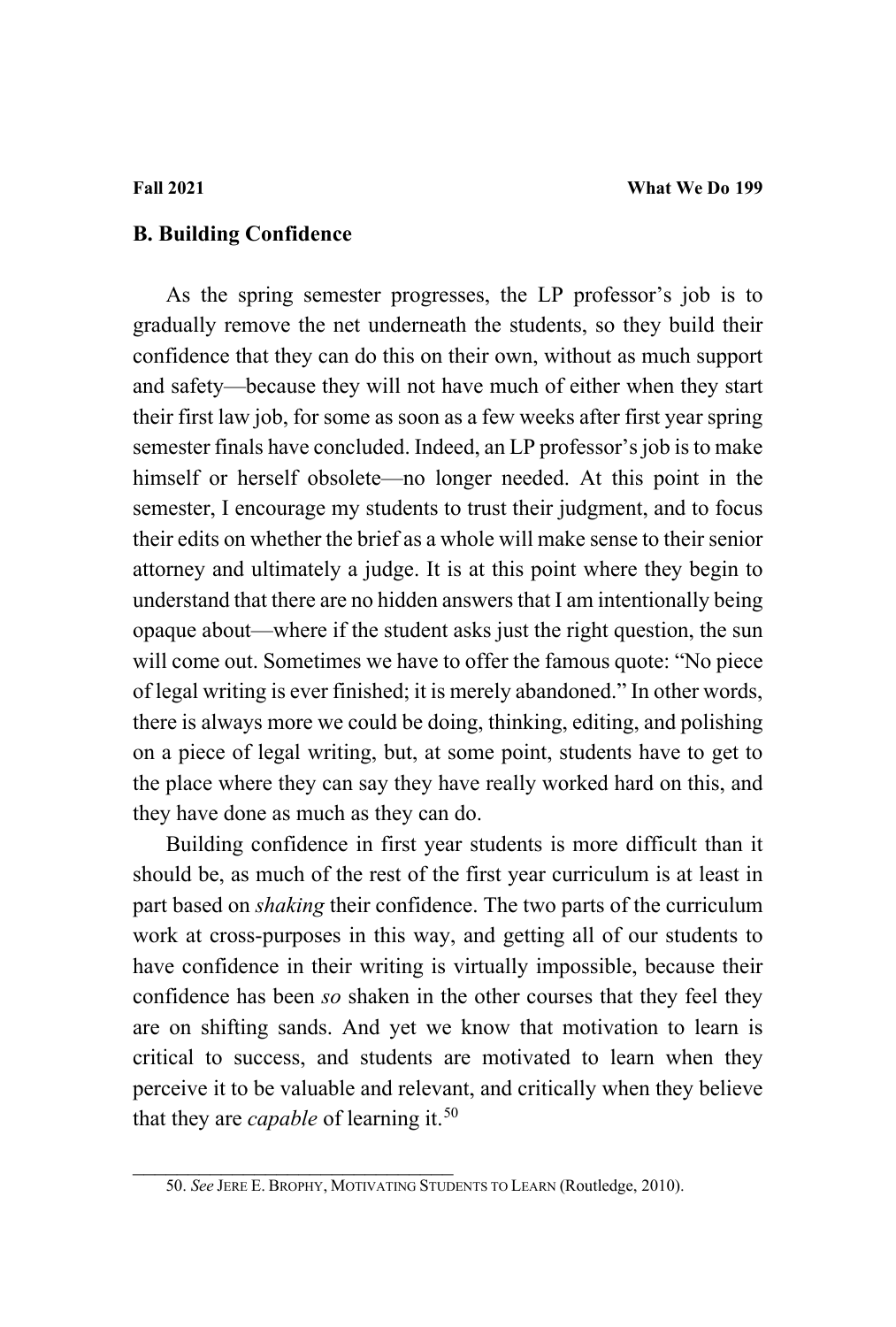## B. Building Confidence

As the spring semester progresses, the LP professor's job is to gradually remove the net underneath the students, so they build their confidence that they can do this on their own, without as much support and safety—because they will not have much of either when they start their first law job, for some as soon as a few weeks after first year spring semester finals have concluded. Indeed, an LP professor's job is to make himself or herself obsolete—no longer needed. At this point in the semester, I encourage my students to trust their judgment, and to focus their edits on whether the brief as a whole will make sense to their senior attorney and ultimately a judge. It is at this point where they begin to understand that there are no hidden answers that I am intentionally being opaque about—where if the student asks just the right question, the sun will come out. Sometimes we have to offer the famous quote: "No piece of legal writing is ever finished; it is merely abandoned." In other words, there is always more we could be doing, thinking, editing, and polishing on a piece of legal writing, but, at some point, students have to get to the place where they can say they have really worked hard on this, and they have done as much as they can do.

Building confidence in first year students is more difficult than it should be, as much of the rest of the first year curriculum is at least in part based on *shaking* their confidence. The two parts of the curriculum work at cross-purposes in this way, and getting all of our students to have confidence in their writing is virtually impossible, because their confidence has been *so* shaken in the other courses that they feel they are on shifting sands. And yet we know that motivation to learn is critical to success, and students are motivated to learn when they perceive it to be valuable and relevant, and critically when they believe that they are *capable* of learning it.[50]

---

50. *See* JERE E. BROPHY, MOTIVATING STUDENTS TO LEARN (Routledge, 2010).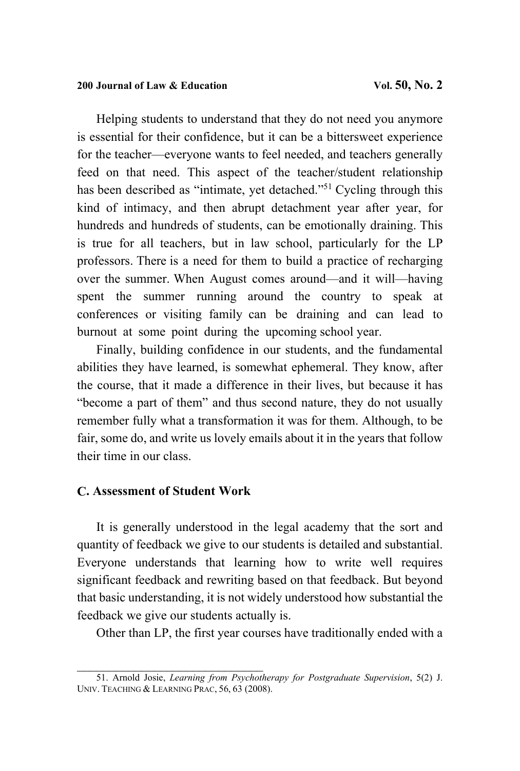Helping students to understand that they do not need you anymore is essential for their confidence, but it can be a bittersweet experience for the teacher—everyone wants to feel needed, and teachers generally feed on that need. This aspect of the teacher/student relationship has been described as "intimate, yet detached."[51] Cycling through this kind of intimacy, and then abrupt detachment year after year, for hundreds and hundreds of students, can be emotionally draining. This is true for all teachers, but in law school, particularly for the LP professors. There is a need for them to build a practice of recharging over the summer. When August comes around—and it will—having spent the summer running around the country to speak at conferences or visiting family can be draining and can lead to burnout at some point during the upcoming school year.

Finally, building confidence in our students, and the fundamental abilities they have learned, is somewhat ephemeral. They know, after the course, that it made a difference in their lives, but because it has "become a part of them" and thus second nature, they do not usually remember fully what a transformation it was for them. Although, to be fair, some do, and write us lovely emails about it in the years that follow their time in our class.

### C. Assessment of Student Work

It is generally understood in the legal academy that the sort and quantity of feedback we give to our students is detailed and substantial. Everyone understands that learning how to write well requires significant feedback and rewriting based on that feedback. But beyond that basic understanding, it is not widely understood how substantial the feedback we give our students actually is.

Other than LP, the first year courses have traditionally ended with a

---

51. Arnold Josie, *Learning from Psychotherapy for Postgraduate Supervision*, 5(2) J. UNIV. TEACHING & LEARNING PRAC, 56, 63 (2008).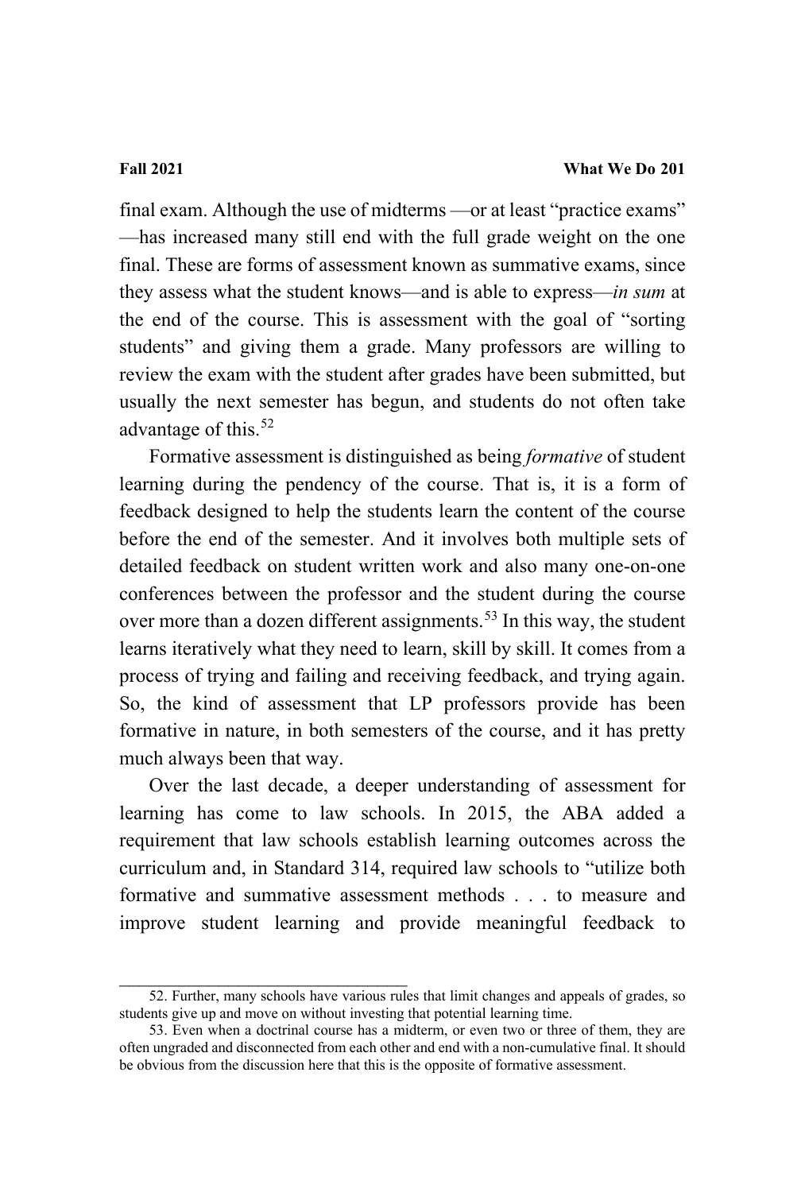final exam. Although the use of midterms —or at least "practice exams" —has increased many still end with the full grade weight on the one final. These are forms of assessment known as summative exams, since they assess what the student knows—and is able to express—*in sum* at the end of the course. This is assessment with the goal of "sorting students" and giving them a grade. Many professors are willing to review the exam with the student after grades have been submitted, but usually the next semester has begun, and students do not often take advantage of this.[52]

Formative assessment is distinguished as being *formative* of student learning during the pendency of the course. That is, it is a form of feedback designed to help the students learn the content of the course before the end of the semester. And it involves both multiple sets of detailed feedback on student written work and also many one-on-one conferences between the professor and the student during the course over more than a dozen different assignments.[53] In this way, the student learns iteratively what they need to learn, skill by skill. It comes from a process of trying and failing and receiving feedback, and trying again. So, the kind of assessment that LP professors provide has been formative in nature, in both semesters of the course, and it has pretty much always been that way.

Over the last decade, a deeper understanding of assessment for learning has come to law schools. In 2015, the ABA added a requirement that law schools establish learning outcomes across the curriculum and, in Standard 314, required law schools to "utilize both formative and summative assessment methods . . . to measure and improve student learning and provide meaningful feedback to

---

52. Further, many schools have various rules that limit changes and appeals of grades, so students give up and move on without investing that potential learning time.

53. Even when a doctrinal course has a midterm, or even two or three of them, they are often ungraded and disconnected from each other and end with a non-cumulative final. It should be obvious from the discussion here that this is the opposite of formative assessment.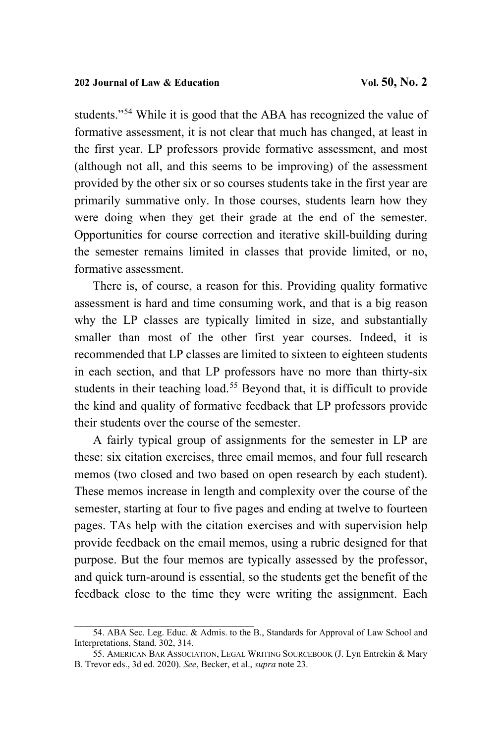students."[54] While it is good that the ABA has recognized the value of formative assessment, it is not clear that much has changed, at least in the first year. LP professors provide formative assessment, and most (although not all, and this seems to be improving) of the assessment provided by the other six or so courses students take in the first year are primarily summative only. In those courses, students learn how they were doing when they get their grade at the end of the semester. Opportunities for course correction and iterative skill-building during the semester remains limited in classes that provide limited, or no, formative assessment.

There is, of course, a reason for this. Providing quality formative assessment is hard and time consuming work, and that is a big reason why the LP classes are typically limited in size, and substantially smaller than most of the other first year courses. Indeed, it is recommended that LP classes are limited to sixteen to eighteen students in each section, and that LP professors have no more than thirty-six students in their teaching load.[55] Beyond that, it is difficult to provide the kind and quality of formative feedback that LP professors provide their students over the course of the semester.

A fairly typical group of assignments for the semester in LP are these: six citation exercises, three email memos, and four full research memos (two closed and two based on open research by each student). These memos increase in length and complexity over the course of the semester, starting at four to five pages and ending at twelve to fourteen pages. TAs help with the citation exercises and with supervision help provide feedback on the email memos, using a rubric designed for that purpose. But the four memos are typically assessed by the professor, and quick turn-around is essential, so the students get the benefit of the feedback close to the time they were writing the assignment. Each

---

54. ABA Sec. Leg. Educ. & Admis. to the B., Standards for Approval of Law School and Interpretations, Stand. 302, 314.

55. AMERICAN BAR ASSOCIATION, LEGAL WRITING SOURCEBOOK (J. Lyn Entrekin & Mary B. Trevor eds., 3d ed. 2020). *See*, Becker, et al., *supra* note 23.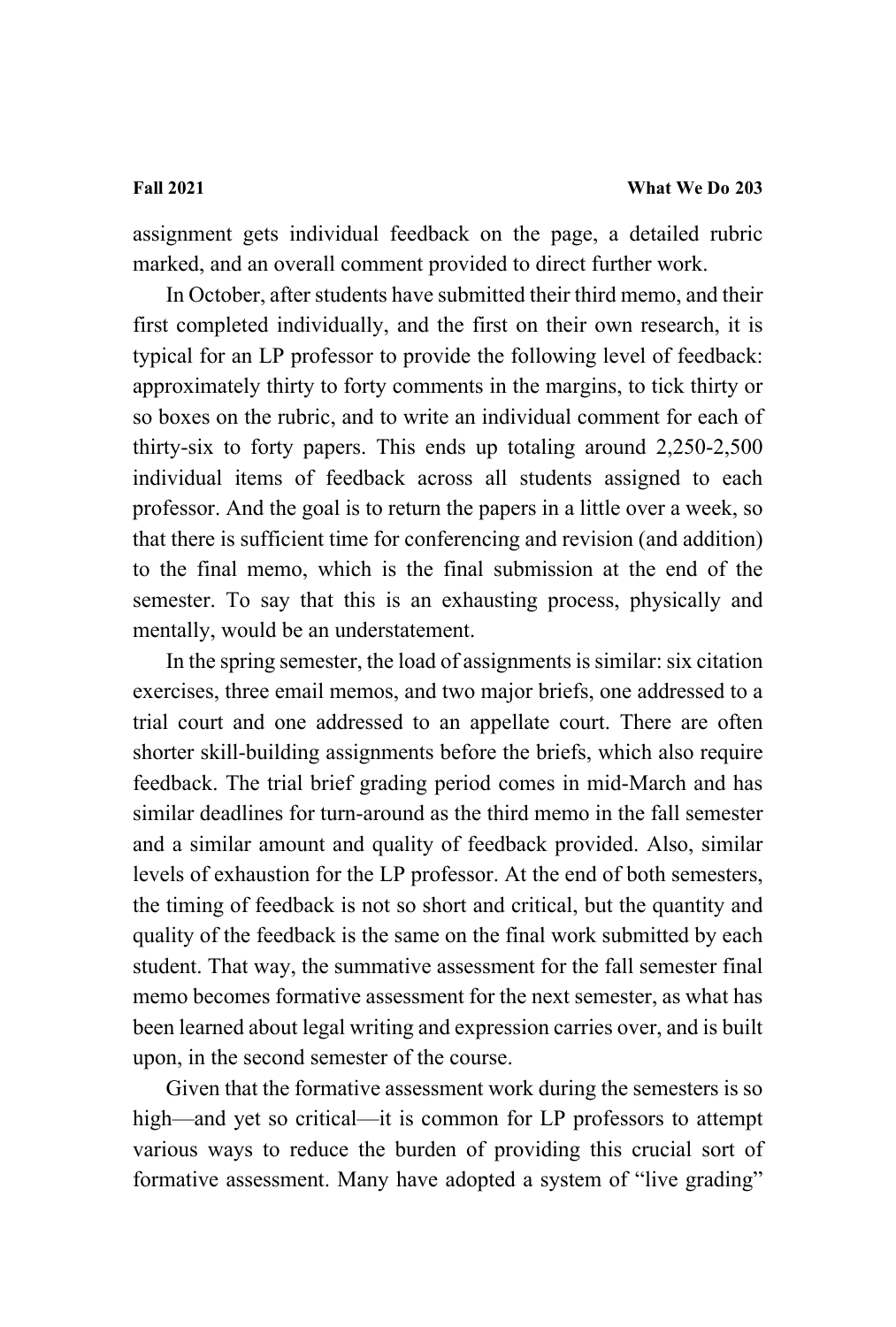assignment gets individual feedback on the page, a detailed rubric marked, and an overall comment provided to direct further work.

In October, after students have submitted their third memo, and their first completed individually, and the first on their own research, it is typical for an LP professor to provide the following level of feedback: approximately thirty to forty comments in the margins, to tick thirty or so boxes on the rubric, and to write an individual comment for each of thirty-six to forty papers. This ends up totaling around 2,250-2,500 individual items of feedback across all students assigned to each professor. And the goal is to return the papers in a little over a week, so that there is sufficient time for conferencing and revision (and addition) to the final memo, which is the final submission at the end of the semester. To say that this is an exhausting process, physically and mentally, would be an understatement.

In the spring semester, the load of assignments is similar: six citation exercises, three email memos, and two major briefs, one addressed to a trial court and one addressed to an appellate court. There are often shorter skill-building assignments before the briefs, which also require feedback. The trial brief grading period comes in mid-March and has similar deadlines for turn-around as the third memo in the fall semester and a similar amount and quality of feedback provided. Also, similar levels of exhaustion for the LP professor. At the end of both semesters, the timing of feedback is not so short and critical, but the quantity and quality of the feedback is the same on the final work submitted by each student. That way, the summative assessment for the fall semester final memo becomes formative assessment for the next semester, as what has been learned about legal writing and expression carries over, and is built upon, in the second semester of the course.

Given that the formative assessment work during the semesters is so high—and yet so critical—it is common for LP professors to attempt various ways to reduce the burden of providing this crucial sort of formative assessment. Many have adopted a system of "live grading"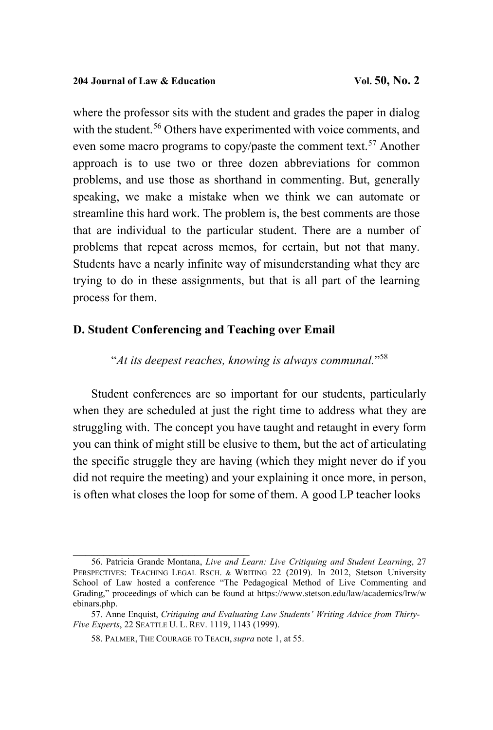where the professor sits with the student and grades the paper in dialog with the student.[56] Others have experimented with voice comments, and even some macro programs to copy/paste the comment text.[57] Another approach is to use two or three dozen abbreviations for common problems, and use those as shorthand in commenting. But, generally speaking, we make a mistake when we think we can automate or streamline this hard work. The problem is, the best comments are those that are individual to the particular student. There are a number of problems that repeat across memos, for certain, but not that many. Students have a nearly infinite way of misunderstanding what they are trying to do in these assignments, but that is all part of the learning process for them.

### D. Student Conferencing and Teaching over Email

> "*At its deepest reaches, knowing is always communal.*"[58]

Student conferences are so important for our students, particularly when they are scheduled at just the right time to address what they are struggling with. The concept you have taught and retaught in every form you can think of might still be elusive to them, but the act of articulating the specific struggle they are having (which they might never do if you did not require the meeting) and your explaining it once more, in person, is often what closes the loop for some of them. A good LP teacher looks

---

56. Patricia Grande Montana, *Live and Learn: Live Critiquing and Student Learning*, 27 PERSPECTIVES: TEACHING LEGAL RSCH. & WRITING 22 (2019). In 2012, Stetson University School of Law hosted a conference "The Pedagogical Method of Live Commenting and Grading," proceedings of which can be found at https://www.stetson.edu/law/academics/lrw/webinars.php.

57. Anne Enquist, *Critiquing and Evaluating Law Students' Writing Advice from Thirty-Five Experts*, 22 SEATTLE U. L. REV. 1119, 1143 (1999).

58. PALMER, THE COURAGE TO TEACH, *supra* note 1, at 55.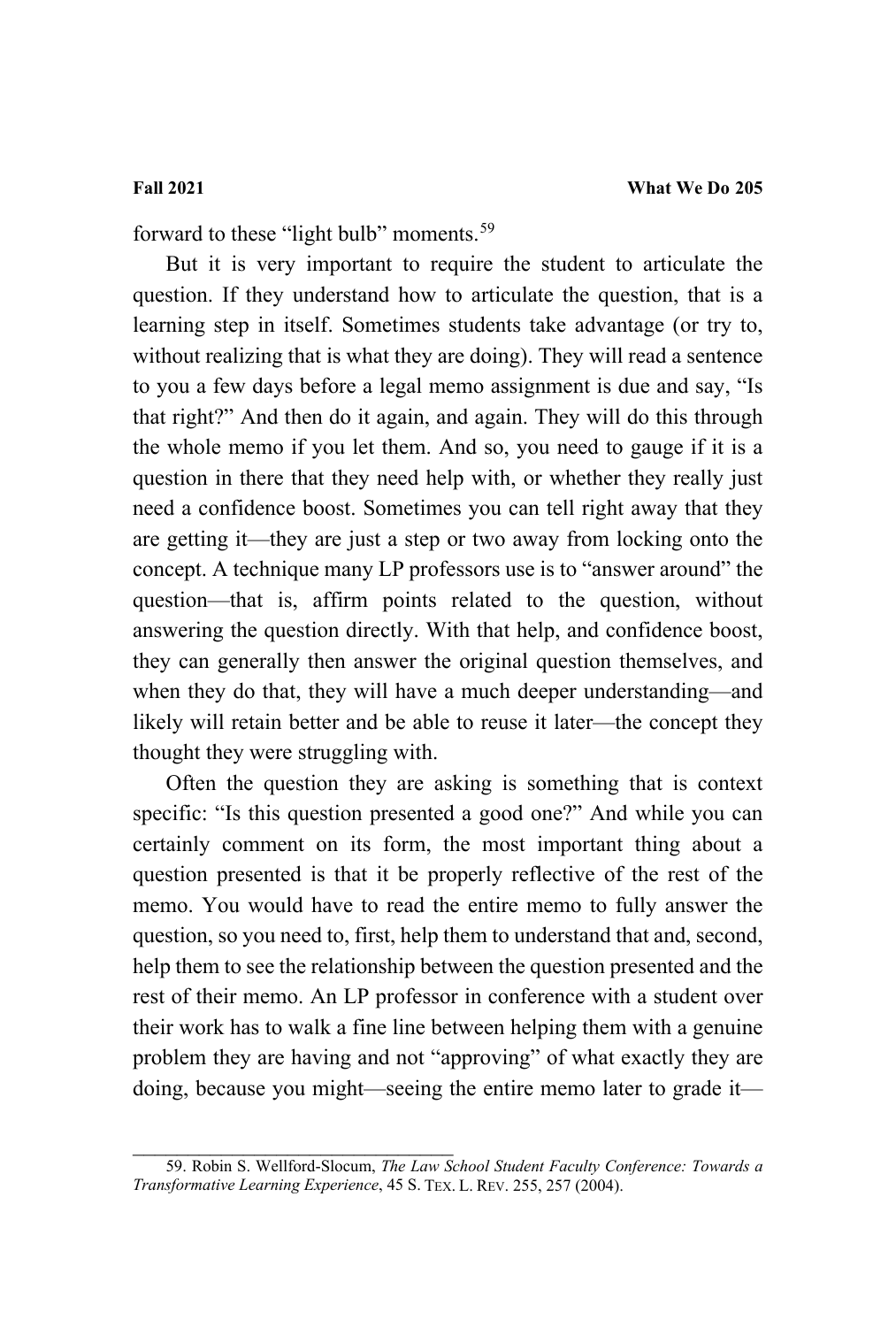forward to these "light bulb" moments.[59]

But it is very important to require the student to articulate the question. If they understand how to articulate the question, that is a learning step in itself. Sometimes students take advantage (or try to, without realizing that is what they are doing). They will read a sentence to you a few days before a legal memo assignment is due and say, "Is that right?" And then do it again, and again. They will do this through the whole memo if you let them. And so, you need to gauge if it is a question in there that they need help with, or whether they really just need a confidence boost. Sometimes you can tell right away that they are getting it—they are just a step or two away from locking onto the concept. A technique many LP professors use is to "answer around" the question—that is, affirm points related to the question, without answering the question directly. With that help, and confidence boost, they can generally then answer the original question themselves, and when they do that, they will have a much deeper understanding—and likely will retain better and be able to reuse it later—the concept they thought they were struggling with.

Often the question they are asking is something that is context specific: "Is this question presented a good one?" And while you can certainly comment on its form, the most important thing about a question presented is that it be properly reflective of the rest of the memo. You would have to read the entire memo to fully answer the question, so you need to, first, help them to understand that and, second, help them to see the relationship between the question presented and the rest of their memo. An LP professor in conference with a student over their work has to walk a fine line between helping them with a genuine problem they are having and not "approving" of what exactly they are doing, because you might—seeing the entire memo later to grade it—

59. Robin S. Wellford-Slocum, *The Law School Student Faculty Conference: Towards a Transformative Learning Experience*, 45 S. TEX. L. REV. 255, 257 (2004).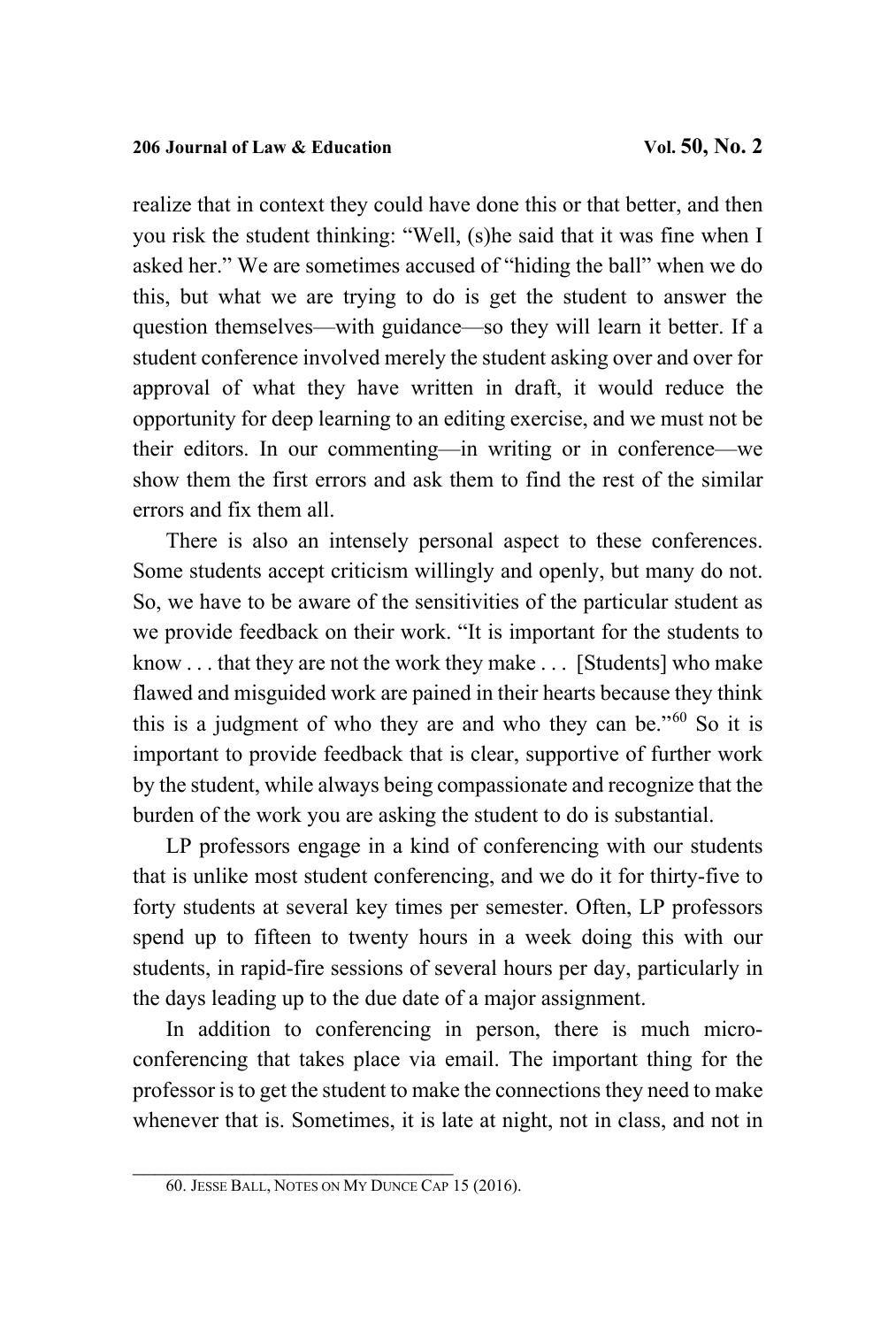realize that in context they could have done this or that better, and then you risk the student thinking: "Well, (s)he said that it was fine when I asked her." We are sometimes accused of "hiding the ball" when we do this, but what we are trying to do is get the student to answer the question themselves—with guidance—so they will learn it better. If a student conference involved merely the student asking over and over for approval of what they have written in draft, it would reduce the opportunity for deep learning to an editing exercise, and we must not be their editors. In our commenting—in writing or in conference—we show them the first errors and ask them to find the rest of the similar errors and fix them all.

There is also an intensely personal aspect to these conferences. Some students accept criticism willingly and openly, but many do not. So, we have to be aware of the sensitivities of the particular student as we provide feedback on their work. "It is important for the students to know . . . that they are not the work they make . . . [Students] who make flawed and misguided work are pained in their hearts because they think this is a judgment of who they are and who they can be."[60] So it is important to provide feedback that is clear, supportive of further work by the student, while always being compassionate and recognize that the burden of the work you are asking the student to do is substantial.

LP professors engage in a kind of conferencing with our students that is unlike most student conferencing, and we do it for thirty-five to forty students at several key times per semester. Often, LP professors spend up to fifteen to twenty hours in a week doing this with our students, in rapid-fire sessions of several hours per day, particularly in the days leading up to the due date of a major assignment.

In addition to conferencing in person, there is much micro-conferencing that takes place via email. The important thing for the professor is to get the student to make the connections they need to make whenever that is. Sometimes, it is late at night, not in class, and not in

---

60. JESSE BALL, NOTES ON MY DUNCE CAP 15 (2016).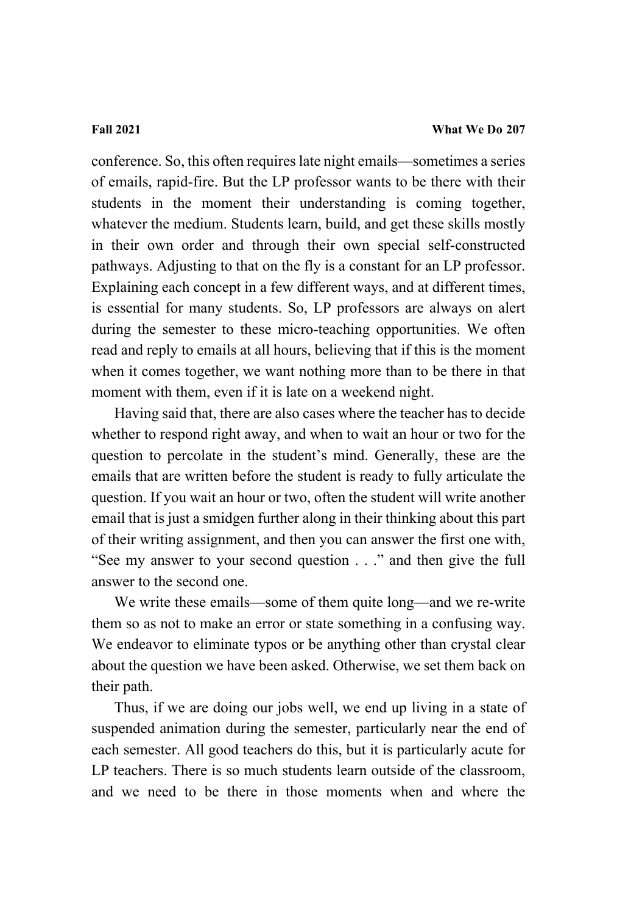conference. So, this often requires late night emails—sometimes a series of emails, rapid-fire. But the LP professor wants to be there with their students in the moment their understanding is coming together, whatever the medium. Students learn, build, and get these skills mostly in their own order and through their own special self-constructed pathways. Adjusting to that on the fly is a constant for an LP professor. Explaining each concept in a few different ways, and at different times, is essential for many students. So, LP professors are always on alert during the semester to these micro-teaching opportunities. We often read and reply to emails at all hours, believing that if this is the moment when it comes together, we want nothing more than to be there in that moment with them, even if it is late on a weekend night.

Having said that, there are also cases where the teacher has to decide whether to respond right away, and when to wait an hour or two for the question to percolate in the student's mind. Generally, these are the emails that are written before the student is ready to fully articulate the question. If you wait an hour or two, often the student will write another email that is just a smidgen further along in their thinking about this part of their writing assignment, and then you can answer the first one with, "See my answer to your second question . . ." and then give the full answer to the second one.

We write these emails—some of them quite long—and we re-write them so as not to make an error or state something in a confusing way. We endeavor to eliminate typos or be anything other than crystal clear about the question we have been asked. Otherwise, we set them back on their path.

Thus, if we are doing our jobs well, we end up living in a state of suspended animation during the semester, particularly near the end of each semester. All good teachers do this, but it is particularly acute for LP teachers. There is so much students learn outside of the classroom, and we need to be there in those moments when and where the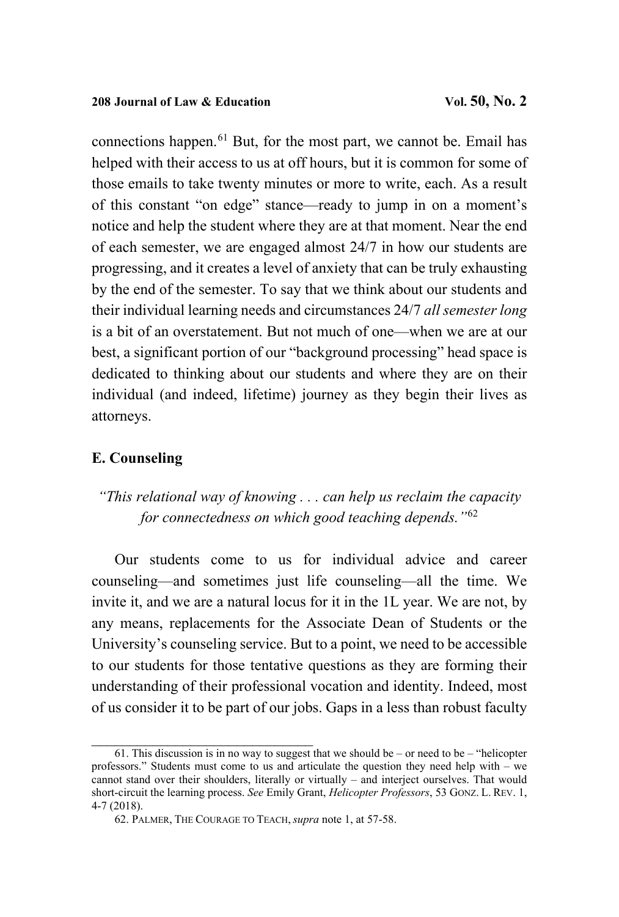connections happen.[61] But, for the most part, we cannot be. Email has helped with their access to us at off hours, but it is common for some of those emails to take twenty minutes or more to write, each. As a result of this constant "on edge" stance—ready to jump in on a moment's notice and help the student where they are at that moment. Near the end of each semester, we are engaged almost 24/7 in how our students are progressing, and it creates a level of anxiety that can be truly exhausting by the end of the semester. To say that we think about our students and their individual learning needs and circumstances 24/7 *all semester long* is a bit of an overstatement. But not much of one—when we are at our best, a significant portion of our "background processing" head space is dedicated to thinking about our students and where they are on their individual (and indeed, lifetime) journey as they begin their lives as attorneys.

### E. Counseling

*"This relational way of knowing . . . can help us reclaim the capacity for connectedness on which good teaching depends."*[62]

Our students come to us for individual advice and career counseling—and sometimes just life counseling—all the time. We invite it, and we are a natural locus for it in the 1L year. We are not, by any means, replacements for the Associate Dean of Students or the University's counseling service. But to a point, we need to be accessible to our students for those tentative questions as they are forming their understanding of their professional vocation and identity. Indeed, most of us consider it to be part of our jobs. Gaps in a less than robust faculty

---

61. This discussion is in no way to suggest that we should be – or need to be – "helicopter professors." Students must come to us and articulate the question they need help with – we cannot stand over their shoulders, literally or virtually – and interject ourselves. That would short-circuit the learning process. *See* Emily Grant, *Helicopter Professors*, 53 GONZ. L. REV. 1, 4-7 (2018).

62. PALMER, THE COURAGE TO TEACH, *supra* note 1, at 57-58.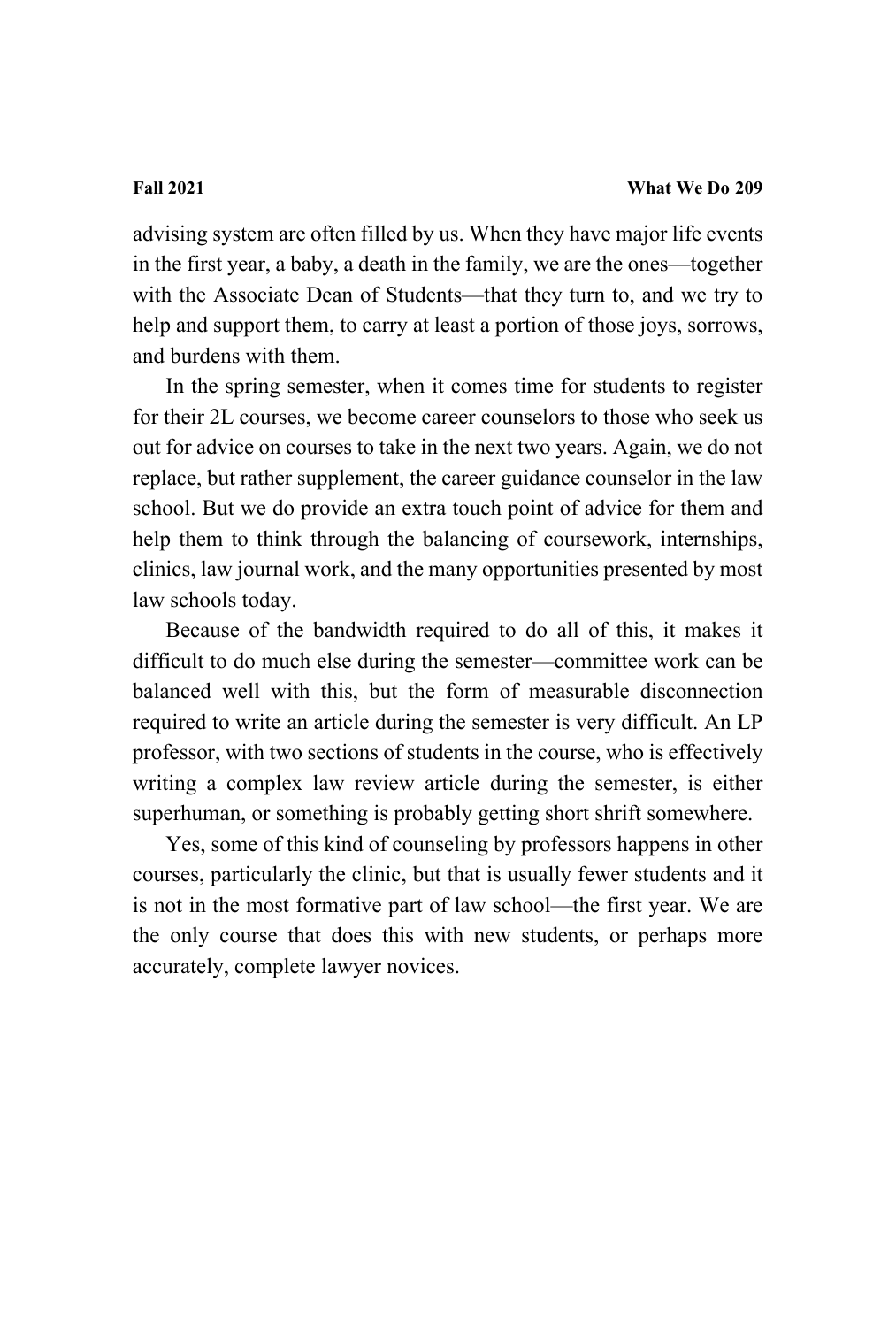advising system are often filled by us. When they have major life events in the first year, a baby, a death in the family, we are the ones—together with the Associate Dean of Students—that they turn to, and we try to help and support them, to carry at least a portion of those joys, sorrows, and burdens with them.

In the spring semester, when it comes time for students to register for their 2L courses, we become career counselors to those who seek us out for advice on courses to take in the next two years. Again, we do not replace, but rather supplement, the career guidance counselor in the law school. But we do provide an extra touch point of advice for them and help them to think through the balancing of coursework, internships, clinics, law journal work, and the many opportunities presented by most law schools today.

Because of the bandwidth required to do all of this, it makes it difficult to do much else during the semester—committee work can be balanced well with this, but the form of measurable disconnection required to write an article during the semester is very difficult. An LP professor, with two sections of students in the course, who is effectively writing a complex law review article during the semester, is either superhuman, or something is probably getting short shrift somewhere.

Yes, some of this kind of counseling by professors happens in other courses, particularly the clinic, but that is usually fewer students and it is not in the most formative part of law school—the first year. We are the only course that does this with new students, or perhaps more accurately, complete lawyer novices.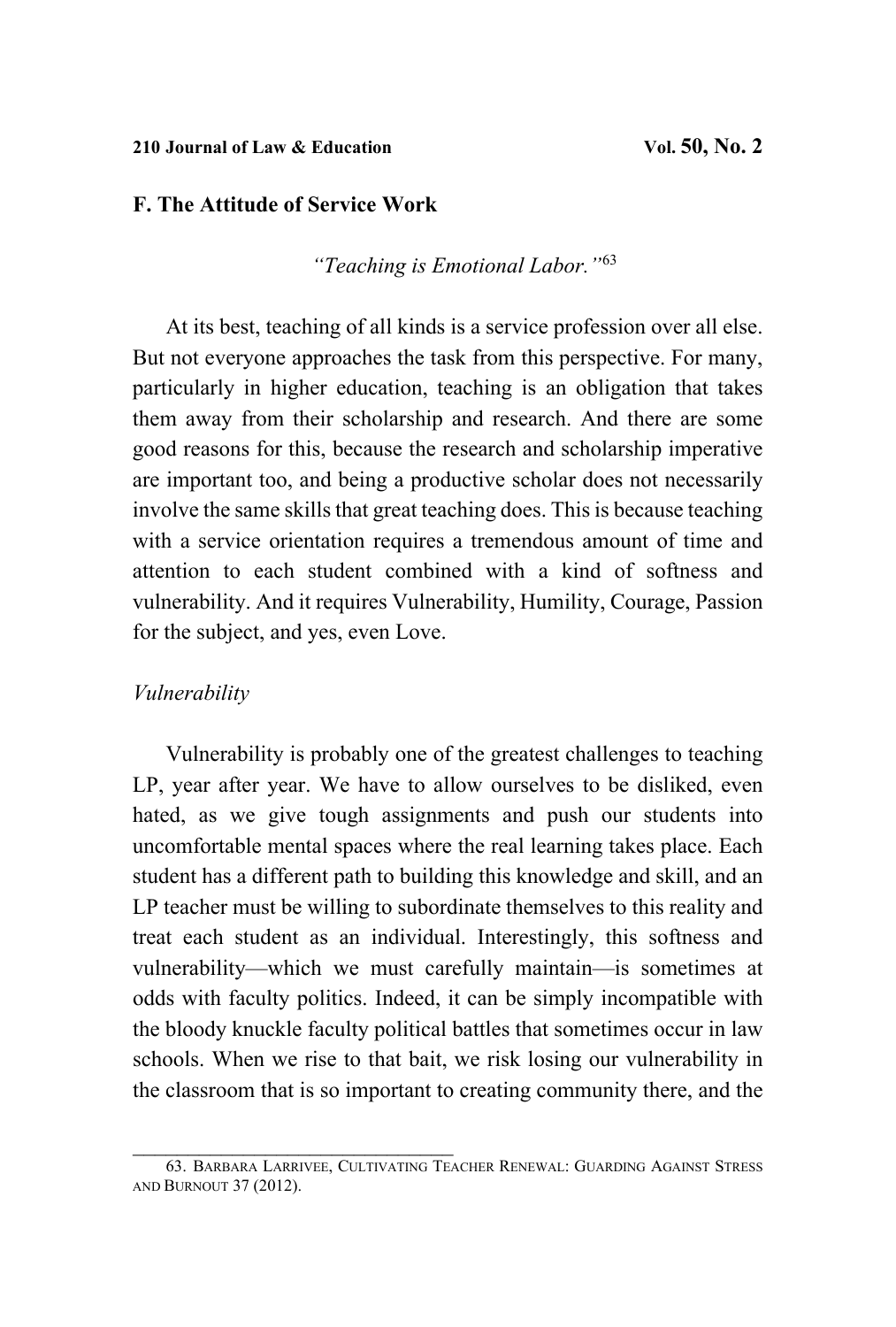### F. The Attitude of Service Work

*"Teaching is Emotional Labor."*[63]

At its best, teaching of all kinds is a service profession over all else. But not everyone approaches the task from this perspective. For many, particularly in higher education, teaching is an obligation that takes them away from their scholarship and research. And there are some good reasons for this, because the research and scholarship imperative are important too, and being a productive scholar does not necessarily involve the same skills that great teaching does. This is because teaching with a service orientation requires a tremendous amount of time and attention to each student combined with a kind of softness and vulnerability. And it requires Vulnerability, Humility, Courage, Passion for the subject, and yes, even Love.

*Vulnerability*

Vulnerability is probably one of the greatest challenges to teaching LP, year after year. We have to allow ourselves to be disliked, even hated, as we give tough assignments and push our students into uncomfortable mental spaces where the real learning takes place. Each student has a different path to building this knowledge and skill, and an LP teacher must be willing to subordinate themselves to this reality and treat each student as an individual. Interestingly, this softness and vulnerability—which we must carefully maintain—is sometimes at odds with faculty politics. Indeed, it can be simply incompatible with the bloody knuckle faculty political battles that sometimes occur in law schools. When we rise to that bait, we risk losing our vulnerability in the classroom that is so important to creating community there, and the

---

63. Barbara Larrivee, Cultivating Teacher Renewal: Guarding Against Stress and Burnout 37 (2012).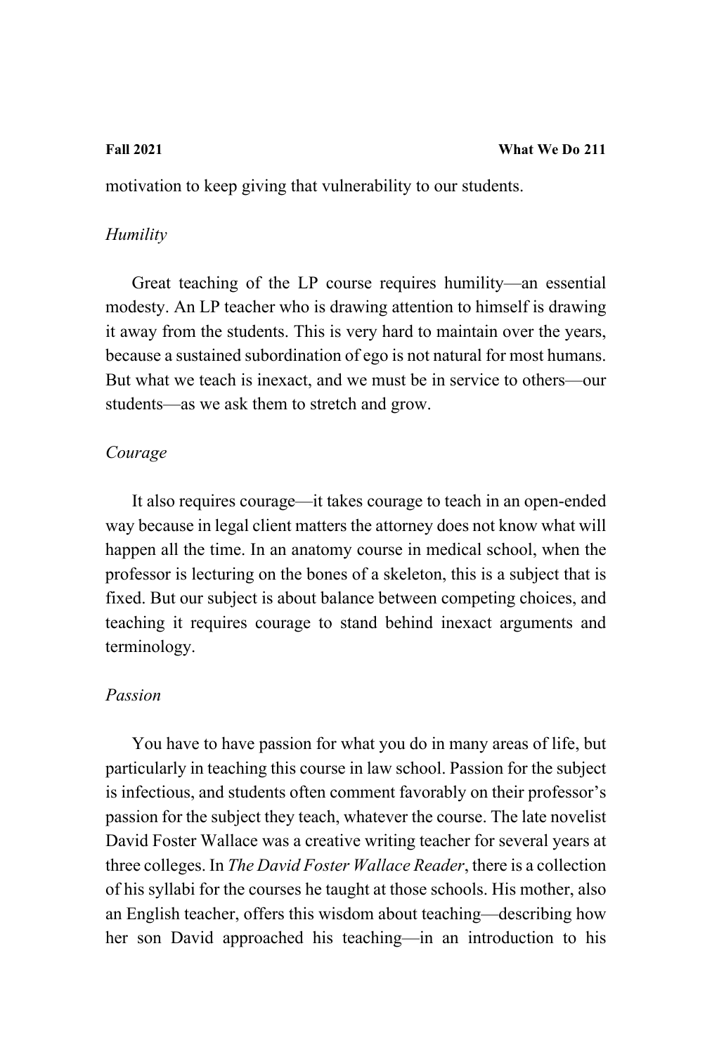motivation to keep giving that vulnerability to our students.

*Humility*

Great teaching of the LP course requires humility—an essential modesty. An LP teacher who is drawing attention to himself is drawing it away from the students. This is very hard to maintain over the years, because a sustained subordination of ego is not natural for most humans. But what we teach is inexact, and we must be in service to others—our students—as we ask them to stretch and grow.

*Courage*

It also requires courage—it takes courage to teach in an open-ended way because in legal client matters the attorney does not know what will happen all the time. In an anatomy course in medical school, when the professor is lecturing on the bones of a skeleton, this is a subject that is fixed. But our subject is about balance between competing choices, and teaching it requires courage to stand behind inexact arguments and terminology.

*Passion*

You have to have passion for what you do in many areas of life, but particularly in teaching this course in law school. Passion for the subject is infectious, and students often comment favorably on their professor's passion for the subject they teach, whatever the course. The late novelist David Foster Wallace was a creative writing teacher for several years at three colleges. In *The David Foster Wallace Reader*, there is a collection of his syllabi for the courses he taught at those schools. His mother, also an English teacher, offers this wisdom about teaching—describing how her son David approached his teaching—in an introduction to his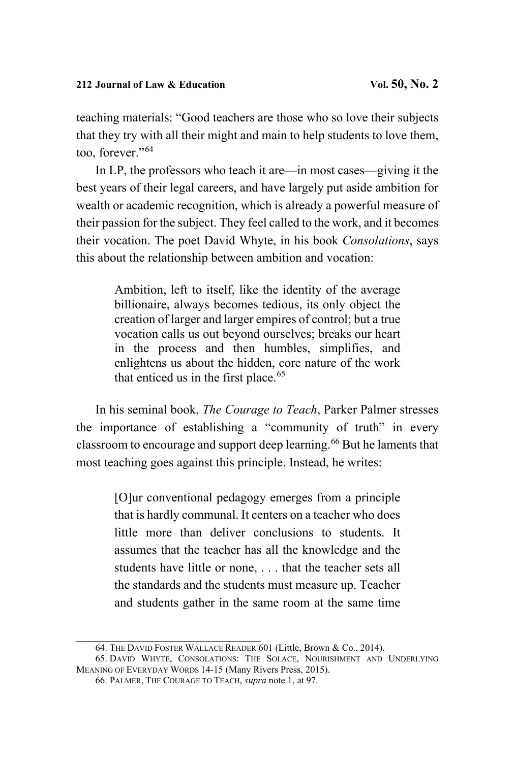teaching materials: "Good teachers are those who so love their subjects that they try with all their might and main to help students to love them, too, forever."[64]

In LP, the professors who teach it are—in most cases—giving it the best years of their legal careers, and have largely put aside ambition for wealth or academic recognition, which is already a powerful measure of their passion for the subject. They feel called to the work, and it becomes their vocation. The poet David Whyte, in his book *Consolations*, says this about the relationship between ambition and vocation:

> Ambition, left to itself, like the identity of the average billionaire, always becomes tedious, its only object the creation of larger and larger empires of control; but a true vocation calls us out beyond ourselves; breaks our heart in the process and then humbles, simplifies, and enlightens us about the hidden, core nature of the work that enticed us in the first place.[65]

In his seminal book, *The Courage to Teach*, Parker Palmer stresses the importance of establishing a "community of truth" in every classroom to encourage and support deep learning.[66] But he laments that most teaching goes against this principle. Instead, he writes:

> [O]ur conventional pedagogy emerges from a principle that is hardly communal. It centers on a teacher who does little more than deliver conclusions to students. It assumes that the teacher has all the knowledge and the students have little or none, . . . that the teacher sets all the standards and the students must measure up. Teacher and students gather in the same room at the same time

---

64. THE DAVID FOSTER WALLACE READER 601 (Little, Brown & Co., 2014).

65. DAVID WHYTE, CONSOLATIONS: THE SOLACE, NOURISHMENT AND UNDERLYING MEANING OF EVERYDAY WORDS 14-15 (Many Rivers Press, 2015).

66. PALMER, THE COURAGE TO TEACH, *supra* note 1, at 97.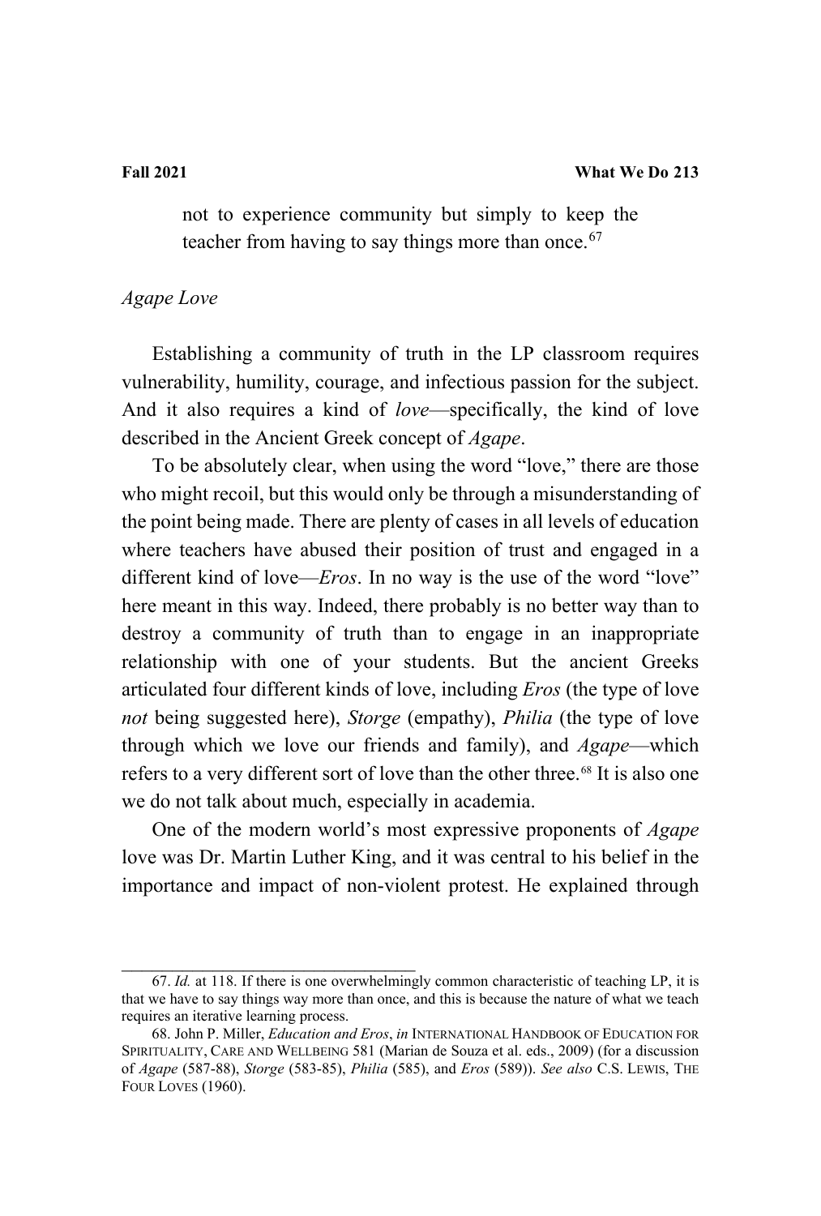not to experience community but simply to keep the teacher from having to say things more than once.[67]

*Agape Love*

Establishing a community of truth in the LP classroom requires vulnerability, humility, courage, and infectious passion for the subject. And it also requires a kind of *love*—specifically, the kind of love described in the Ancient Greek concept of *Agape*.

To be absolutely clear, when using the word "love," there are those who might recoil, but this would only be through a misunderstanding of the point being made. There are plenty of cases in all levels of education where teachers have abused their position of trust and engaged in a different kind of love—*Eros*. In no way is the use of the word "love" here meant in this way. Indeed, there probably is no better way than to destroy a community of truth than to engage in an inappropriate relationship with one of your students. But the ancient Greeks articulated four different kinds of love, including *Eros* (the type of love *not* being suggested here), *Storge* (empathy), *Philia* (the type of love through which we love our friends and family), and *Agape*—which refers to a very different sort of love than the other three.[68] It is also one we do not talk about much, especially in academia.

One of the modern world's most expressive proponents of *Agape* love was Dr. Martin Luther King, and it was central to his belief in the importance and impact of non-violent protest. He explained through

---

67. *Id.* at 118. If there is one overwhelmingly common characteristic of teaching LP, it is that we have to say things way more than once, and this is because the nature of what we teach requires an iterative learning process.

68. John P. Miller, *Education and Eros*, *in* INTERNATIONAL HANDBOOK OF EDUCATION FOR SPIRITUALITY, CARE AND WELLBEING 581 (Marian de Souza et al. eds., 2009) (for a discussion of *Agape* (587-88), *Storge* (583-85), *Philia* (585), and *Eros* (589)). *See also* C.S. LEWIS, THE FOUR LOVES (1960).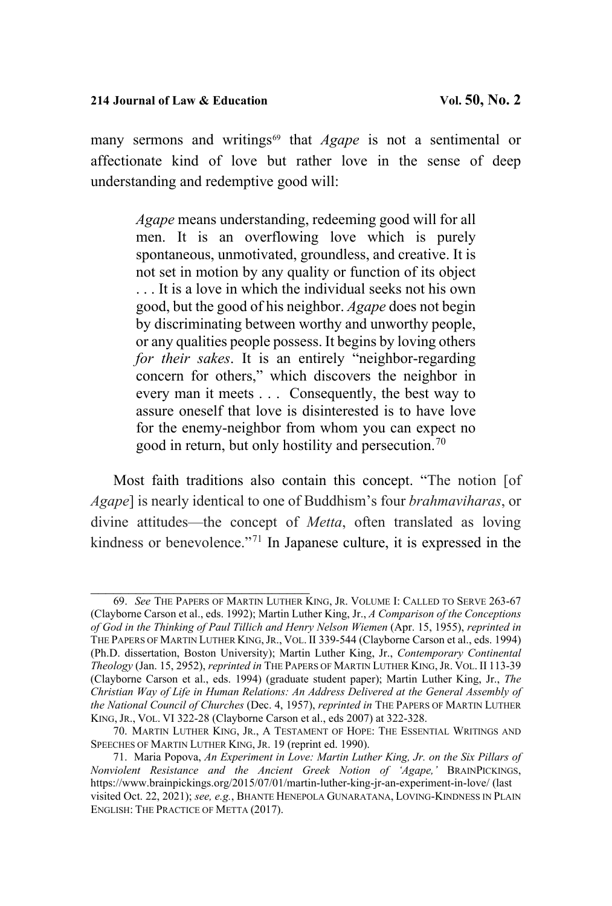many sermons and writings[69] that *Agape* is not a sentimental or affectionate kind of love but rather love in the sense of deep understanding and redemptive good will:

> *Agape* means understanding, redeeming good will for all men. It is an overflowing love which is purely spontaneous, unmotivated, groundless, and creative. It is not set in motion by any quality or function of its object . . . It is a love in which the individual seeks not his own good, but the good of his neighbor. *Agape* does not begin by discriminating between worthy and unworthy people, or any qualities people possess. It begins by loving others *for their sakes*. It is an entirely "neighbor-regarding concern for others," which discovers the neighbor in every man it meets . . . Consequently, the best way to assure oneself that love is disinterested is to have love for the enemy-neighbor from whom you can expect no good in return, but only hostility and persecution.[70]

Most faith traditions also contain this concept. "The notion [of *Agape*] is nearly identical to one of Buddhism's four *brahmaviharas*, or divine attitudes—the concept of *Metta*, often translated as loving kindness or benevolence."[71] In Japanese culture, it is expressed in the

---

69. *See* THE PAPERS OF MARTIN LUTHER KING, JR. VOLUME I: CALLED TO SERVE 263-67 (Clayborne Carson et al., eds. 1992); Martin Luther King, Jr., *A Comparison of the Conceptions of God in the Thinking of Paul Tillich and Henry Nelson Wiemen* (Apr. 15, 1955), *reprinted in* THE PAPERS OF MARTIN LUTHER KING, JR., VOL. II 339-544 (Clayborne Carson et al., eds. 1994) (Ph.D. dissertation, Boston University); Martin Luther King, Jr., *Contemporary Continental Theology* (Jan. 15, 2952), *reprinted in* THE PAPERS OF MARTIN LUTHER KING, JR. VOL. II 113-39 (Clayborne Carson et al., eds. 1994) (graduate student paper); Martin Luther King, Jr., *The Christian Way of Life in Human Relations: An Address Delivered at the General Assembly of the National Council of Churches* (Dec. 4, 1957), *reprinted in* THE PAPERS OF MARTIN LUTHER KING, JR., VOL. VI 322-28 (Clayborne Carson et al., eds 2007) at 322-328.

70. MARTIN LUTHER KING, JR., A TESTAMENT OF HOPE: THE ESSENTIAL WRITINGS AND SPEECHES OF MARTIN LUTHER KING, JR. 19 (reprint ed. 1990).

71. Maria Popova, *An Experiment in Love: Martin Luther King, Jr. on the Six Pillars of Nonviolent Resistance and the Ancient Greek Notion of 'Agape,'* BRAINPICKINGS, https://www.brainpickings.org/2015/07/01/martin-luther-king-jr-an-experiment-in-love/ (last visited Oct. 22, 2021); *see, e.g.*, BHANTE HENEPOLA GUNARATANA, LOVING-KINDNESS IN PLAIN ENGLISH: THE PRACTICE OF METTA (2017).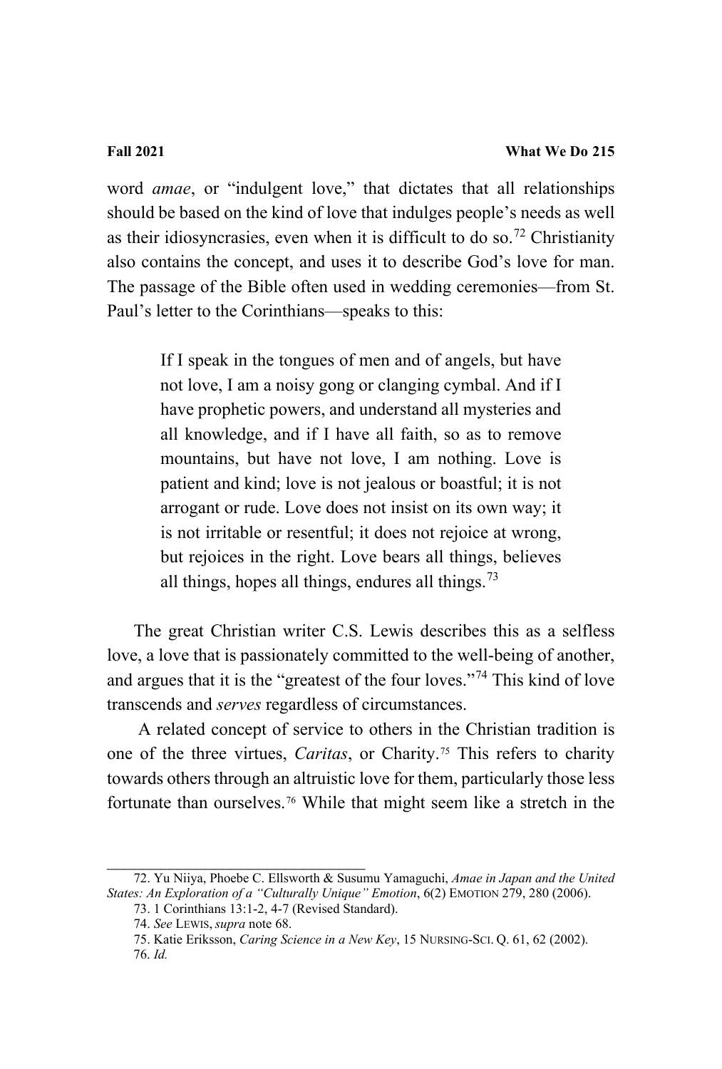word *amae*, or "indulgent love," that dictates that all relationships should be based on the kind of love that indulges people's needs as well as their idiosyncrasies, even when it is difficult to do so.[72] Christianity also contains the concept, and uses it to describe God's love for man. The passage of the Bible often used in wedding ceremonies—from St. Paul's letter to the Corinthians—speaks to this:

> If I speak in the tongues of men and of angels, but have not love, I am a noisy gong or clanging cymbal. And if I have prophetic powers, and understand all mysteries and all knowledge, and if I have all faith, so as to remove mountains, but have not love, I am nothing. Love is patient and kind; love is not jealous or boastful; it is not arrogant or rude. Love does not insist on its own way; it is not irritable or resentful; it does not rejoice at wrong, but rejoices in the right. Love bears all things, believes all things, hopes all things, endures all things.[73]

The great Christian writer C.S. Lewis describes this as a selfless love, a love that is passionately committed to the well-being of another, and argues that it is the "greatest of the four loves."[74] This kind of love transcends and *serves* regardless of circumstances.

A related concept of service to others in the Christian tradition is one of the three virtues, *Caritas*, or Charity.[75] This refers to charity towards others through an altruistic love for them, particularly those less fortunate than ourselves.[76] While that might seem like a stretch in the

---

72. Yu Niiya, Phoebe C. Ellsworth & Susumu Yamaguchi, *Amae in Japan and the United States: An Exploration of a "Culturally Unique" Emotion*, 6(2) EMOTION 279, 280 (2006).

73. 1 Corinthians 13:1-2, 4-7 (Revised Standard).

74. *See* LEWIS, *supra* note 68.

75. Katie Eriksson, *Caring Science in a New Key*, 15 NURSING-SCI. Q. 61, 62 (2002).

76. *Id.*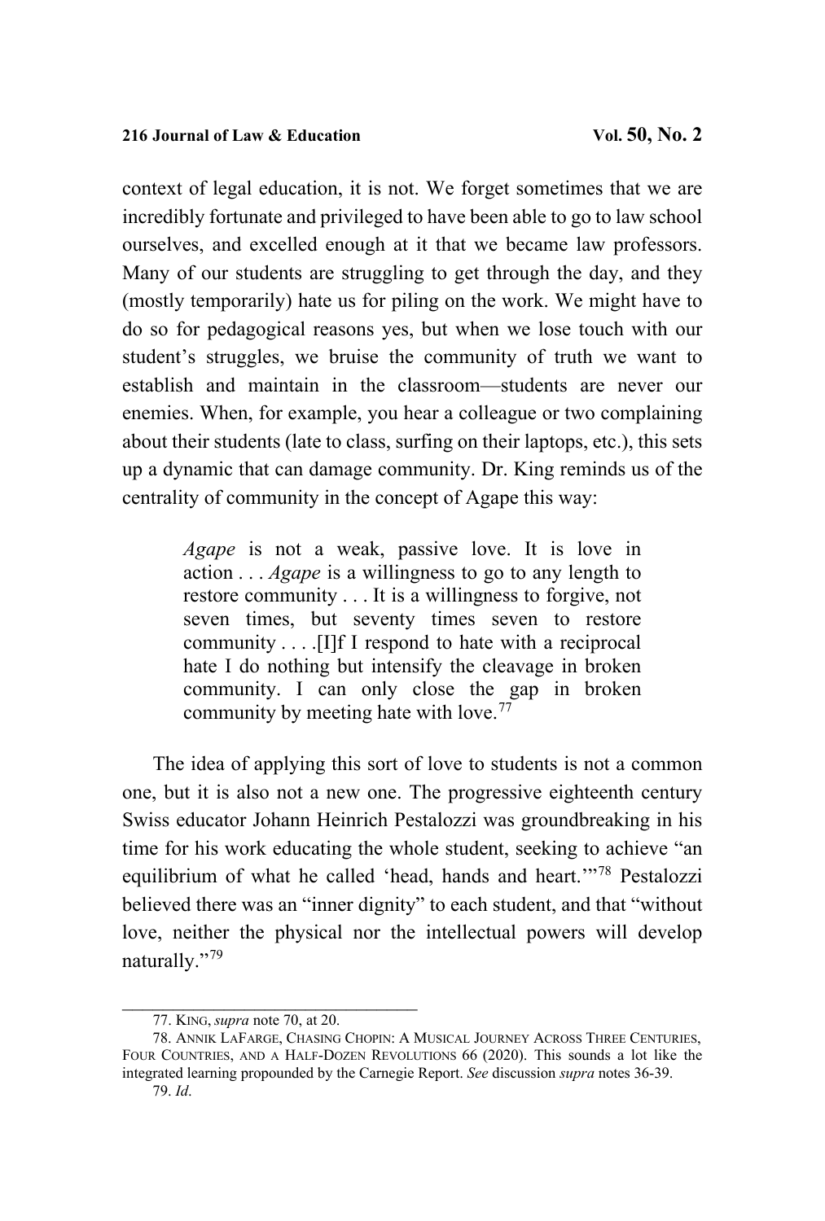context of legal education, it is not. We forget sometimes that we are incredibly fortunate and privileged to have been able to go to law school ourselves, and excelled enough at it that we became law professors. Many of our students are struggling to get through the day, and they (mostly temporarily) hate us for piling on the work. We might have to do so for pedagogical reasons yes, but when we lose touch with our student's struggles, we bruise the community of truth we want to establish and maintain in the classroom—students are never our enemies. When, for example, you hear a colleague or two complaining about their students (late to class, surfing on their laptops, etc.), this sets up a dynamic that can damage community. Dr. King reminds us of the centrality of community in the concept of Agape this way:

> *Agape* is not a weak, passive love. It is love in action . . . *Agape* is a willingness to go to any length to restore community . . . It is a willingness to forgive, not seven times, but seventy times seven to restore community . . . .[I]f I respond to hate with a reciprocal hate I do nothing but intensify the cleavage in broken community. I can only close the gap in broken community by meeting hate with love.[77]

The idea of applying this sort of love to students is not a common one, but it is also not a new one. The progressive eighteenth century Swiss educator Johann Heinrich Pestalozzi was groundbreaking in his time for his work educating the whole student, seeking to achieve "an equilibrium of what he called 'head, hands and heart.'"[78] Pestalozzi believed there was an "inner dignity" to each student, and that "without love, neither the physical nor the intellectual powers will develop naturally."[79]

---

77. KING, *supra* note 70, at 20.

78. ANNIK LAFARGE, CHASING CHOPIN: A MUSICAL JOURNEY ACROSS THREE CENTURIES, FOUR COUNTRIES, AND A HALF-DOZEN REVOLUTIONS 66 (2020). This sounds a lot like the integrated learning propounded by the Carnegie Report. *See* discussion *supra* notes 36-39.

79. *Id*.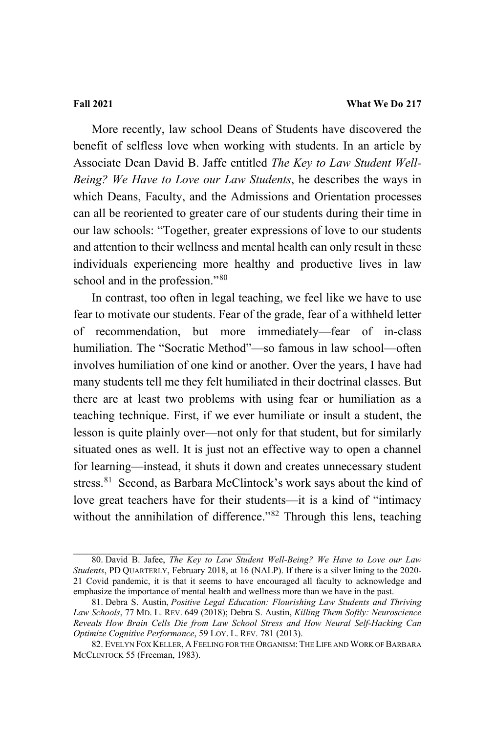More recently, law school Deans of Students have discovered the benefit of selfless love when working with students. In an article by Associate Dean David B. Jaffe entitled *The Key to Law Student Well-Being? We Have to Love our Law Students*, he describes the ways in which Deans, Faculty, and the Admissions and Orientation processes can all be reoriented to greater care of our students during their time in our law schools: "Together, greater expressions of love to our students and attention to their wellness and mental health can only result in these individuals experiencing more healthy and productive lives in law school and in the profession."[80]

In contrast, too often in legal teaching, we feel like we have to use fear to motivate our students. Fear of the grade, fear of a withheld letter of recommendation, but more immediately—fear of in-class humiliation. The "Socratic Method"—so famous in law school—often involves humiliation of one kind or another. Over the years, I have had many students tell me they felt humiliated in their doctrinal classes. But there are at least two problems with using fear or humiliation as a teaching technique. First, if we ever humiliate or insult a student, the lesson is quite plainly over—not only for that student, but for similarly situated ones as well. It is just not an effective way to open a channel for learning—instead, it shuts it down and creates unnecessary student stress.[81] Second, as Barbara McClintock's work says about the kind of love great teachers have for their students—it is a kind of "intimacy without the annihilation of difference."[82] Through this lens, teaching

---

80. David B. Jafee, *The Key to Law Student Well-Being? We Have to Love our Law Students*, PD QUARTERLY, February 2018, at 16 (NALP). If there is a silver lining to the 2020-21 Covid pandemic, it is that it seems to have encouraged all faculty to acknowledge and emphasize the importance of mental health and wellness more than we have in the past.

81. Debra S. Austin, *Positive Legal Education: Flourishing Law Students and Thriving Law Schools*, 77 MD. L. REV. 649 (2018); Debra S. Austin, *Killing Them Softly: Neuroscience Reveals How Brain Cells Die from Law School Stress and How Neural Self-Hacking Can Optimize Cognitive Performance*, 59 LOY. L. REV. 781 (2013).

82. EVELYN FOX KELLER, A FEELING FOR THE ORGANISM: THE LIFE AND WORK OF BARBARA MCCLINTOCK 55 (Freeman, 1983).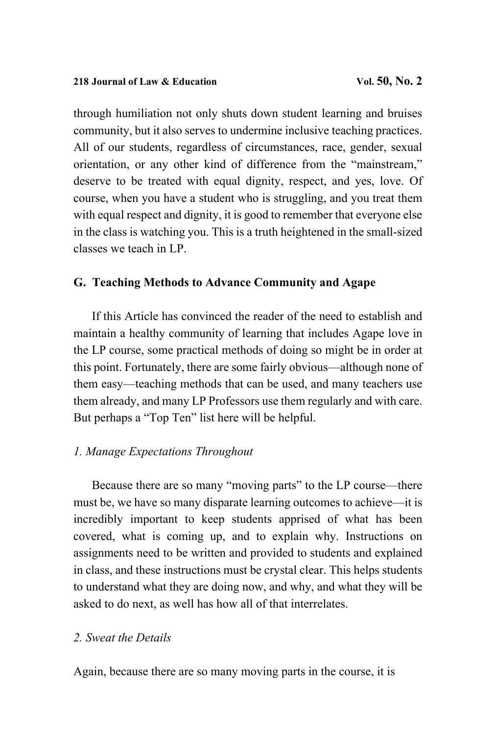through humiliation not only shuts down student learning and bruises community, but it also serves to undermine inclusive teaching practices. All of our students, regardless of circumstances, race, gender, sexual orientation, or any other kind of difference from the "mainstream," deserve to be treated with equal dignity, respect, and yes, love. Of course, when you have a student who is struggling, and you treat them with equal respect and dignity, it is good to remember that everyone else in the class is watching you. This is a truth heightened in the small-sized classes we teach in LP.

### G. Teaching Methods to Advance Community and Agape

If this Article has convinced the reader of the need to establish and maintain a healthy community of learning that includes Agape love in the LP course, some practical methods of doing so might be in order at this point. Fortunately, there are some fairly obvious—although none of them easy—teaching methods that can be used, and many teachers use them already, and many LP Professors use them regularly and with care. But perhaps a "Top Ten" list here will be helpful.

#### *1. Manage Expectations Throughout*

Because there are so many "moving parts" to the LP course—there must be, we have so many disparate learning outcomes to achieve—it is incredibly important to keep students apprised of what has been covered, what is coming up, and to explain why. Instructions on assignments need to be written and provided to students and explained in class, and these instructions must be crystal clear. This helps students to understand what they are doing now, and why, and what they will be asked to do next, as well has how all of that interrelates.

#### *2. Sweat the Details*

Again, because there are so many moving parts in the course, it is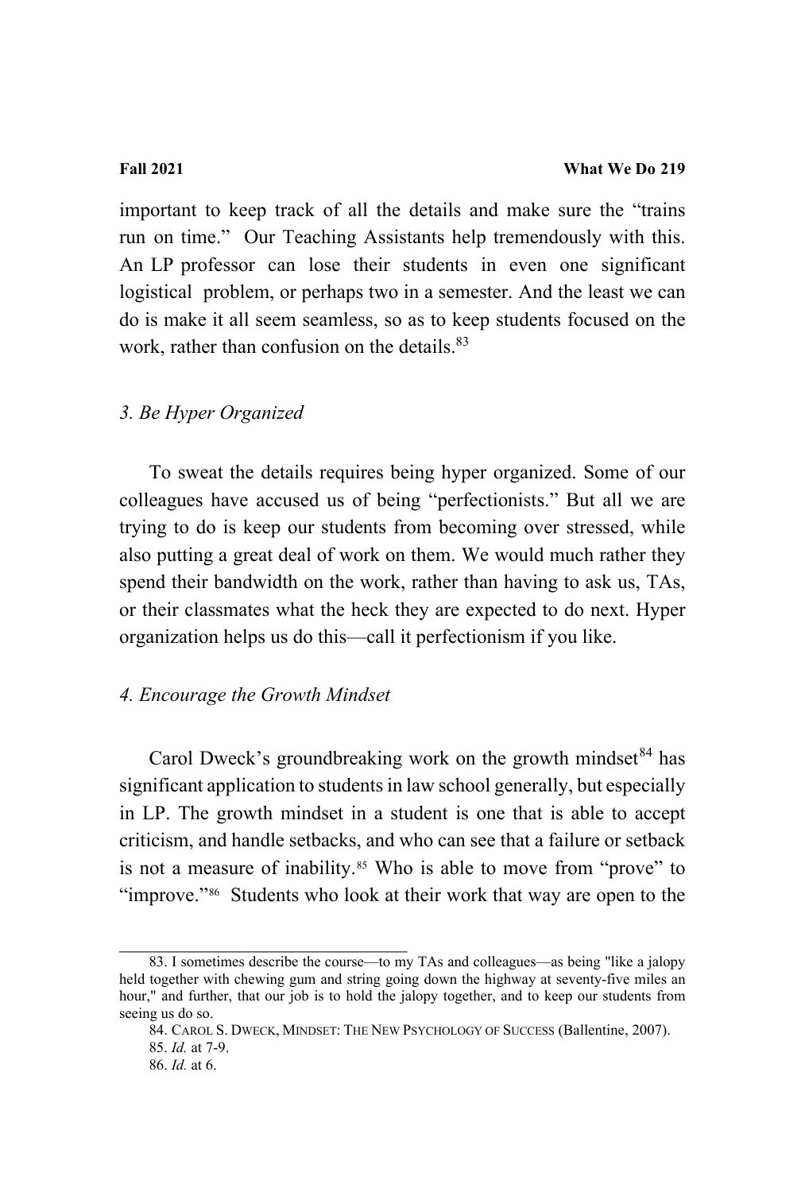important to keep track of all the details and make sure the "trains run on time." Our Teaching Assistants help tremendously with this. An LP professor can lose their students in even one significant logistical problem, or perhaps two in a semester. And the least we can do is make it all seem seamless, so as to keep students focused on the work, rather than confusion on the details.[83]

### *3. Be Hyper Organized*

To sweat the details requires being hyper organized. Some of our colleagues have accused us of being "perfectionists." But all we are trying to do is keep our students from becoming over stressed, while also putting a great deal of work on them. We would much rather they spend their bandwidth on the work, rather than having to ask us, TAs, or their classmates what the heck they are expected to do next. Hyper organization helps us do this—call it perfectionism if you like.

### *4. Encourage the Growth Mindset*

Carol Dweck's groundbreaking work on the growth mindset[84] has significant application to students in law school generally, but especially in LP. The growth mindset in a student is one that is able to accept criticism, and handle setbacks, and who can see that a failure or setback is not a measure of inability.[85] Who is able to move from "prove" to "improve."[86] Students who look at their work that way are open to the

---

83. I sometimes describe the course—to my TAs and colleagues—as being "like a jalopy held together with chewing gum and string going down the highway at seventy-five miles an hour," and further, that our job is to hold the jalopy together, and to keep our students from seeing us do so.

84. CAROL S. DWECK, MINDSET: THE NEW PSYCHOLOGY OF SUCCESS (Ballentine, 2007).

85. *Id.* at 7-9.

86. *Id.* at 6.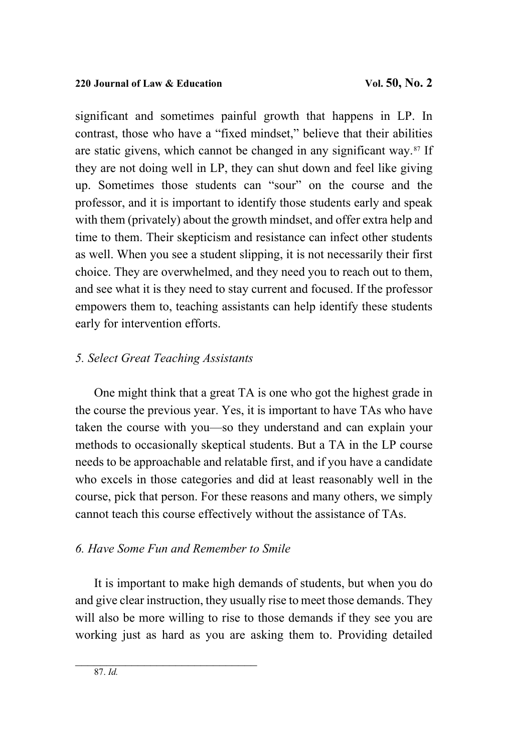significant and sometimes painful growth that happens in LP. In contrast, those who have a "fixed mindset," believe that their abilities are static givens, which cannot be changed in any significant way.[87] If they are not doing well in LP, they can shut down and feel like giving up. Sometimes those students can "sour" on the course and the professor, and it is important to identify those students early and speak with them (privately) about the growth mindset, and offer extra help and time to them. Their skepticism and resistance can infect other students as well. When you see a student slipping, it is not necessarily their first choice. They are overwhelmed, and they need you to reach out to them, and see what it is they need to stay current and focused. If the professor empowers them to, teaching assistants can help identify these students early for intervention efforts.

*5. Select Great Teaching Assistants*

One might think that a great TA is one who got the highest grade in the course the previous year. Yes, it is important to have TAs who have taken the course with you—so they understand and can explain your methods to occasionally skeptical students. But a TA in the LP course needs to be approachable and relatable first, and if you have a candidate who excels in those categories and did at least reasonably well in the course, pick that person. For these reasons and many others, we simply cannot teach this course effectively without the assistance of TAs.

*6. Have Some Fun and Remember to Smile*

It is important to make high demands of students, but when you do and give clear instruction, they usually rise to meet those demands. They will also be more willing to rise to those demands if they see you are working just as hard as you are asking them to. Providing detailed

---

87. *Id.*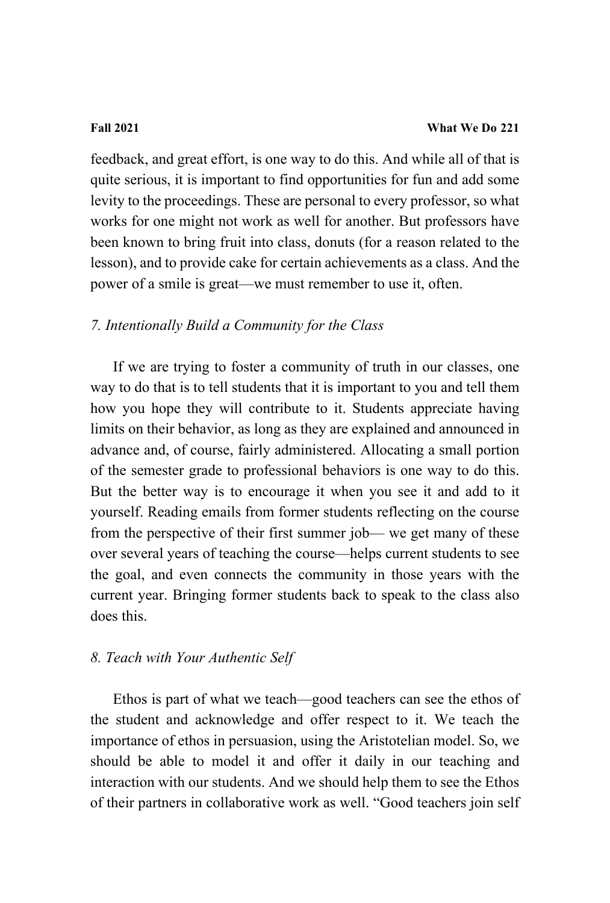feedback, and great effort, is one way to do this. And while all of that is quite serious, it is important to find opportunities for fun and add some levity to the proceedings. These are personal to every professor, so what works for one might not work as well for another. But professors have been known to bring fruit into class, donuts (for a reason related to the lesson), and to provide cake for certain achievements as a class. And the power of a smile is great—we must remember to use it, often.

### *7. Intentionally Build a Community for the Class*

If we are trying to foster a community of truth in our classes, one way to do that is to tell students that it is important to you and tell them how you hope they will contribute to it. Students appreciate having limits on their behavior, as long as they are explained and announced in advance and, of course, fairly administered. Allocating a small portion of the semester grade to professional behaviors is one way to do this. But the better way is to encourage it when you see it and add to it yourself. Reading emails from former students reflecting on the course from the perspective of their first summer job— we get many of these over several years of teaching the course—helps current students to see the goal, and even connects the community in those years with the current year. Bringing former students back to speak to the class also does this.

### *8. Teach with Your Authentic Self*

Ethos is part of what we teach—good teachers can see the ethos of the student and acknowledge and offer respect to it. We teach the importance of ethos in persuasion, using the Aristotelian model. So, we should be able to model it and offer it daily in our teaching and interaction with our students. And we should help them to see the Ethos of their partners in collaborative work as well. "Good teachers join self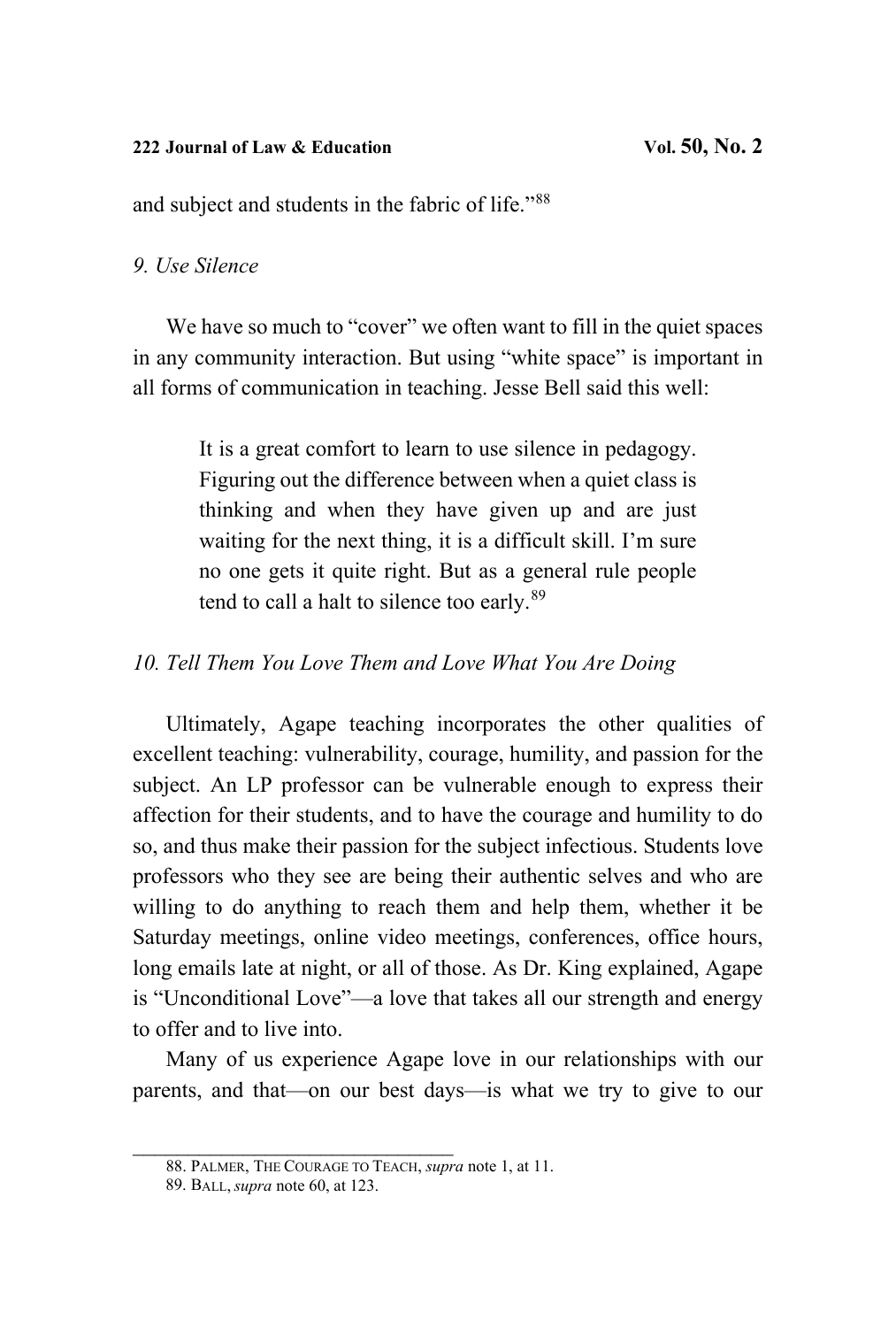and subject and students in the fabric of life."[88]

*9. Use Silence*

We have so much to "cover" we often want to fill in the quiet spaces in any community interaction. But using "white space" is important in all forms of communication in teaching. Jesse Bell said this well:

> It is a great comfort to learn to use silence in pedagogy. Figuring out the difference between when a quiet class is thinking and when they have given up and are just waiting for the next thing, it is a difficult skill. I'm sure no one gets it quite right. But as a general rule people tend to call a halt to silence too early.[89]

*10. Tell Them You Love Them and Love What You Are Doing*

Ultimately, Agape teaching incorporates the other qualities of excellent teaching: vulnerability, courage, humility, and passion for the subject. An LP professor can be vulnerable enough to express their affection for their students, and to have the courage and humility to do so, and thus make their passion for the subject infectious. Students love professors who they see are being their authentic selves and who are willing to do anything to reach them and help them, whether it be Saturday meetings, online video meetings, conferences, office hours, long emails late at night, or all of those. As Dr. King explained, Agape is "Unconditional Love"—a love that takes all our strength and energy to offer and to live into.

Many of us experience Agape love in our relationships with our parents, and that—on our best days—is what we try to give to our

---

88. PALMER, THE COURAGE TO TEACH, *supra* note 1, at 11.

89. BALL, *supra* note 60, at 123.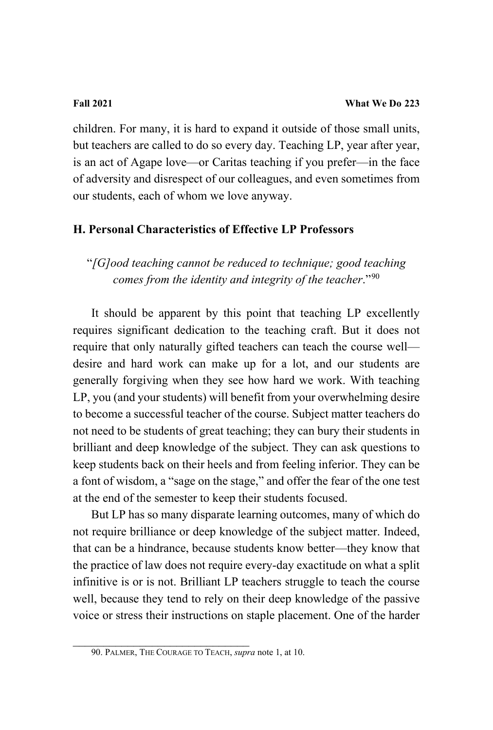children. For many, it is hard to expand it outside of those small units, but teachers are called to do so every day. Teaching LP, year after year, is an act of Agape love—or Caritas teaching if you prefer—in the face of adversity and disrespect of our colleagues, and even sometimes from our students, each of whom we love anyway.

### H. Personal Characteristics of Effective LP Professors

> "*[G]ood teaching cannot be reduced to technique; good teaching comes from the identity and integrity of the teacher*."[90]

It should be apparent by this point that teaching LP excellently requires significant dedication to the teaching craft. But it does not require that only naturally gifted teachers can teach the course well—desire and hard work can make up for a lot, and our students are generally forgiving when they see how hard we work. With teaching LP, you (and your students) will benefit from your overwhelming desire to become a successful teacher of the course. Subject matter teachers do not need to be students of great teaching; they can bury their students in brilliant and deep knowledge of the subject. They can ask questions to keep students back on their heels and from feeling inferior. They can be a font of wisdom, a "sage on the stage," and offer the fear of the one test at the end of the semester to keep their students focused.

But LP has so many disparate learning outcomes, many of which do not require brilliance or deep knowledge of the subject matter. Indeed, that can be a hindrance, because students know better—they know that the practice of law does not require every-day exactitude on what a split infinitive is or is not. Brilliant LP teachers struggle to teach the course well, because they tend to rely on their deep knowledge of the passive voice or stress their instructions on staple placement. One of the harder

---

90. PALMER, THE COURAGE TO TEACH, *supra* note 1, at 10.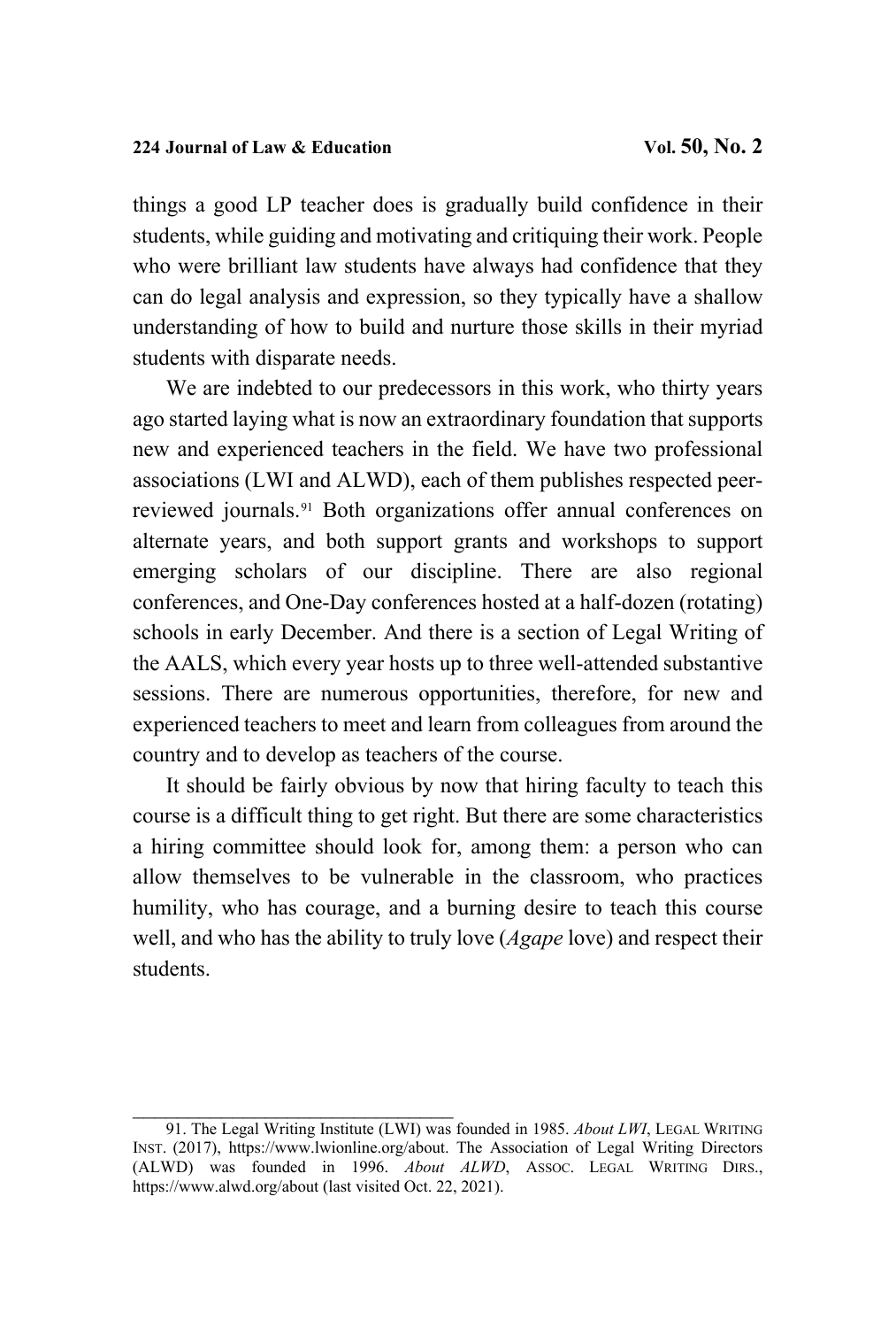things a good LP teacher does is gradually build confidence in their students, while guiding and motivating and critiquing their work. People who were brilliant law students have always had confidence that they can do legal analysis and expression, so they typically have a shallow understanding of how to build and nurture those skills in their myriad students with disparate needs.

We are indebted to our predecessors in this work, who thirty years ago started laying what is now an extraordinary foundation that supports new and experienced teachers in the field. We have two professional associations (LWI and ALWD), each of them publishes respected peer-reviewed journals.[91] Both organizations offer annual conferences on alternate years, and both support grants and workshops to support emerging scholars of our discipline. There are also regional conferences, and One-Day conferences hosted at a half-dozen (rotating) schools in early December. And there is a section of Legal Writing of the AALS, which every year hosts up to three well-attended substantive sessions. There are numerous opportunities, therefore, for new and experienced teachers to meet and learn from colleagues from around the country and to develop as teachers of the course.

It should be fairly obvious by now that hiring faculty to teach this course is a difficult thing to get right. But there are some characteristics a hiring committee should look for, among them: a person who can allow themselves to be vulnerable in the classroom, who practices humility, who has courage, and a burning desire to teach this course well, and who has the ability to truly love (*Agape* love) and respect their students.

---

91. The Legal Writing Institute (LWI) was founded in 1985. *About LWI*, LEGAL WRITING INST. (2017), https://www.lwionline.org/about. The Association of Legal Writing Directors (ALWD) was founded in 1996. *About ALWD*, ASSOC. LEGAL WRITING DIRS., https://www.alwd.org/about (last visited Oct. 22, 2021).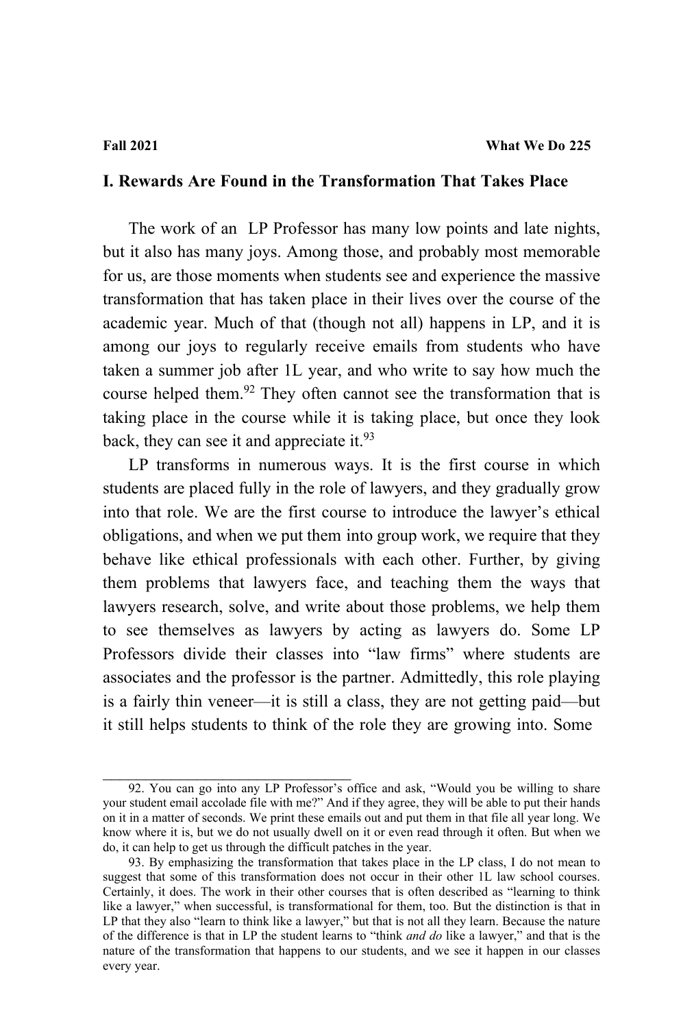## I. Rewards Are Found in the Transformation That Takes Place

The work of an LP Professor has many low points and late nights, but it also has many joys. Among those, and probably most memorable for us, are those moments when students see and experience the massive transformation that has taken place in their lives over the course of the academic year. Much of that (though not all) happens in LP, and it is among our joys to regularly receive emails from students who have taken a summer job after 1L year, and who write to say how much the course helped them.[92] They often cannot see the transformation that is taking place in the course while it is taking place, but once they look back, they can see it and appreciate it.[93]

LP transforms in numerous ways. It is the first course in which students are placed fully in the role of lawyers, and they gradually grow into that role. We are the first course to introduce the lawyer's ethical obligations, and when we put them into group work, we require that they behave like ethical professionals with each other. Further, by giving them problems that lawyers face, and teaching them the ways that lawyers research, solve, and write about those problems, we help them to see themselves as lawyers by acting as lawyers do. Some LP Professors divide their classes into "law firms" where students are associates and the professor is the partner. Admittedly, this role playing is a fairly thin veneer—it is still a class, they are not getting paid—but it still helps students to think of the role they are growing into. Some

---

92. You can go into any LP Professor's office and ask, "Would you be willing to share your student email accolade file with me?" And if they agree, they will be able to put their hands on it in a matter of seconds. We print these emails out and put them in that file all year long. We know where it is, but we do not usually dwell on it or even read through it often. But when we do, it can help to get us through the difficult patches in the year.

93. By emphasizing the transformation that takes place in the LP class, I do not mean to suggest that some of this transformation does not occur in their other 1L law school courses. Certainly, it does. The work in their other courses that is often described as "learning to think like a lawyer," when successful, is transformational for them, too. But the distinction is that in LP that they also "learn to think like a lawyer," but that is not all they learn. Because the nature of the difference is that in LP the student learns to "think *and do* like a lawyer," and that is the nature of the transformation that happens to our students, and we see it happen in our classes every year.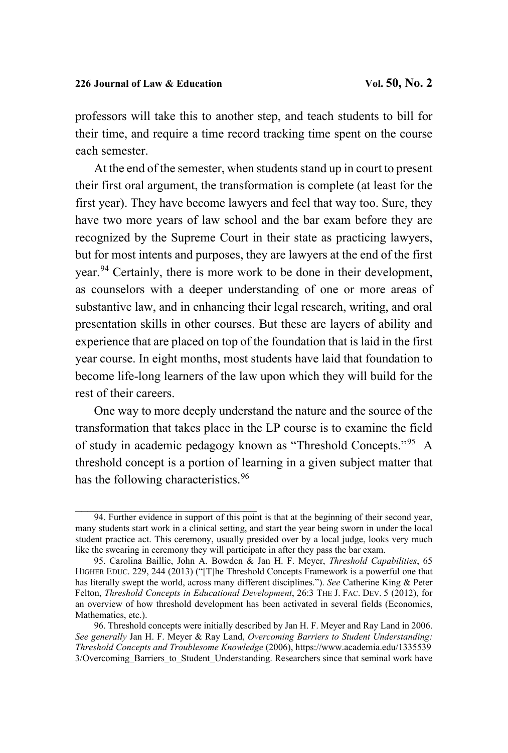professors will take this to another step, and teach students to bill for their time, and require a time record tracking time spent on the course each semester.

At the end of the semester, when students stand up in court to present their first oral argument, the transformation is complete (at least for the first year). They have become lawyers and feel that way too. Sure, they have two more years of law school and the bar exam before they are recognized by the Supreme Court in their state as practicing lawyers, but for most intents and purposes, they are lawyers at the end of the first year.[94] Certainly, there is more work to be done in their development, as counselors with a deeper understanding of one or more areas of substantive law, and in enhancing their legal research, writing, and oral presentation skills in other courses. But these are layers of ability and experience that are placed on top of the foundation that is laid in the first year course. In eight months, most students have laid that foundation to become life-long learners of the law upon which they will build for the rest of their careers.

One way to more deeply understand the nature and the source of the transformation that takes place in the LP course is to examine the field of study in academic pedagogy known as "Threshold Concepts."[95] A threshold concept is a portion of learning in a given subject matter that has the following characteristics.[96]

---

94. Further evidence in support of this point is that at the beginning of their second year, many students start work in a clinical setting, and start the year being sworn in under the local student practice act. This ceremony, usually presided over by a local judge, looks very much like the swearing in ceremony they will participate in after they pass the bar exam.

95. Carolina Baillie, John A. Bowden & Jan H. F. Meyer, *Threshold Capabilities*, 65 HIGHER EDUC. 229, 244 (2013) ("[T]he Threshold Concepts Framework is a powerful one that has literally swept the world, across many different disciplines."). *See* Catherine King & Peter Felton, *Threshold Concepts in Educational Development*, 26:3 THE J. FAC. DEV. 5 (2012), for an overview of how threshold development has been activated in several fields (Economics, Mathematics, etc.).

96. Threshold concepts were initially described by Jan H. F. Meyer and Ray Land in 2006. *See generally* Jan H. F. Meyer & Ray Land, *Overcoming Barriers to Student Understanding: Threshold Concepts and Troublesome Knowledge* (2006), https://www.academia.edu/13355393/Overcoming_Barriers_to_Student_Understanding. Researchers since that seminal work have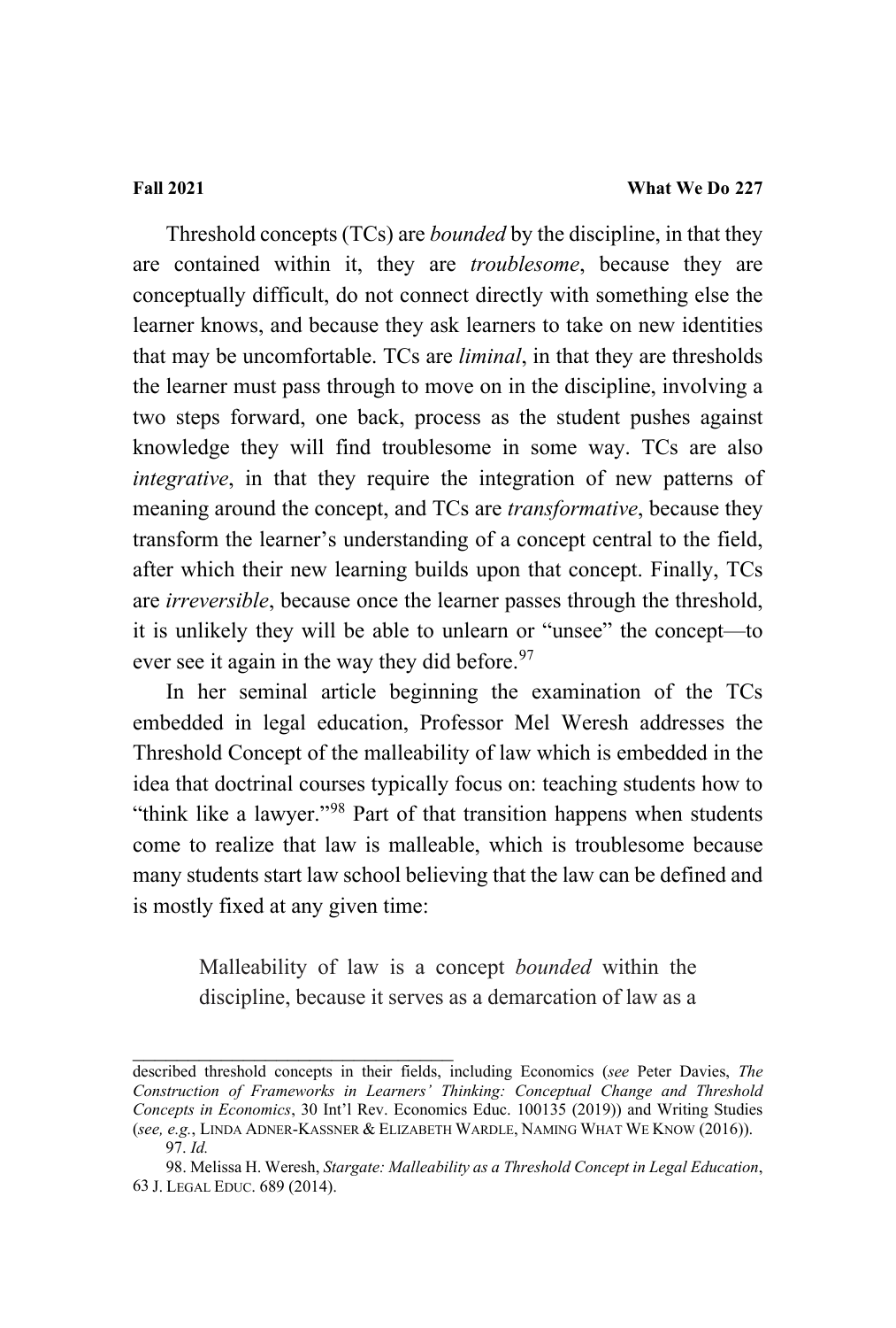Threshold concepts (TCs) are *bounded* by the discipline, in that they are contained within it, they are *troublesome*, because they are conceptually difficult, do not connect directly with something else the learner knows, and because they ask learners to take on new identities that may be uncomfortable. TCs are *liminal*, in that they are thresholds the learner must pass through to move on in the discipline, involving a two steps forward, one back, process as the student pushes against knowledge they will find troublesome in some way. TCs are also *integrative*, in that they require the integration of new patterns of meaning around the concept, and TCs are *transformative*, because they transform the learner's understanding of a concept central to the field, after which their new learning builds upon that concept. Finally, TCs are *irreversible*, because once the learner passes through the threshold, it is unlikely they will be able to unlearn or "unsee" the concept—to ever see it again in the way they did before.[97]

In her seminal article beginning the examination of the TCs embedded in legal education, Professor Mel Weresh addresses the Threshold Concept of the malleability of law which is embedded in the idea that doctrinal courses typically focus on: teaching students how to "think like a lawyer."[98] Part of that transition happens when students come to realize that law is malleable, which is troublesome because many students start law school believing that the law can be defined and is mostly fixed at any given time:

> Malleability of law is a concept *bounded* within the discipline, because it serves as a demarcation of law as a

---

described threshold concepts in their fields, including Economics (*see* Peter Davies, *The Construction of Frameworks in Learners' Thinking: Conceptual Change and Threshold Concepts in Economics*, 30 Int'l Rev. Economics Educ. 100135 (2019)) and Writing Studies (*see, e.g.*, LINDA ADNER-KASSNER & ELIZABETH WARDLE, NAMING WHAT WE KNOW (2016)).

97. *Id.*

98. Melissa H. Weresh, *Stargate: Malleability as a Threshold Concept in Legal Education*, 63 J. LEGAL EDUC. 689 (2014).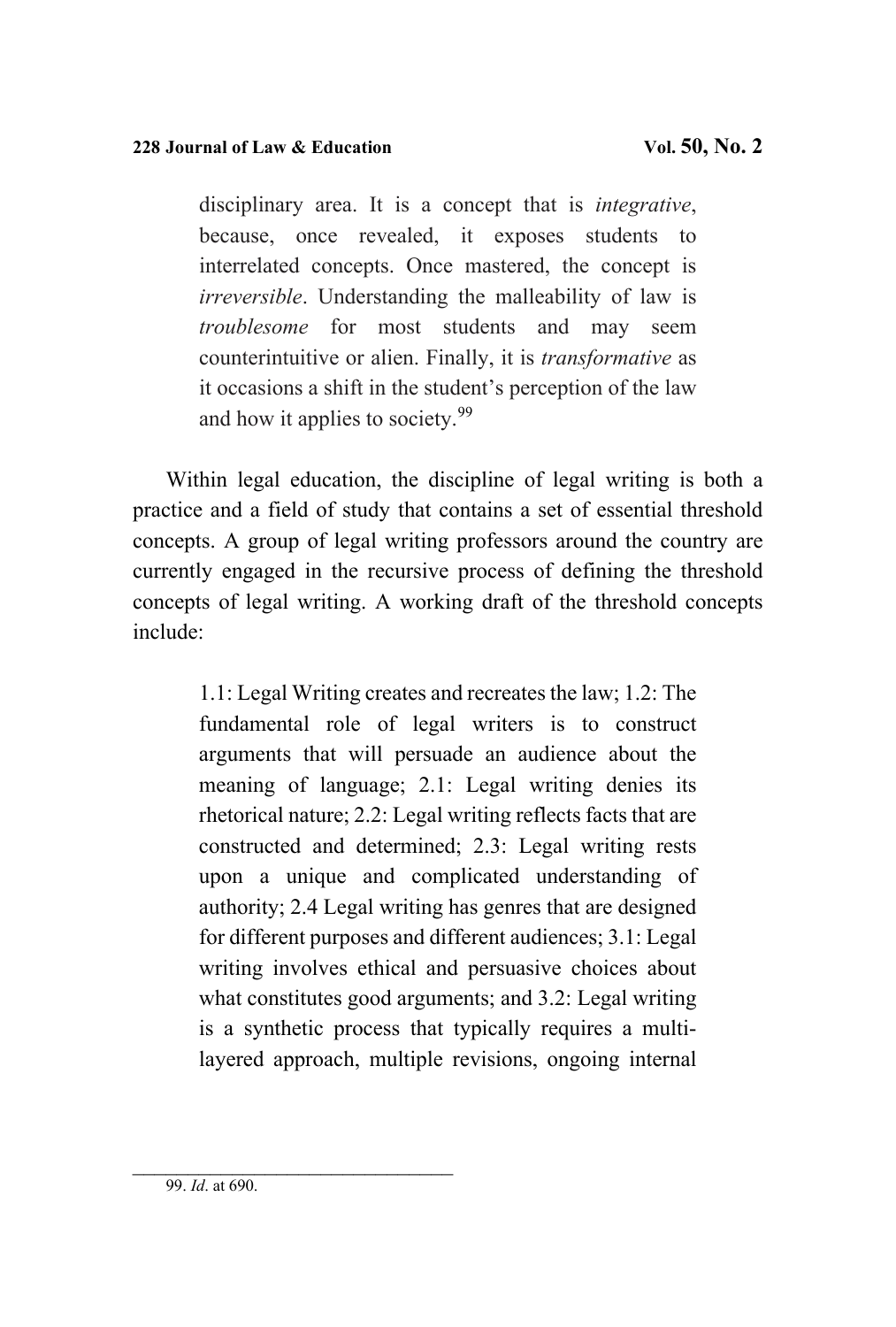> disciplinary area. It is a concept that is *integrative*, because, once revealed, it exposes students to interrelated concepts. Once mastered, the concept is *irreversible*. Understanding the malleability of law is *troublesome* for most students and may seem counterintuitive or alien. Finally, it is *transformative* as it occasions a shift in the student's perception of the law and how it applies to society.[99]

Within legal education, the discipline of legal writing is both a practice and a field of study that contains a set of essential threshold concepts. A group of legal writing professors around the country are currently engaged in the recursive process of defining the threshold concepts of legal writing. A working draft of the threshold concepts include:

> 1.1: Legal Writing creates and recreates the law; 1.2: The fundamental role of legal writers is to construct arguments that will persuade an audience about the meaning of language; 2.1: Legal writing denies its rhetorical nature; 2.2: Legal writing reflects facts that are constructed and determined; 2.3: Legal writing rests upon a unique and complicated understanding of authority; 2.4 Legal writing has genres that are designed for different purposes and different audiences; 3.1: Legal writing involves ethical and persuasive choices about what constitutes good arguments; and 3.2: Legal writing is a synthetic process that typically requires a multi-layered approach, multiple revisions, ongoing internal

---

99. *Id*. at 690.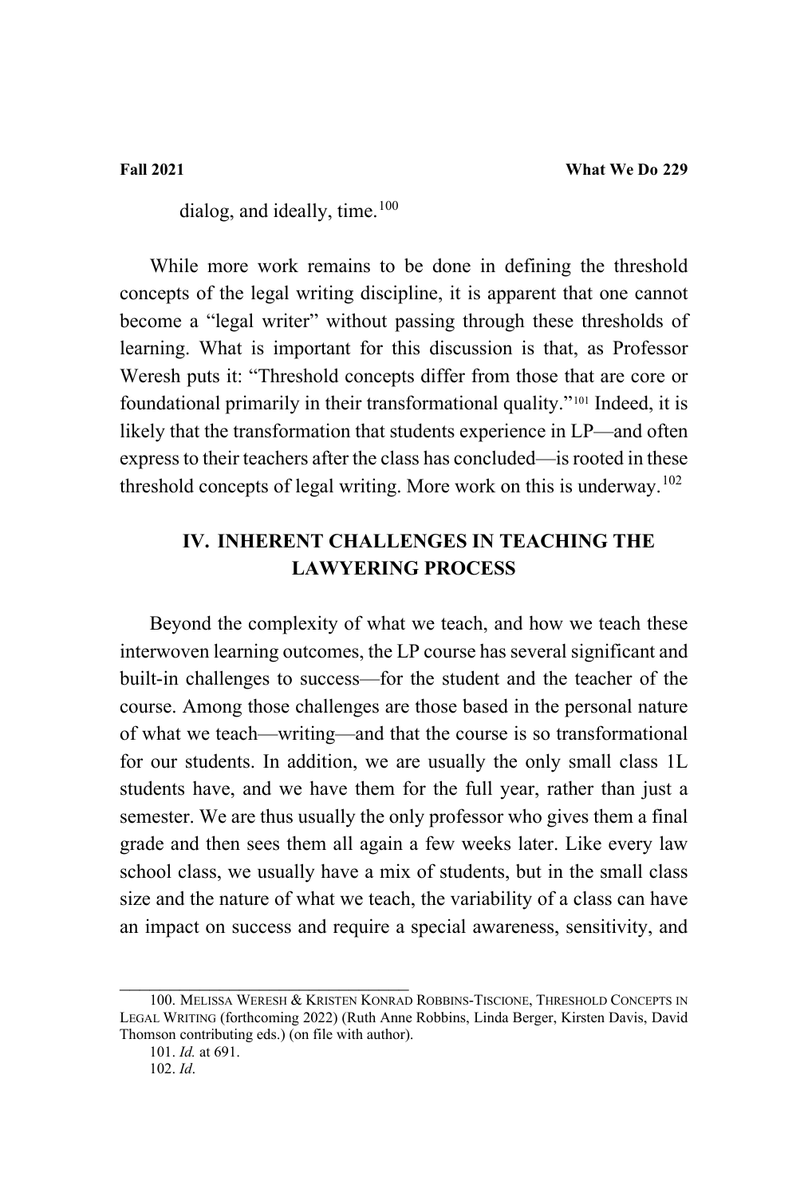dialog, and ideally, time.[100]

While more work remains to be done in defining the threshold concepts of the legal writing discipline, it is apparent that one cannot become a "legal writer" without passing through these thresholds of learning. What is important for this discussion is that, as Professor Weresh puts it: "Threshold concepts differ from those that are core or foundational primarily in their transformational quality."[101] Indeed, it is likely that the transformation that students experience in LP—and often express to their teachers after the class has concluded—is rooted in these threshold concepts of legal writing. More work on this is underway.[102]

## IV. INHERENT CHALLENGES IN TEACHING THE LAWYERING PROCESS

Beyond the complexity of what we teach, and how we teach these interwoven learning outcomes, the LP course has several significant and built-in challenges to success—for the student and the teacher of the course. Among those challenges are those based in the personal nature of what we teach—writing—and that the course is so transformational for our students. In addition, we are usually the only small class 1L students have, and we have them for the full year, rather than just a semester. We are thus usually the only professor who gives them a final grade and then sees them all again a few weeks later. Like every law school class, we usually have a mix of students, but in the small class size and the nature of what we teach, the variability of a class can have an impact on success and require a special awareness, sensitivity, and

---

100. MELISSA WERESH & KRISTEN KONRAD ROBBINS-TISCIONE, THRESHOLD CONCEPTS IN LEGAL WRITING (forthcoming 2022) (Ruth Anne Robbins, Linda Berger, Kirsten Davis, David Thomson contributing eds.) (on file with author).

101. *Id.* at 691.

102. *Id*.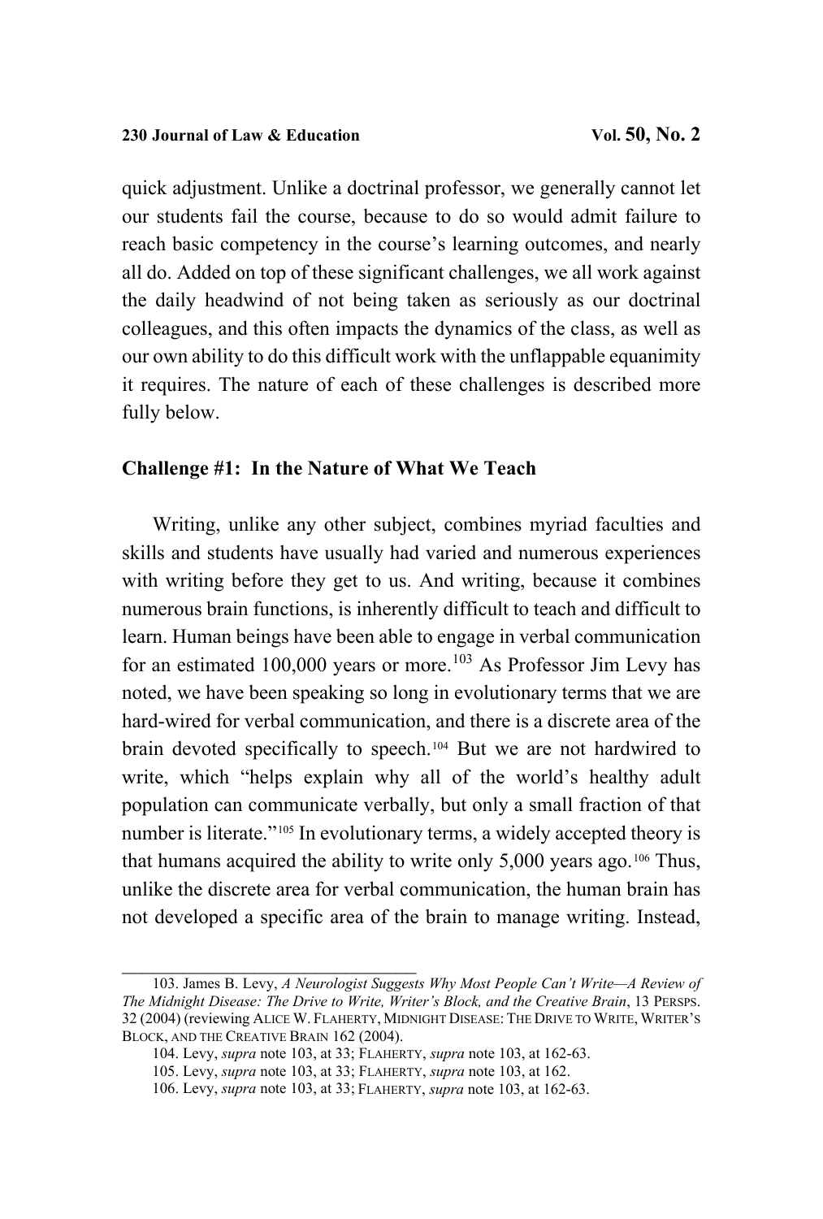quick adjustment. Unlike a doctrinal professor, we generally cannot let our students fail the course, because to do so would admit failure to reach basic competency in the course's learning outcomes, and nearly all do. Added on top of these significant challenges, we all work against the daily headwind of not being taken as seriously as our doctrinal colleagues, and this often impacts the dynamics of the class, as well as our own ability to do this difficult work with the unflappable equanimity it requires. The nature of each of these challenges is described more fully below.

### Challenge #1: In the Nature of What We Teach

Writing, unlike any other subject, combines myriad faculties and skills and students have usually had varied and numerous experiences with writing before they get to us. And writing, because it combines numerous brain functions, is inherently difficult to teach and difficult to learn. Human beings have been able to engage in verbal communication for an estimated 100,000 years or more.[103] As Professor Jim Levy has noted, we have been speaking so long in evolutionary terms that we are hard-wired for verbal communication, and there is a discrete area of the brain devoted specifically to speech.[104] But we are not hardwired to write, which "helps explain why all of the world's healthy adult population can communicate verbally, but only a small fraction of that number is literate."[105] In evolutionary terms, a widely accepted theory is that humans acquired the ability to write only 5,000 years ago.[106] Thus, unlike the discrete area for verbal communication, the human brain has not developed a specific area of the brain to manage writing. Instead,

---

103. James B. Levy, *A Neurologist Suggests Why Most People Can't Write—A Review of The Midnight Disease: The Drive to Write, Writer's Block, and the Creative Brain*, 13 PERSPS. 32 (2004) (reviewing ALICE W. FLAHERTY, MIDNIGHT DISEASE: THE DRIVE TO WRITE, WRITER'S BLOCK, AND THE CREATIVE BRAIN 162 (2004).

104. Levy, *supra* note 103, at 33; FLAHERTY, *supra* note 103, at 162-63.

105. Levy, *supra* note 103, at 33; FLAHERTY, *supra* note 103, at 162.

106. Levy, *supra* note 103, at 33; FLAHERTY, *supra* note 103, at 162-63.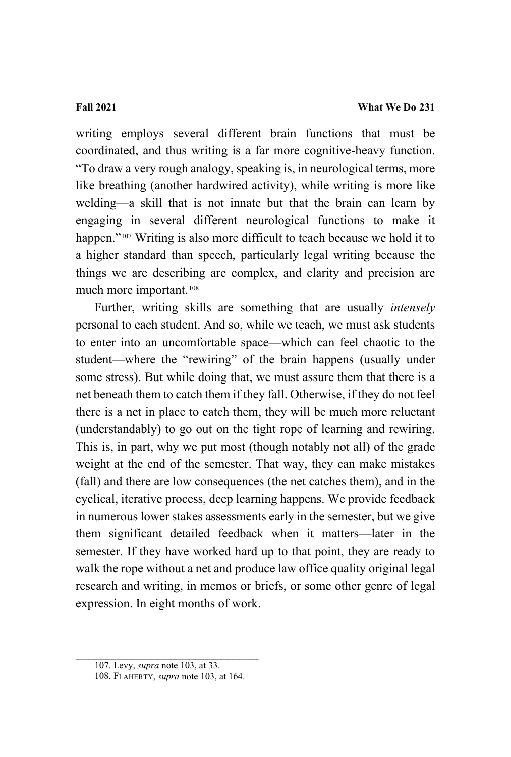writing employs several different brain functions that must be coordinated, and thus writing is a far more cognitive-heavy function. "To draw a very rough analogy, speaking is, in neurological terms, more like breathing (another hardwired activity), while writing is more like welding—a skill that is not innate but that the brain can learn by engaging in several different neurological functions to make it happen."[107] Writing is also more difficult to teach because we hold it to a higher standard than speech, particularly legal writing because the things we are describing are complex, and clarity and precision are much more important.[108]

Further, writing skills are something that are usually *intensely* personal to each student. And so, while we teach, we must ask students to enter into an uncomfortable space—which can feel chaotic to the student—where the "rewiring" of the brain happens (usually under some stress). But while doing that, we must assure them that there is a net beneath them to catch them if they fall. Otherwise, if they do not feel there is a net in place to catch them, they will be much more reluctant (understandably) to go out on the tight rope of learning and rewiring. This is, in part, why we put most (though notably not all) of the grade weight at the end of the semester. That way, they can make mistakes (fall) and there are low consequences (the net catches them), and in the cyclical, iterative process, deep learning happens. We provide feedback in numerous lower stakes assessments early in the semester, but we give them significant detailed feedback when it matters—later in the semester. If they have worked hard up to that point, they are ready to walk the rope without a net and produce law office quality original legal research and writing, in memos or briefs, or some other genre of legal expression. In eight months of work.

---

107. Levy, *supra* note 103, at 33.

108. FLAHERTY, *supra* note 103, at 164.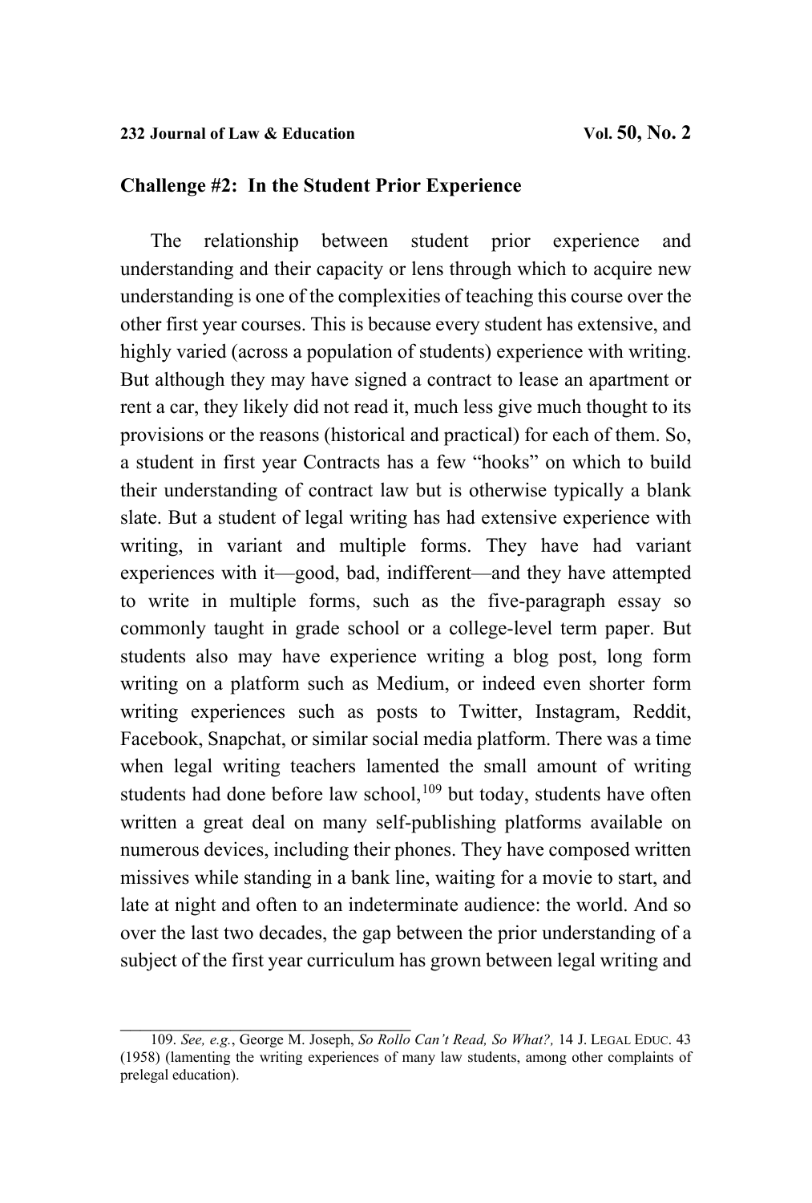**Challenge #2: In the Student Prior Experience**

The relationship between student prior experience and understanding and their capacity or lens through which to acquire new understanding is one of the complexities of teaching this course over the other first year courses. This is because every student has extensive, and highly varied (across a population of students) experience with writing. But although they may have signed a contract to lease an apartment or rent a car, they likely did not read it, much less give much thought to its provisions or the reasons (historical and practical) for each of them. So, a student in first year Contracts has a few "hooks" on which to build their understanding of contract law but is otherwise typically a blank slate. But a student of legal writing has had extensive experience with writing, in variant and multiple forms. They have had variant experiences with it—good, bad, indifferent—and they have attempted to write in multiple forms, such as the five-paragraph essay so commonly taught in grade school or a college-level term paper. But students also may have experience writing a blog post, long form writing on a platform such as Medium, or indeed even shorter form writing experiences such as posts to Twitter, Instagram, Reddit, Facebook, Snapchat, or similar social media platform. There was a time when legal writing teachers lamented the small amount of writing students had done before law school,[109] but today, students have often written a great deal on many self-publishing platforms available on numerous devices, including their phones. They have composed written missives while standing in a bank line, waiting for a movie to start, and late at night and often to an indeterminate audience: the world. And so over the last two decades, the gap between the prior understanding of a subject of the first year curriculum has grown between legal writing and

---

109. *See, e.g.*, George M. Joseph, *So Rollo Can't Read, So What?,* 14 J. LEGAL EDUC. 43 (1958) (lamenting the writing experiences of many law students, among other complaints of prelegal education).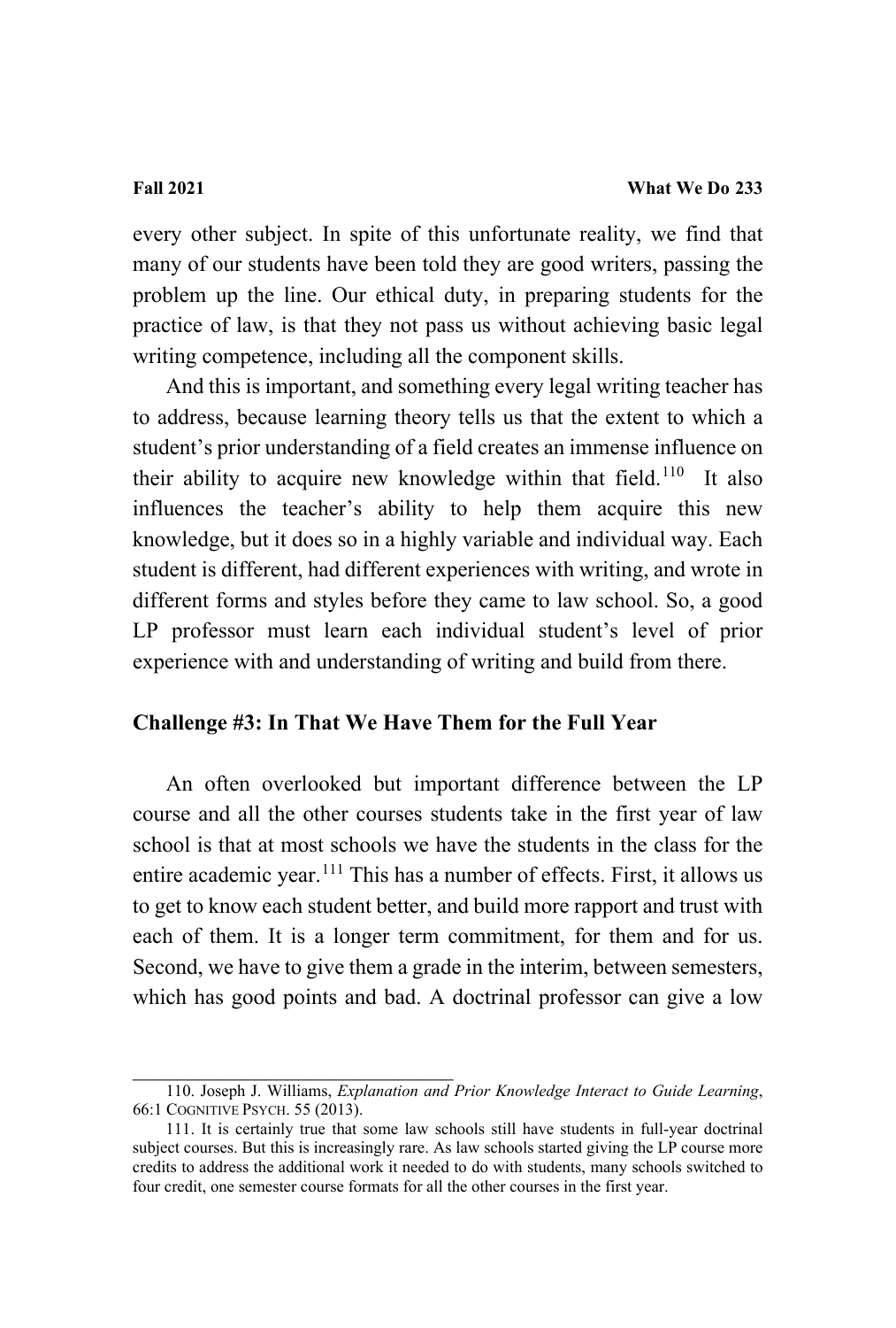every other subject. In spite of this unfortunate reality, we find that many of our students have been told they are good writers, passing the problem up the line. Our ethical duty, in preparing students for the practice of law, is that they not pass us without achieving basic legal writing competence, including all the component skills.

And this is important, and something every legal writing teacher has to address, because learning theory tells us that the extent to which a student's prior understanding of a field creates an immense influence on their ability to acquire new knowledge within that field.[110] It also influences the teacher's ability to help them acquire this new knowledge, but it does so in a highly variable and individual way. Each student is different, had different experiences with writing, and wrote in different forms and styles before they came to law school. So, a good LP professor must learn each individual student's level of prior experience with and understanding of writing and build from there.

**Challenge #3: In That We Have Them for the Full Year**

An often overlooked but important difference between the LP course and all the other courses students take in the first year of law school is that at most schools we have the students in the class for the entire academic year.[111] This has a number of effects. First, it allows us to get to know each student better, and build more rapport and trust with each of them. It is a longer term commitment, for them and for us. Second, we have to give them a grade in the interim, between semesters, which has good points and bad. A doctrinal professor can give a low

---

110. Joseph J. Williams, *Explanation and Prior Knowledge Interact to Guide Learning*, 66:1 COGNITIVE PSYCH. 55 (2013).

111. It is certainly true that some law schools still have students in full-year doctrinal subject courses. But this is increasingly rare. As law schools started giving the LP course more credits to address the additional work it needed to do with students, many schools switched to four credit, one semester course formats for all the other courses in the first year.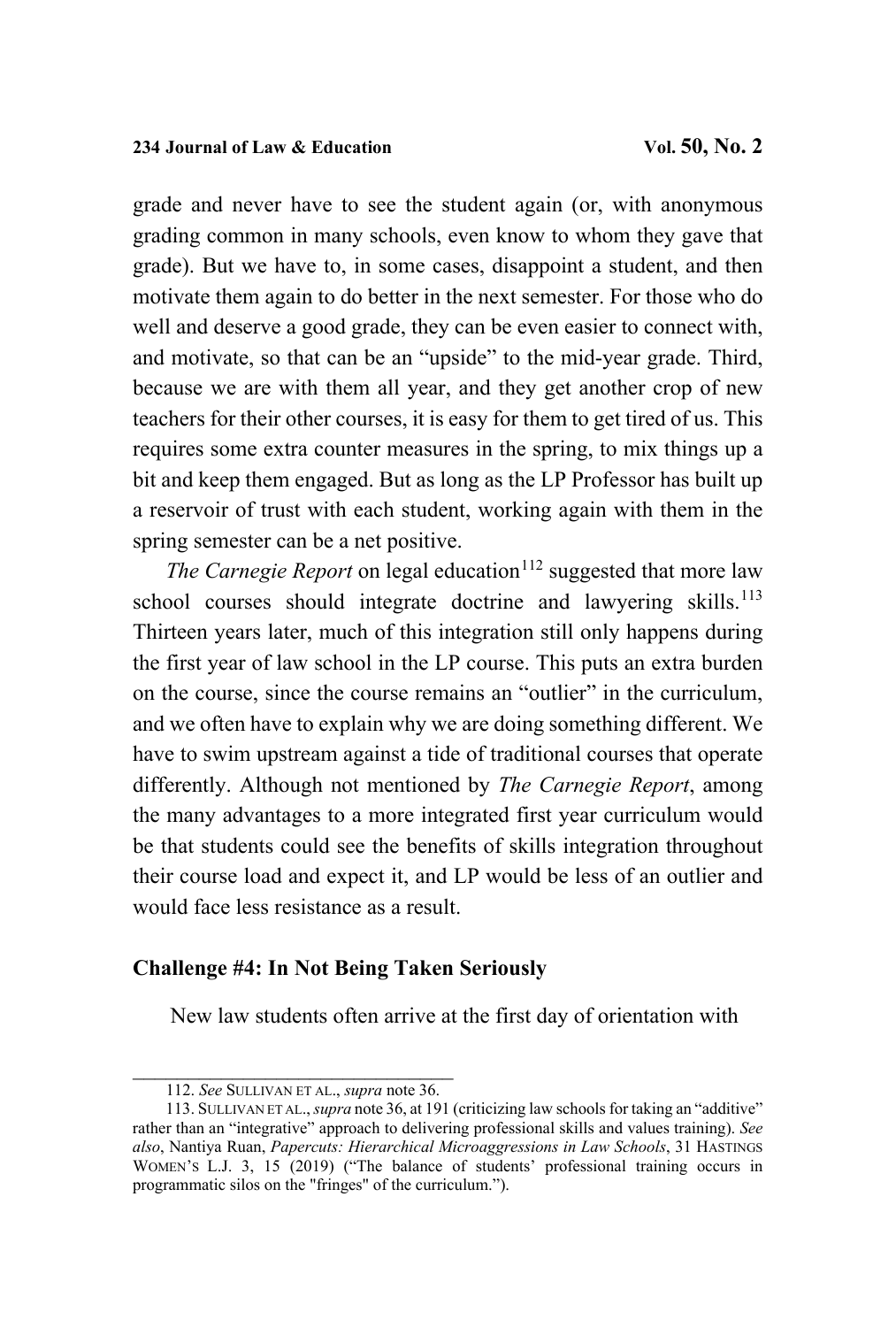grade and never have to see the student again (or, with anonymous grading common in many schools, even know to whom they gave that grade). But we have to, in some cases, disappoint a student, and then motivate them again to do better in the next semester. For those who do well and deserve a good grade, they can be even easier to connect with, and motivate, so that can be an "upside" to the mid-year grade. Third, because we are with them all year, and they get another crop of new teachers for their other courses, it is easy for them to get tired of us. This requires some extra counter measures in the spring, to mix things up a bit and keep them engaged. But as long as the LP Professor has built up a reservoir of trust with each student, working again with them in the spring semester can be a net positive.

*The Carnegie Report* on legal education[112] suggested that more law school courses should integrate doctrine and lawyering skills.[113] Thirteen years later, much of this integration still only happens during the first year of law school in the LP course. This puts an extra burden on the course, since the course remains an "outlier" in the curriculum, and we often have to explain why we are doing something different. We have to swim upstream against a tide of traditional courses that operate differently. Although not mentioned by *The Carnegie Report*, among the many advantages to a more integrated first year curriculum would be that students could see the benefits of skills integration throughout their course load and expect it, and LP would be less of an outlier and would face less resistance as a result.

### Challenge #4: In Not Being Taken Seriously

New law students often arrive at the first day of orientation with

---

112. *See* SULLIVAN ET AL., *supra* note 36.

113. SULLIVAN ET AL., *supra* note 36, at 191 (criticizing law schools for taking an "additive" rather than an "integrative" approach to delivering professional skills and values training). *See also*, Nantiya Ruan, *Papercuts: Hierarchical Microaggressions in Law Schools*, 31 HASTINGS WOMEN'S L.J. 3, 15 (2019) ("The balance of students' professional training occurs in programmatic silos on the "fringes" of the curriculum.").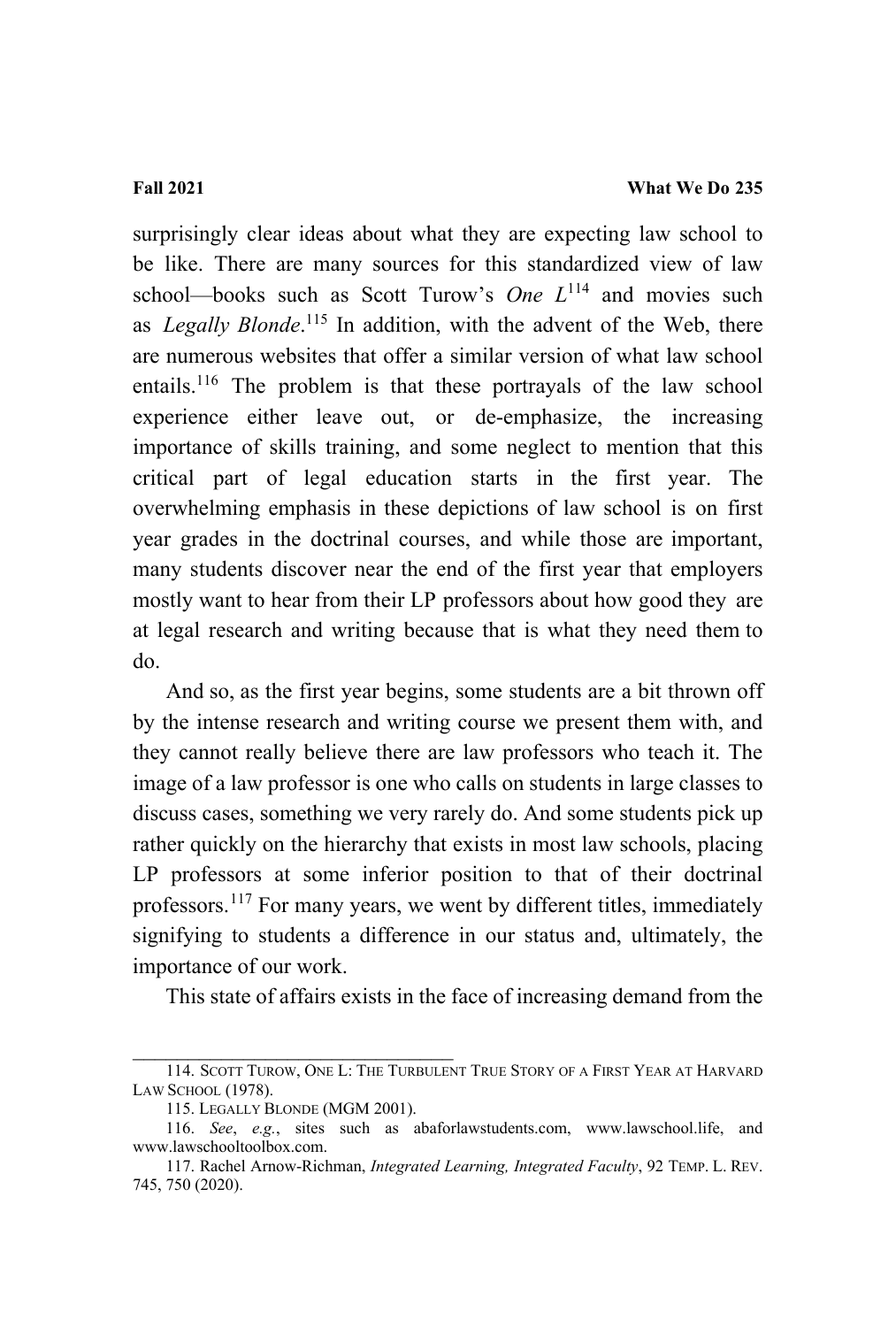surprisingly clear ideas about what they are expecting law school to be like. There are many sources for this standardized view of law school—books such as Scott Turow's *One L*[114] and movies such as *Legally Blonde*.[115] In addition, with the advent of the Web, there are numerous websites that offer a similar version of what law school entails.[116] The problem is that these portrayals of the law school experience either leave out, or de-emphasize, the increasing importance of skills training, and some neglect to mention that this critical part of legal education starts in the first year. The overwhelming emphasis in these depictions of law school is on first year grades in the doctrinal courses, and while those are important, many students discover near the end of the first year that employers mostly want to hear from their LP professors about how good they are at legal research and writing because that is what they need them to do.

And so, as the first year begins, some students are a bit thrown off by the intense research and writing course we present them with, and they cannot really believe there are law professors who teach it. The image of a law professor is one who calls on students in large classes to discuss cases, something we very rarely do. And some students pick up rather quickly on the hierarchy that exists in most law schools, placing LP professors at some inferior position to that of their doctrinal professors.[117] For many years, we went by different titles, immediately signifying to students a difference in our status and, ultimately, the importance of our work.

This state of affairs exists in the face of increasing demand from the

---

114. SCOTT TUROW, ONE L: THE TURBULENT TRUE STORY OF A FIRST YEAR AT HARVARD LAW SCHOOL (1978).

115. LEGALLY BLONDE (MGM 2001).

116. *See*, *e.g.*, sites such as abaforlawstudents.com, www.lawschool.life, and www.lawschooltoolbox.com.

117. Rachel Arnow-Richman, *Integrated Learning, Integrated Faculty*, 92 TEMP. L. REV. 745, 750 (2020).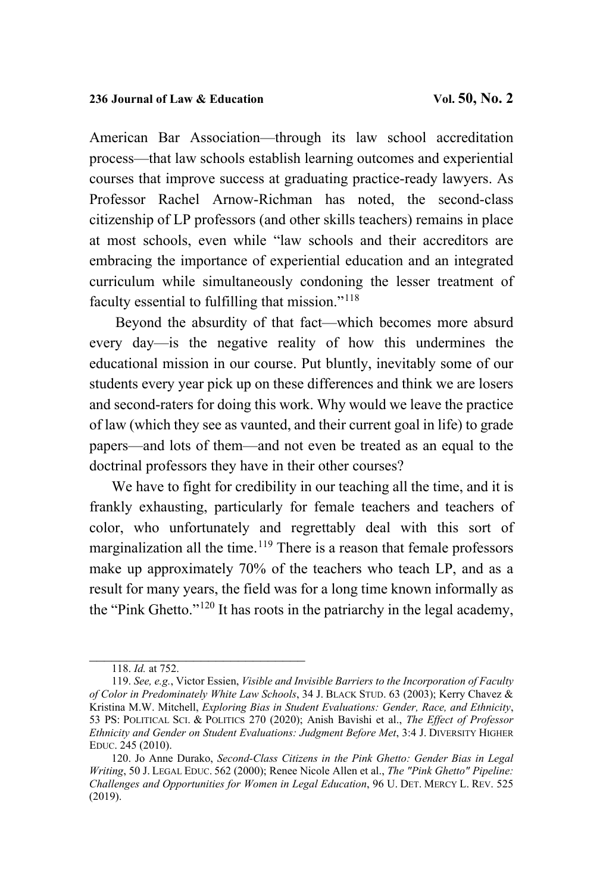American Bar Association—through its law school accreditation process—that law schools establish learning outcomes and experiential courses that improve success at graduating practice-ready lawyers. As Professor Rachel Arnow-Richman has noted, the second-class citizenship of LP professors (and other skills teachers) remains in place at most schools, even while "law schools and their accreditors are embracing the importance of experiential education and an integrated curriculum while simultaneously condoning the lesser treatment of faculty essential to fulfilling that mission."[118]

Beyond the absurdity of that fact—which becomes more absurd every day—is the negative reality of how this undermines the educational mission in our course. Put bluntly, inevitably some of our students every year pick up on these differences and think we are losers and second-raters for doing this work. Why would we leave the practice of law (which they see as vaunted, and their current goal in life) to grade papers—and lots of them—and not even be treated as an equal to the doctrinal professors they have in their other courses?

We have to fight for credibility in our teaching all the time, and it is frankly exhausting, particularly for female teachers and teachers of color, who unfortunately and regrettably deal with this sort of marginalization all the time.[119] There is a reason that female professors make up approximately 70% of the teachers who teach LP, and as a result for many years, the field was for a long time known informally as the "Pink Ghetto."[120] It has roots in the patriarchy in the legal academy,

---

118. *Id.* at 752.

119. *See, e.g.*, Victor Essien, *Visible and Invisible Barriers to the Incorporation of Faculty of Color in Predominately White Law Schools*, 34 J. BLACK STUD. 63 (2003); Kerry Chavez & Kristina M.W. Mitchell, *Exploring Bias in Student Evaluations: Gender, Race, and Ethnicity*, 53 PS: POLITICAL SCI. & POLITICS 270 (2020); Anish Bavishi et al., *The Effect of Professor Ethnicity and Gender on Student Evaluations: Judgment Before Met*, 3:4 J. DIVERSITY HIGHER EDUC. 245 (2010).

120. Jo Anne Durako, *Second-Class Citizens in the Pink Ghetto: Gender Bias in Legal Writing*, 50 J. LEGAL EDUC. 562 (2000); Renee Nicole Allen et al., *The "Pink Ghetto" Pipeline: Challenges and Opportunities for Women in Legal Education*, 96 U. DET. MERCY L. REV. 525 (2019).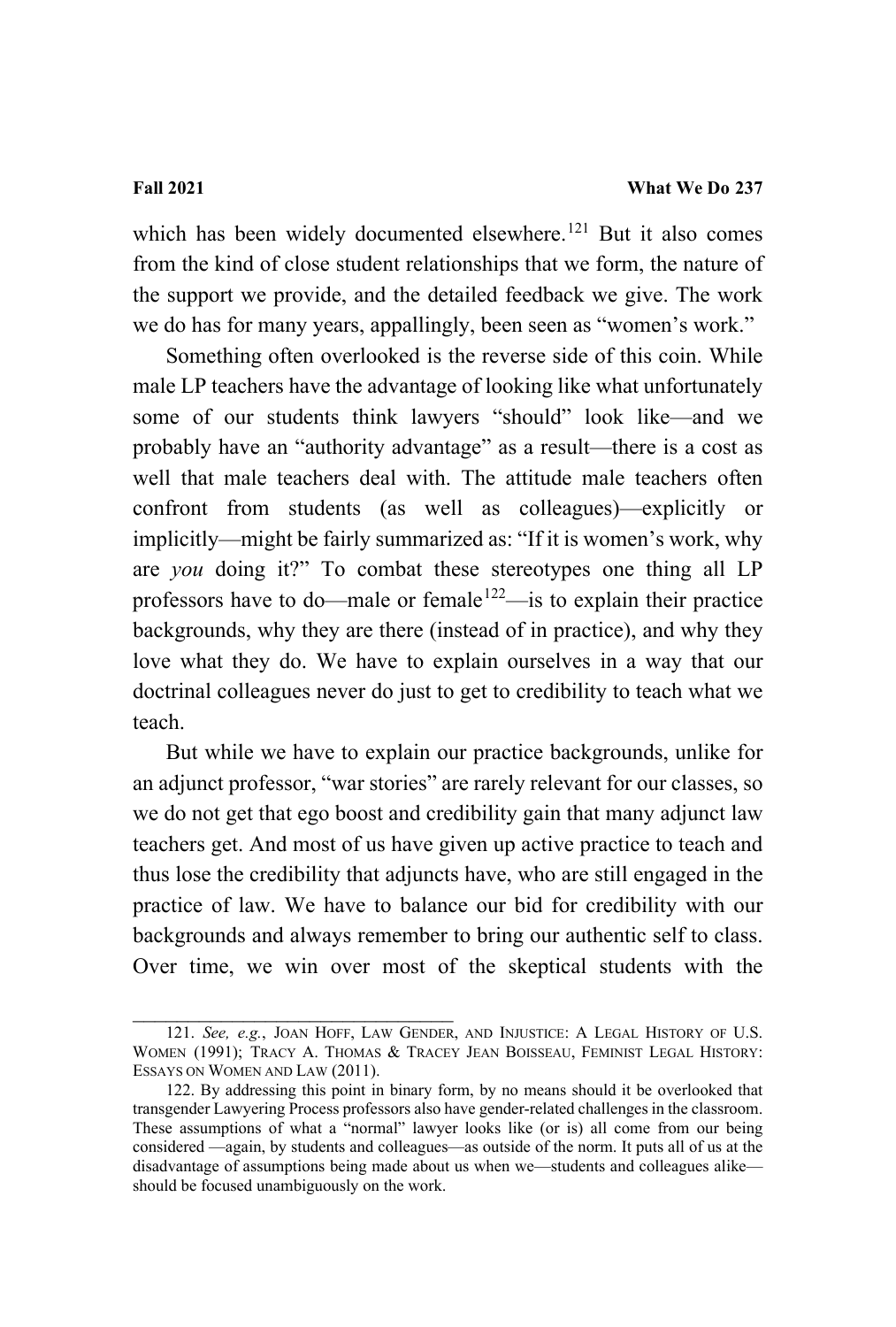which has been widely documented elsewhere.[121] But it also comes from the kind of close student relationships that we form, the nature of the support we provide, and the detailed feedback we give. The work we do has for many years, appallingly, been seen as "women's work."

Something often overlooked is the reverse side of this coin. While male LP teachers have the advantage of looking like what unfortunately some of our students think lawyers "should" look like—and we probably have an "authority advantage" as a result—there is a cost as well that male teachers deal with. The attitude male teachers often confront from students (as well as colleagues)—explicitly or implicitly—might be fairly summarized as: "If it is women's work, why are *you* doing it?" To combat these stereotypes one thing all LP professors have to do—male or female[122]—is to explain their practice backgrounds, why they are there (instead of in practice), and why they love what they do. We have to explain ourselves in a way that our doctrinal colleagues never do just to get to credibility to teach what we teach.

But while we have to explain our practice backgrounds, unlike for an adjunct professor, "war stories" are rarely relevant for our classes, so we do not get that ego boost and credibility gain that many adjunct law teachers get. And most of us have given up active practice to teach and thus lose the credibility that adjuncts have, who are still engaged in the practice of law. We have to balance our bid for credibility with our backgrounds and always remember to bring our authentic self to class. Over time, we win over most of the skeptical students with the

---

121. *See, e.g.*, JOAN HOFF, LAW GENDER, AND INJUSTICE: A LEGAL HISTORY OF U.S. WOMEN (1991); TRACY A. THOMAS & TRACEY JEAN BOISSEAU, FEMINIST LEGAL HISTORY: ESSAYS ON WOMEN AND LAW (2011).

122. By addressing this point in binary form, by no means should it be overlooked that transgender Lawyering Process professors also have gender-related challenges in the classroom. These assumptions of what a "normal" lawyer looks like (or is) all come from our being considered —again, by students and colleagues—as outside of the norm. It puts all of us at the disadvantage of assumptions being made about us when we—students and colleagues alike—should be focused unambiguously on the work.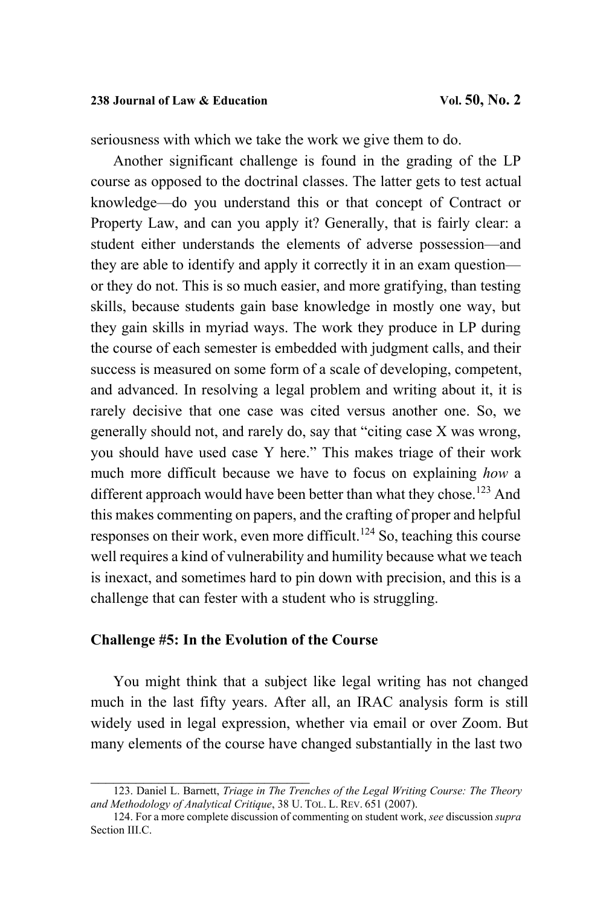seriousness with which we take the work we give them to do.

Another significant challenge is found in the grading of the LP course as opposed to the doctrinal classes. The latter gets to test actual knowledge—do you understand this or that concept of Contract or Property Law, and can you apply it? Generally, that is fairly clear: a student either understands the elements of adverse possession—and they are able to identify and apply it correctly it in an exam question—or they do not. This is so much easier, and more gratifying, than testing skills, because students gain base knowledge in mostly one way, but they gain skills in myriad ways. The work they produce in LP during the course of each semester is embedded with judgment calls, and their success is measured on some form of a scale of developing, competent, and advanced. In resolving a legal problem and writing about it, it is rarely decisive that one case was cited versus another one. So, we generally should not, and rarely do, say that "citing case X was wrong, you should have used case Y here." This makes triage of their work much more difficult because we have to focus on explaining *how* a different approach would have been better than what they chose.[123] And this makes commenting on papers, and the crafting of proper and helpful responses on their work, even more difficult.[124] So, teaching this course well requires a kind of vulnerability and humility because what we teach is inexact, and sometimes hard to pin down with precision, and this is a challenge that can fester with a student who is struggling.

### Challenge #5: In the Evolution of the Course

You might think that a subject like legal writing has not changed much in the last fifty years. After all, an IRAC analysis form is still widely used in legal expression, whether via email or over Zoom. But many elements of the course have changed substantially in the last two

---

123. Daniel L. Barnett, *Triage in The Trenches of the Legal Writing Course: The Theory and Methodology of Analytical Critique*, 38 U. TOL. L. REV. 651 (2007).

124. For a more complete discussion of commenting on student work, *see* discussion *supra* Section III.C.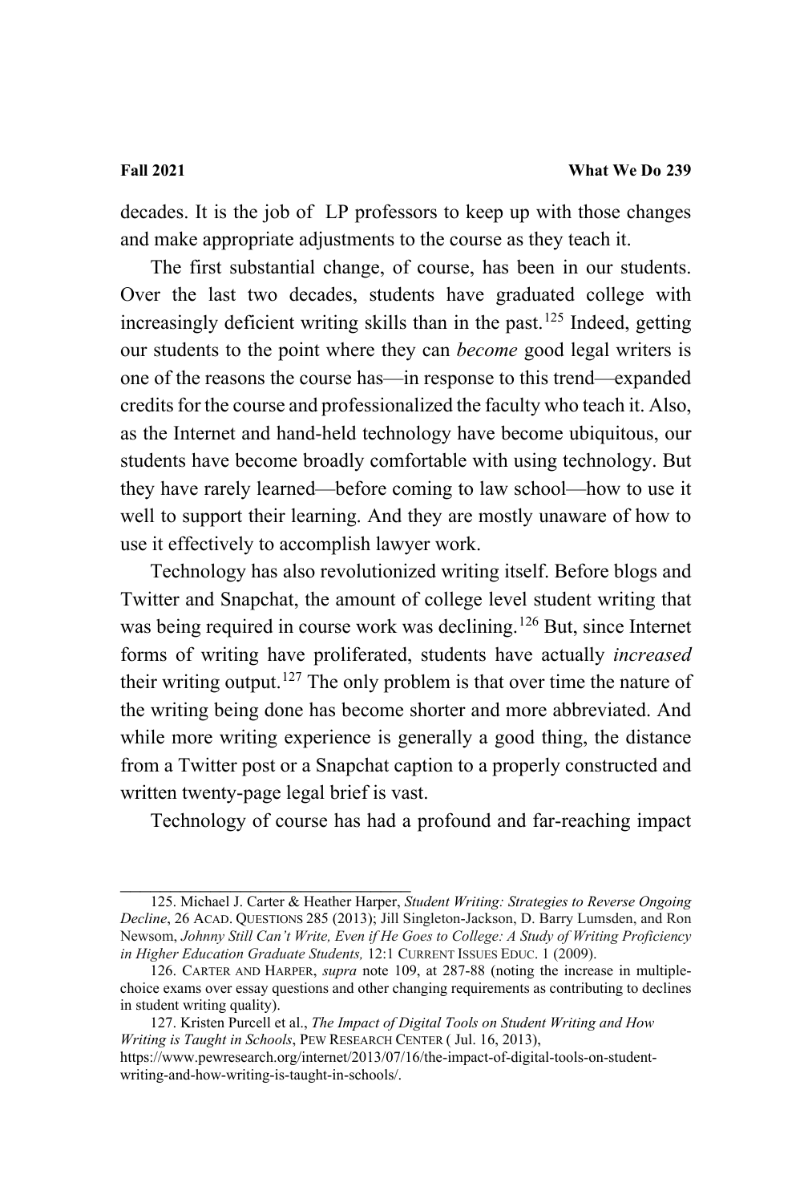decades. It is the job of LP professors to keep up with those changes and make appropriate adjustments to the course as they teach it.

The first substantial change, of course, has been in our students. Over the last two decades, students have graduated college with increasingly deficient writing skills than in the past.[125] Indeed, getting our students to the point where they can *become* good legal writers is one of the reasons the course has—in response to this trend—expanded credits for the course and professionalized the faculty who teach it. Also, as the Internet and hand-held technology have become ubiquitous, our students have become broadly comfortable with using technology. But they have rarely learned—before coming to law school—how to use it well to support their learning. And they are mostly unaware of how to use it effectively to accomplish lawyer work.

Technology has also revolutionized writing itself. Before blogs and Twitter and Snapchat, the amount of college level student writing that was being required in course work was declining.[126] But, since Internet forms of writing have proliferated, students have actually *increased* their writing output.[127] The only problem is that over time the nature of the writing being done has become shorter and more abbreviated. And while more writing experience is generally a good thing, the distance from a Twitter post or a Snapchat caption to a properly constructed and written twenty-page legal brief is vast.

Technology of course has had a profound and far-reaching impact

---

125. Michael J. Carter & Heather Harper, *Student Writing: Strategies to Reverse Ongoing Decline*, 26 ACAD. QUESTIONS 285 (2013); Jill Singleton-Jackson, D. Barry Lumsden, and Ron Newsom, *Johnny Still Can't Write, Even if He Goes to College: A Study of Writing Proficiency in Higher Education Graduate Students,* 12:1 CURRENT ISSUES EDUC. 1 (2009).

126. CARTER AND HARPER, *supra* note 109, at 287-88 (noting the increase in multiple-choice exams over essay questions and other changing requirements as contributing to declines in student writing quality).

127. Kristen Purcell et al., *The Impact of Digital Tools on Student Writing and How Writing is Taught in Schools*, PEW RESEARCH CENTER ( Jul. 16, 2013), https://www.pewresearch.org/internet/2013/07/16/the-impact-of-digital-tools-on-student-writing-and-how-writing-is-taught-in-schools/.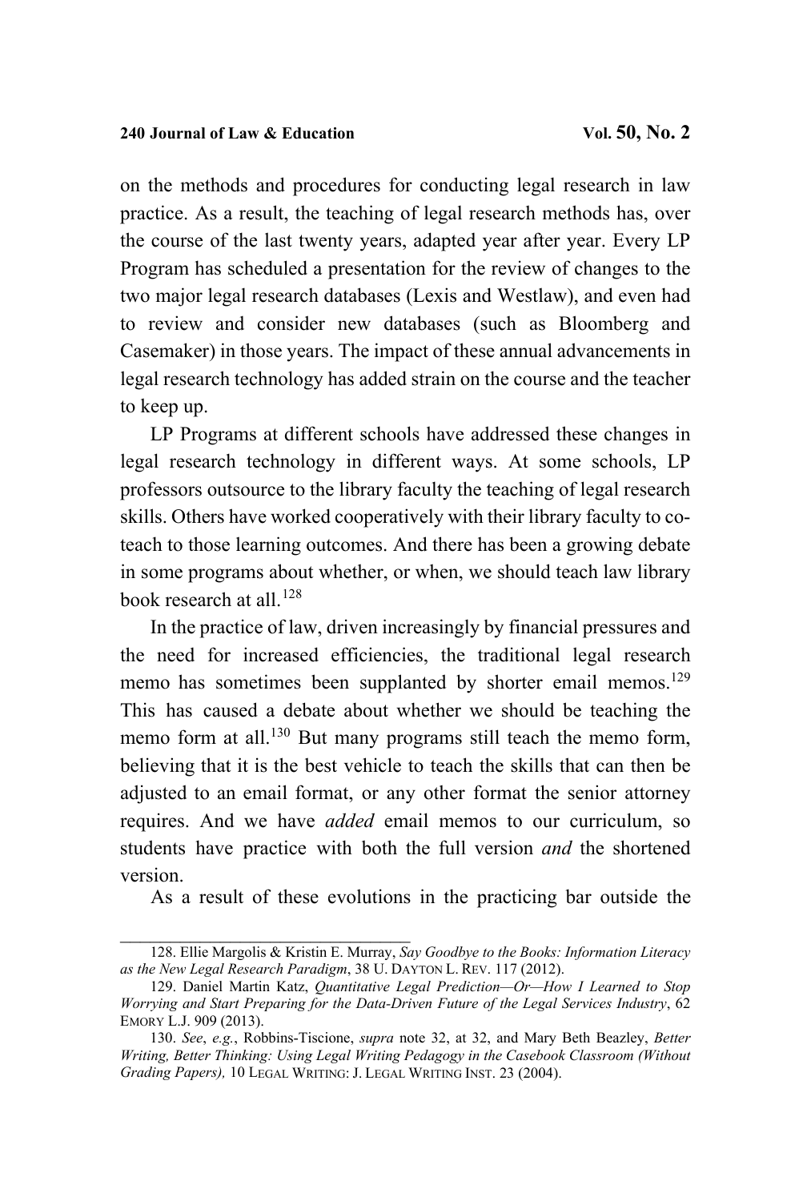on the methods and procedures for conducting legal research in law practice. As a result, the teaching of legal research methods has, over the course of the last twenty years, adapted year after year. Every LP Program has scheduled a presentation for the review of changes to the two major legal research databases (Lexis and Westlaw), and even had to review and consider new databases (such as Bloomberg and Casemaker) in those years. The impact of these annual advancements in legal research technology has added strain on the course and the teacher to keep up.

LP Programs at different schools have addressed these changes in legal research technology in different ways. At some schools, LP professors outsource to the library faculty the teaching of legal research skills. Others have worked cooperatively with their library faculty to co-teach to those learning outcomes. And there has been a growing debate in some programs about whether, or when, we should teach law library book research at all.[128]

In the practice of law, driven increasingly by financial pressures and the need for increased efficiencies, the traditional legal research memo has sometimes been supplanted by shorter email memos.[129] This has caused a debate about whether we should be teaching the memo form at all.[130] But many programs still teach the memo form, believing that it is the best vehicle to teach the skills that can then be adjusted to an email format, or any other format the senior attorney requires. And we have *added* email memos to our curriculum, so students have practice with both the full version *and* the shortened version.

As a result of these evolutions in the practicing bar outside the

---

128. Ellie Margolis & Kristin E. Murray, *Say Goodbye to the Books: Information Literacy as the New Legal Research Paradigm*, 38 U. DAYTON L. REV. 117 (2012).

129. Daniel Martin Katz, *Quantitative Legal Prediction—Or—How I Learned to Stop Worrying and Start Preparing for the Data-Driven Future of the Legal Services Industry*, 62 EMORY L.J. 909 (2013).

130. *See*, *e.g.*, Robbins-Tiscione, *supra* note 32, at 32, and Mary Beth Beazley, *Better Writing, Better Thinking: Using Legal Writing Pedagogy in the Casebook Classroom (Without Grading Papers),* 10 LEGAL WRITING: J. LEGAL WRITING INST. 23 (2004).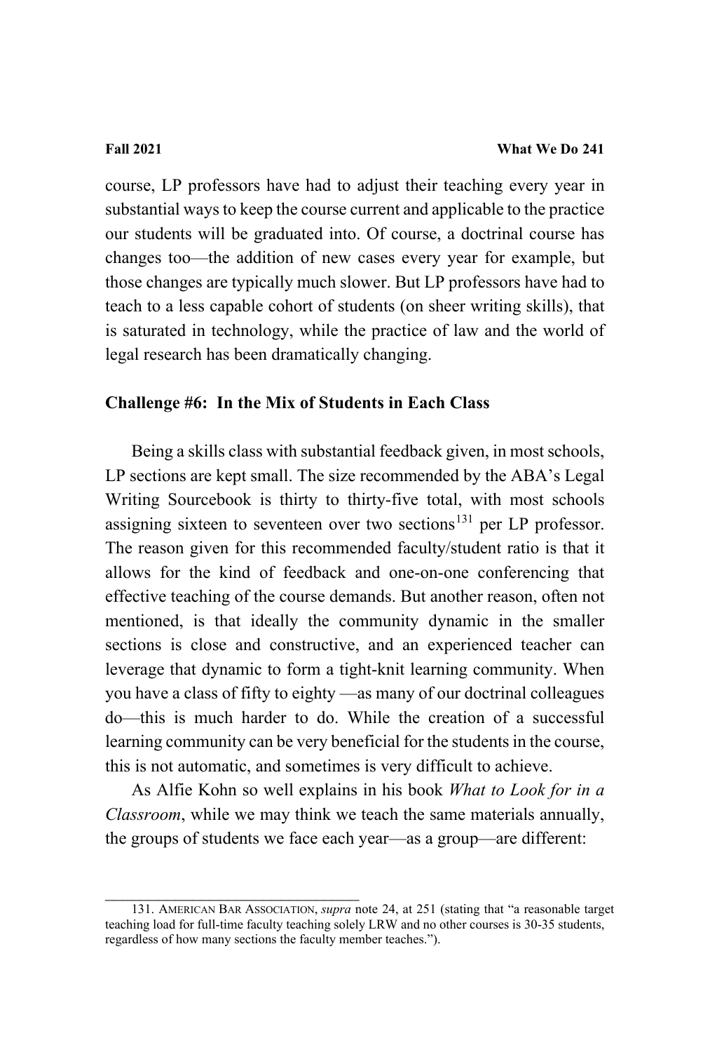course, LP professors have had to adjust their teaching every year in substantial ways to keep the course current and applicable to the practice our students will be graduated into. Of course, a doctrinal course has changes too—the addition of new cases every year for example, but those changes are typically much slower. But LP professors have had to teach to a less capable cohort of students (on sheer writing skills), that is saturated in technology, while the practice of law and the world of legal research has been dramatically changing.

**Challenge #6: In the Mix of Students in Each Class**

Being a skills class with substantial feedback given, in most schools, LP sections are kept small. The size recommended by the ABA's Legal Writing Sourcebook is thirty to thirty-five total, with most schools assigning sixteen to seventeen over two sections[131] per LP professor. The reason given for this recommended faculty/student ratio is that it allows for the kind of feedback and one-on-one conferencing that effective teaching of the course demands. But another reason, often not mentioned, is that ideally the community dynamic in the smaller sections is close and constructive, and an experienced teacher can leverage that dynamic to form a tight-knit learning community. When you have a class of fifty to eighty —as many of our doctrinal colleagues do—this is much harder to do. While the creation of a successful learning community can be very beneficial for the students in the course, this is not automatic, and sometimes is very difficult to achieve.

As Alfie Kohn so well explains in his book *What to Look for in a Classroom*, while we may think we teach the same materials annually, the groups of students we face each year—as a group—are different:

---

131. AMERICAN BAR ASSOCIATION, *supra* note 24, at 251 (stating that "a reasonable target teaching load for full-time faculty teaching solely LRW and no other courses is 30-35 students, regardless of how many sections the faculty member teaches.").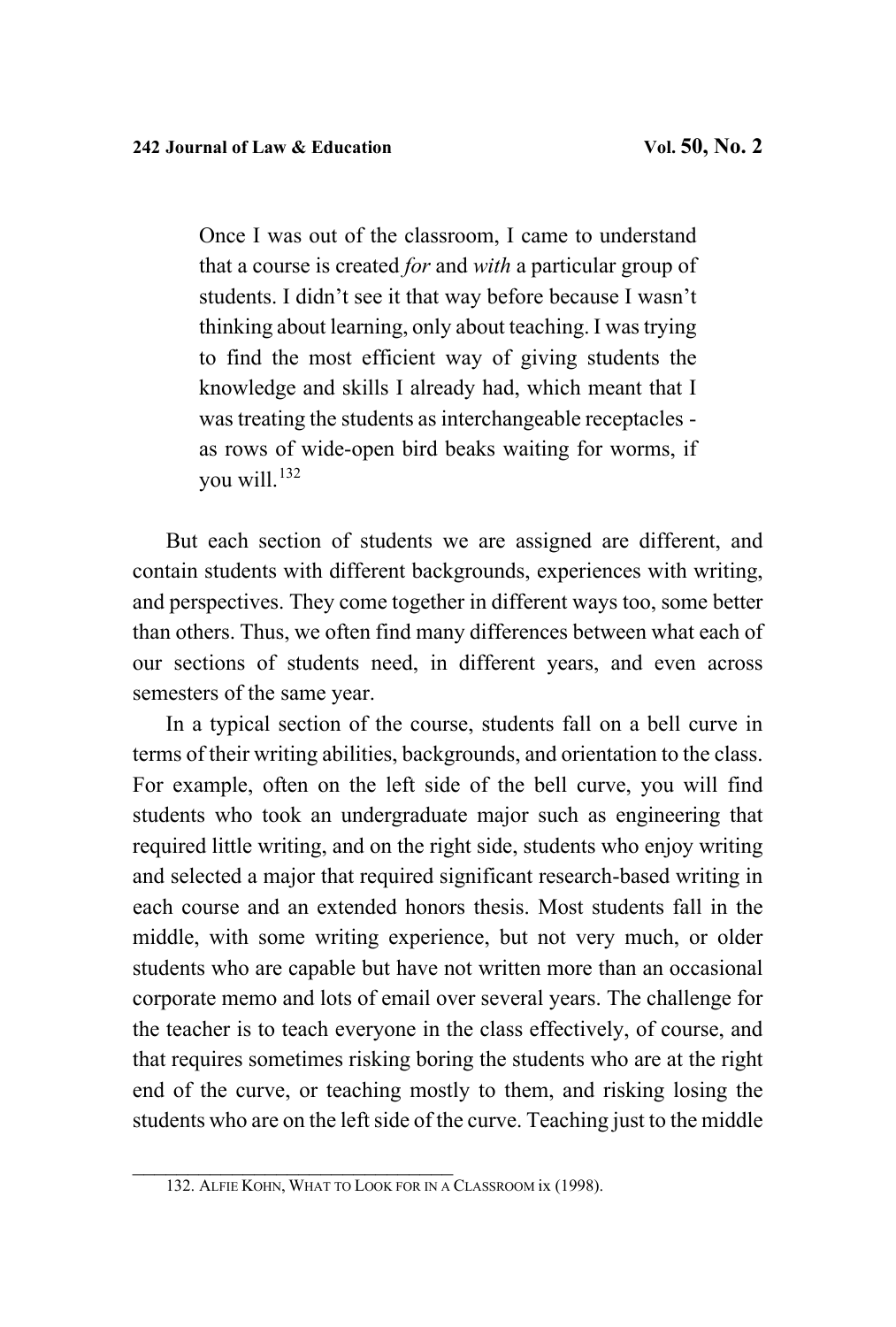> Once I was out of the classroom, I came to understand that a course is created *for* and *with* a particular group of students. I didn't see it that way before because I wasn't thinking about learning, only about teaching. I was trying to find the most efficient way of giving students the knowledge and skills I already had, which meant that I was treating the students as interchangeable receptacles - as rows of wide-open bird beaks waiting for worms, if you will.[132]

But each section of students we are assigned are different, and contain students with different backgrounds, experiences with writing, and perspectives. They come together in different ways too, some better than others. Thus, we often find many differences between what each of our sections of students need, in different years, and even across semesters of the same year.

In a typical section of the course, students fall on a bell curve in terms of their writing abilities, backgrounds, and orientation to the class. For example, often on the left side of the bell curve, you will find students who took an undergraduate major such as engineering that required little writing, and on the right side, students who enjoy writing and selected a major that required significant research-based writing in each course and an extended honors thesis. Most students fall in the middle, with some writing experience, but not very much, or older students who are capable but have not written more than an occasional corporate memo and lots of email over several years. The challenge for the teacher is to teach everyone in the class effectively, of course, and that requires sometimes risking boring the students who are at the right end of the curve, or teaching mostly to them, and risking losing the students who are on the left side of the curve. Teaching just to the middle

---

132. ALFIE KOHN, WHAT TO LOOK FOR IN A CLASSROOM ix (1998).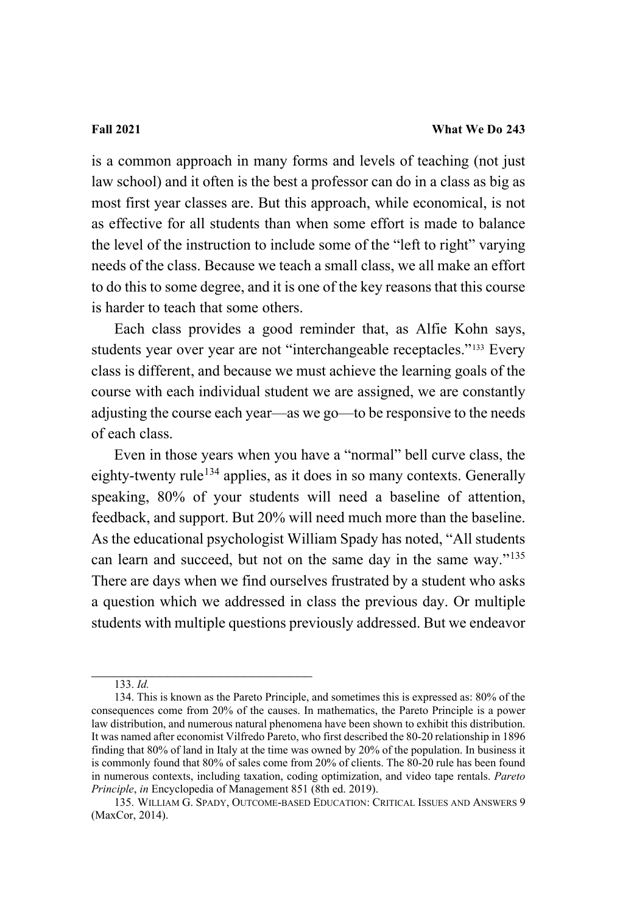is a common approach in many forms and levels of teaching (not just law school) and it often is the best a professor can do in a class as big as most first year classes are. But this approach, while economical, is not as effective for all students than when some effort is made to balance the level of the instruction to include some of the "left to right" varying needs of the class. Because we teach a small class, we all make an effort to do this to some degree, and it is one of the key reasons that this course is harder to teach that some others.

Each class provides a good reminder that, as Alfie Kohn says, students year over year are not "interchangeable receptacles."[133] Every class is different, and because we must achieve the learning goals of the course with each individual student we are assigned, we are constantly adjusting the course each year—as we go—to be responsive to the needs of each class.

Even in those years when you have a "normal" bell curve class, the eighty-twenty rule[134] applies, as it does in so many contexts. Generally speaking, 80% of your students will need a baseline of attention, feedback, and support. But 20% will need much more than the baseline. As the educational psychologist William Spady has noted, "All students can learn and succeed, but not on the same day in the same way."[135] There are days when we find ourselves frustrated by a student who asks a question which we addressed in class the previous day. Or multiple students with multiple questions previously addressed. But we endeavor

---

133. *Id.*

134. This is known as the Pareto Principle, and sometimes this is expressed as: 80% of the consequences come from 20% of the causes. In mathematics, the Pareto Principle is a power law distribution, and numerous natural phenomena have been shown to exhibit this distribution. It was named after economist Vilfredo Pareto, who first described the 80-20 relationship in 1896 finding that 80% of land in Italy at the time was owned by 20% of the population. In business it is commonly found that 80% of sales come from 20% of clients. The 80-20 rule has been found in numerous contexts, including taxation, coding optimization, and video tape rentals. *Pareto Principle*, *in* Encyclopedia of Management 851 (8th ed. 2019).

135. WILLIAM G. SPADY, OUTCOME-BASED EDUCATION: CRITICAL ISSUES AND ANSWERS 9 (MaxCor, 2014).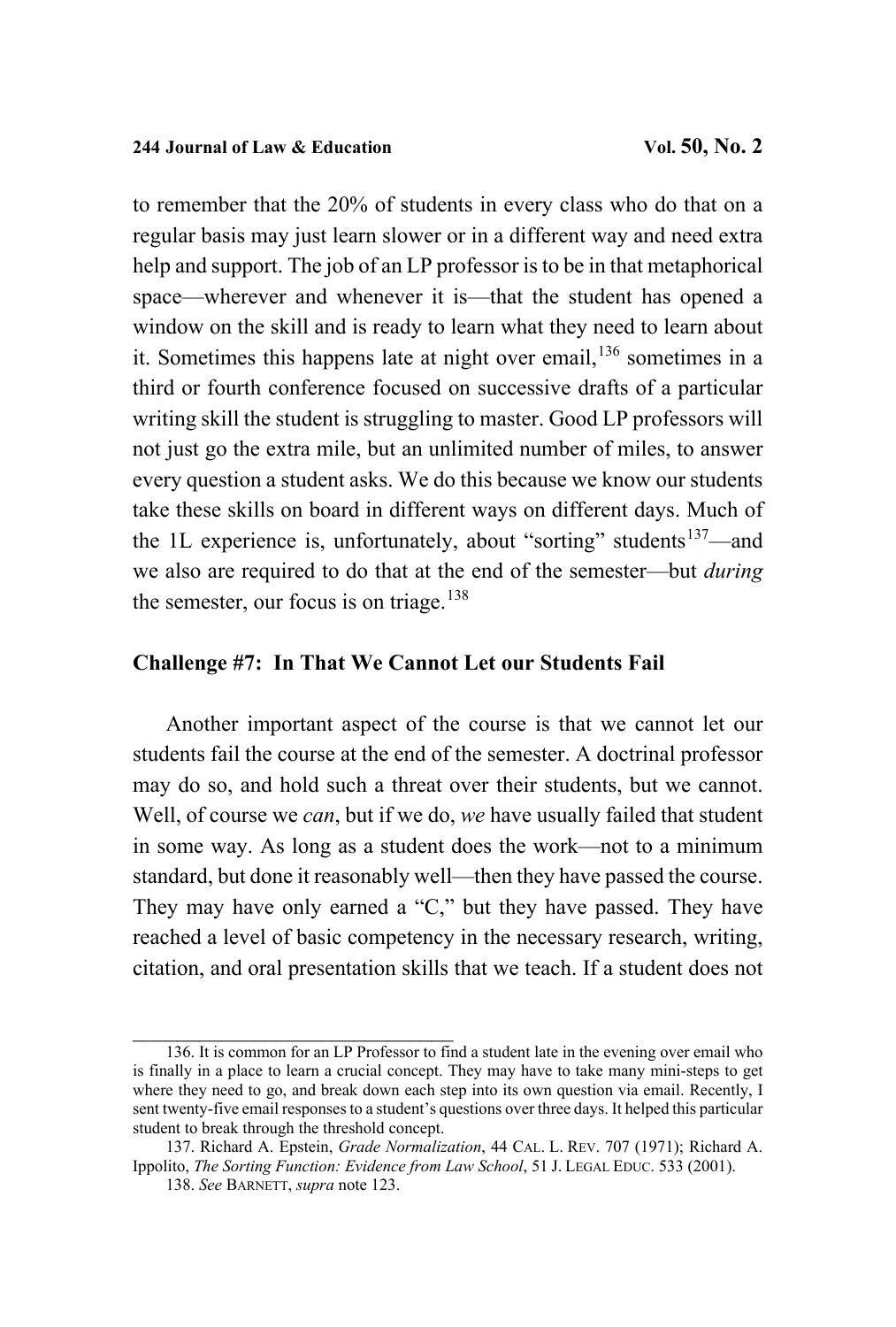to remember that the 20% of students in every class who do that on a regular basis may just learn slower or in a different way and need extra help and support. The job of an LP professor is to be in that metaphorical space—wherever and whenever it is—that the student has opened a window on the skill and is ready to learn what they need to learn about it. Sometimes this happens late at night over email,[136] sometimes in a third or fourth conference focused on successive drafts of a particular writing skill the student is struggling to master. Good LP professors will not just go the extra mile, but an unlimited number of miles, to answer every question a student asks. We do this because we know our students take these skills on board in different ways on different days. Much of the 1L experience is, unfortunately, about "sorting" students[137]—and we also are required to do that at the end of the semester—but *during* the semester, our focus is on triage.[138]

### Challenge #7: In That We Cannot Let our Students Fail

Another important aspect of the course is that we cannot let our students fail the course at the end of the semester. A doctrinal professor may do so, and hold such a threat over their students, but we cannot. Well, of course we *can*, but if we do, *we* have usually failed that student in some way. As long as a student does the work—not to a minimum standard, but done it reasonably well—then they have passed the course. They may have only earned a "C," but they have passed. They have reached a level of basic competency in the necessary research, writing, citation, and oral presentation skills that we teach. If a student does not

---

136. It is common for an LP Professor to find a student late in the evening over email who is finally in a place to learn a crucial concept. They may have to take many mini-steps to get where they need to go, and break down each step into its own question via email. Recently, I sent twenty-five email responses to a student's questions over three days. It helped this particular student to break through the threshold concept.

137. Richard A. Epstein, *Grade Normalization*, 44 CAL. L. REV. 707 (1971); Richard A. Ippolito, *The Sorting Function: Evidence from Law School*, 51 J. LEGAL EDUC. 533 (2001).

138. *See* BARNETT, *supra* note 123.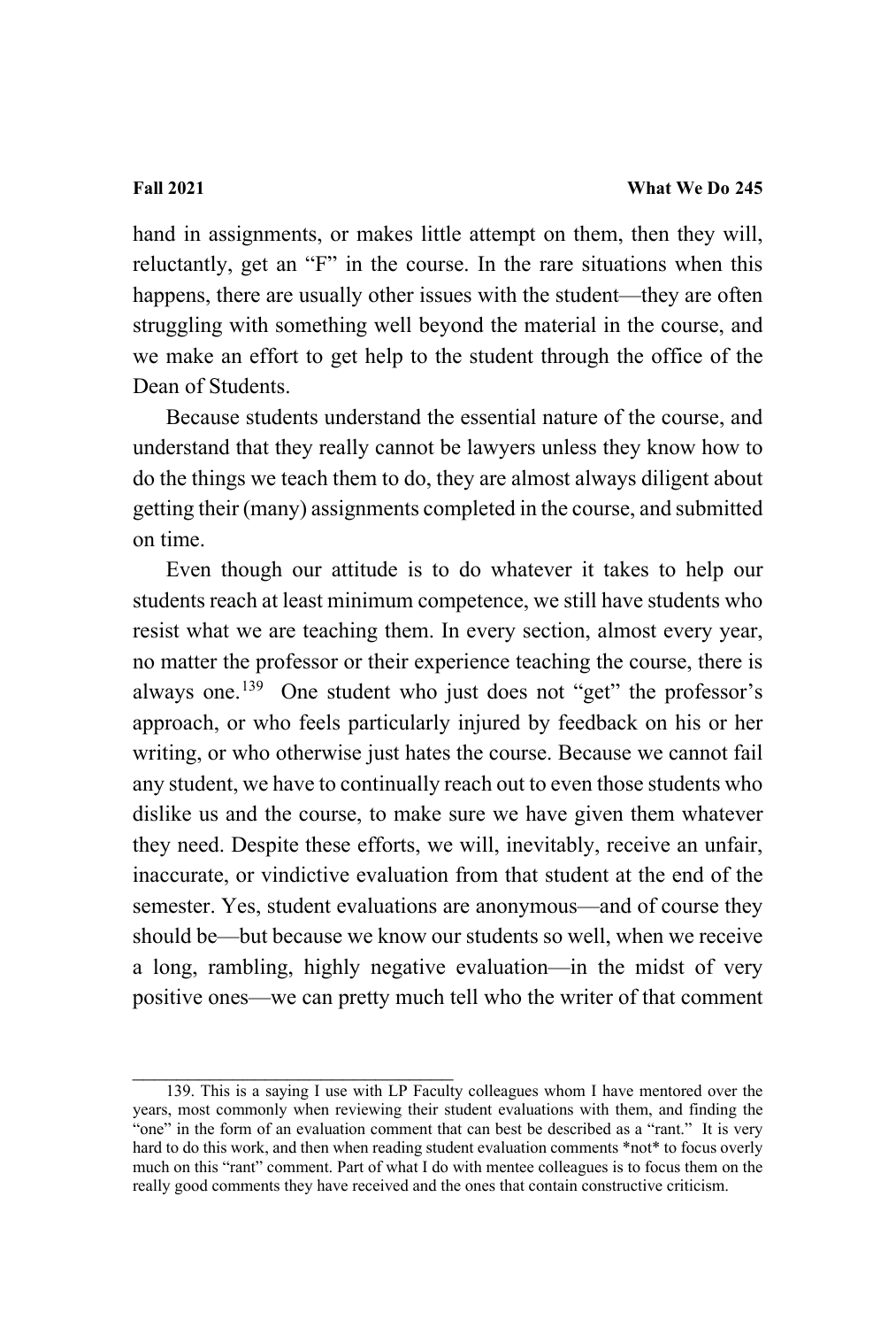hand in assignments, or makes little attempt on them, then they will, reluctantly, get an "F" in the course. In the rare situations when this happens, there are usually other issues with the student—they are often struggling with something well beyond the material in the course, and we make an effort to get help to the student through the office of the Dean of Students.

Because students understand the essential nature of the course, and understand that they really cannot be lawyers unless they know how to do the things we teach them to do, they are almost always diligent about getting their (many) assignments completed in the course, and submitted on time.

Even though our attitude is to do whatever it takes to help our students reach at least minimum competence, we still have students who resist what we are teaching them. In every section, almost every year, no matter the professor or their experience teaching the course, there is always one.[139] One student who just does not "get" the professor's approach, or who feels particularly injured by feedback on his or her writing, or who otherwise just hates the course. Because we cannot fail any student, we have to continually reach out to even those students who dislike us and the course, to make sure we have given them whatever they need. Despite these efforts, we will, inevitably, receive an unfair, inaccurate, or vindictive evaluation from that student at the end of the semester. Yes, student evaluations are anonymous—and of course they should be—but because we know our students so well, when we receive a long, rambling, highly negative evaluation—in the midst of very positive ones—we can pretty much tell who the writer of that comment

---

139. This is a saying I use with LP Faculty colleagues whom I have mentored over the years, most commonly when reviewing their student evaluations with them, and finding the "one" in the form of an evaluation comment that can best be described as a "rant." It is very hard to do this work, and then when reading student evaluation comments *not* to focus overly much on this "rant" comment. Part of what I do with mentee colleagues is to focus them on the really good comments they have received and the ones that contain constructive criticism.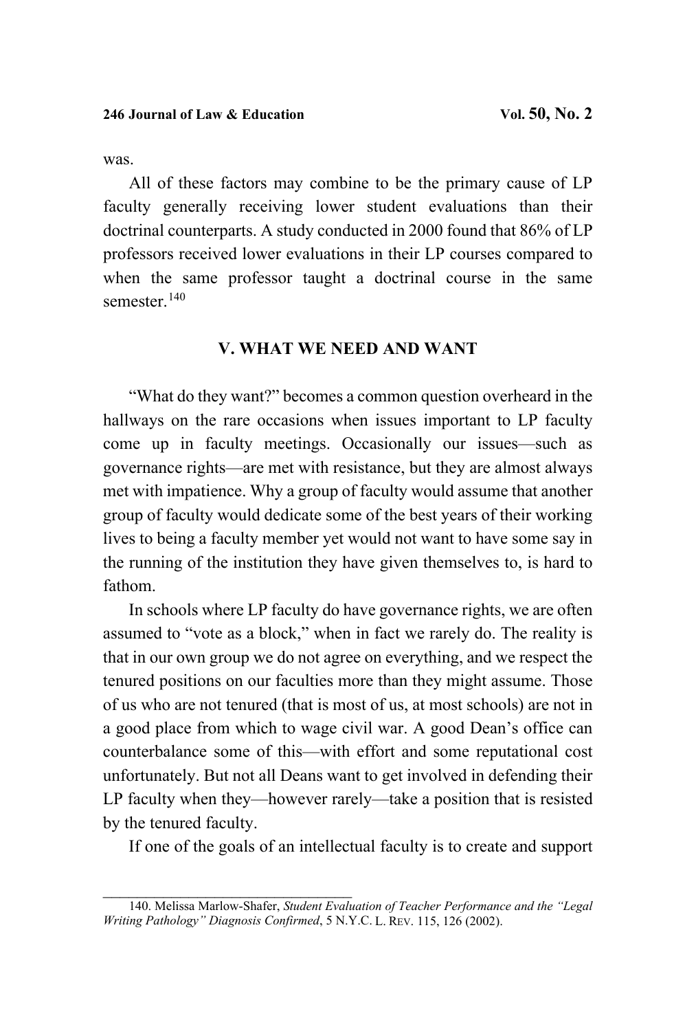was.

All of these factors may combine to be the primary cause of LP faculty generally receiving lower student evaluations than their doctrinal counterparts. A study conducted in 2000 found that 86% of LP professors received lower evaluations in their LP courses compared to when the same professor taught a doctrinal course in the same semester.[140]

## V. WHAT WE NEED AND WANT

"What do they want?" becomes a common question overheard in the hallways on the rare occasions when issues important to LP faculty come up in faculty meetings. Occasionally our issues—such as governance rights—are met with resistance, but they are almost always met with impatience. Why a group of faculty would assume that another group of faculty would dedicate some of the best years of their working lives to being a faculty member yet would not want to have some say in the running of the institution they have given themselves to, is hard to fathom.

In schools where LP faculty do have governance rights, we are often assumed to "vote as a block," when in fact we rarely do. The reality is that in our own group we do not agree on everything, and we respect the tenured positions on our faculties more than they might assume. Those of us who are not tenured (that is most of us, at most schools) are not in a good place from which to wage civil war. A good Dean's office can counterbalance some of this—with effort and some reputational cost unfortunately. But not all Deans want to get involved in defending their LP faculty when they—however rarely—take a position that is resisted by the tenured faculty.

If one of the goals of an intellectual faculty is to create and support

---

140. Melissa Marlow-Shafer, *Student Evaluation of Teacher Performance and the "Legal Writing Pathology" Diagnosis Confirmed*, 5 N.Y.C. L. REV. 115, 126 (2002).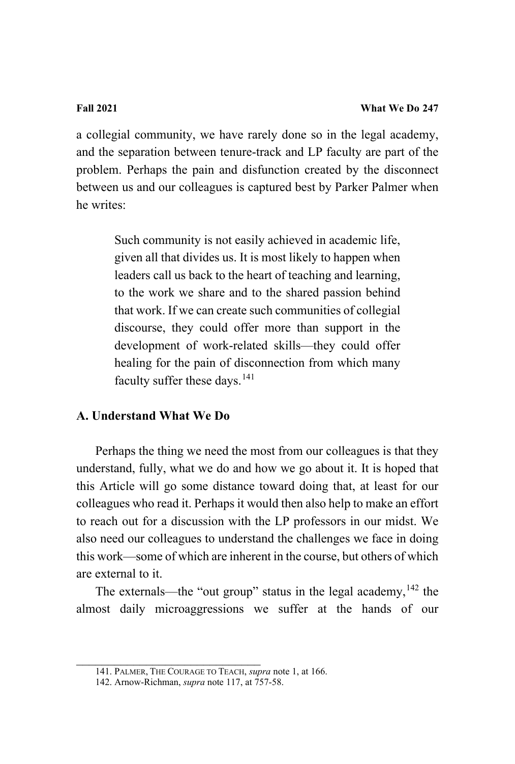a collegial community, we have rarely done so in the legal academy, and the separation between tenure-track and LP faculty are part of the problem. Perhaps the pain and disfunction created by the disconnect between us and our colleagues is captured best by Parker Palmer when he writes:

> Such community is not easily achieved in academic life, given all that divides us. It is most likely to happen when leaders call us back to the heart of teaching and learning, to the work we share and to the shared passion behind that work. If we can create such communities of collegial discourse, they could offer more than support in the development of work-related skills—they could offer healing for the pain of disconnection from which many faculty suffer these days.[141]

### A. Understand What We Do

Perhaps the thing we need the most from our colleagues is that they understand, fully, what we do and how we go about it. It is hoped that this Article will go some distance toward doing that, at least for our colleagues who read it. Perhaps it would then also help to make an effort to reach out for a discussion with the LP professors in our midst. We also need our colleagues to understand the challenges we face in doing this work—some of which are inherent in the course, but others of which are external to it.

The externals—the "out group" status in the legal academy,[142] the almost daily microaggressions we suffer at the hands of our

---

141. PALMER, THE COURAGE TO TEACH, *supra* note 1, at 166.

142. Arnow-Richman, *supra* note 117, at 757-58.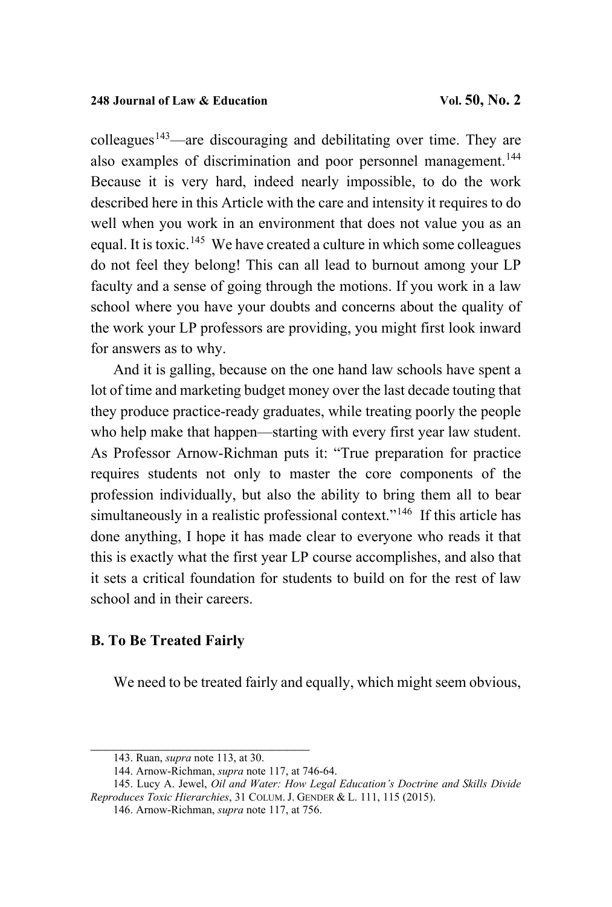colleagues[143]—are discouraging and debilitating over time. They are also examples of discrimination and poor personnel management.[144] Because it is very hard, indeed nearly impossible, to do the work described here in this Article with the care and intensity it requires to do well when you work in an environment that does not value you as an equal. It is toxic.[145] We have created a culture in which some colleagues do not feel they belong! This can all lead to burnout among your LP faculty and a sense of going through the motions. If you work in a law school where you have your doubts and concerns about the quality of the work your LP professors are providing, you might first look inward for answers as to why.

And it is galling, because on the one hand law schools have spent a lot of time and marketing budget money over the last decade touting that they produce practice-ready graduates, while treating poorly the people who help make that happen—starting with every first year law student. As Professor Arnow-Richman puts it: "True preparation for practice requires students not only to master the core components of the profession individually, but also the ability to bring them all to bear simultaneously in a realistic professional context."[146] If this article has done anything, I hope it has made clear to everyone who reads it that this is exactly what the first year LP course accomplishes, and also that it sets a critical foundation for students to build on for the rest of law school and in their careers.

### B. To Be Treated Fairly

We need to be treated fairly and equally, which might seem obvious,

---

143. Ruan, *supra* note 113, at 30.

144. Arnow-Richman, *supra* note 117, at 746-64.

145. Lucy A. Jewel, *Oil and Water: How Legal Education's Doctrine and Skills Divide Reproduces Toxic Hierarchies*, 31 COLUM. J. GENDER & L. 111, 115 (2015).

146. Arnow-Richman, *supra* note 117, at 756.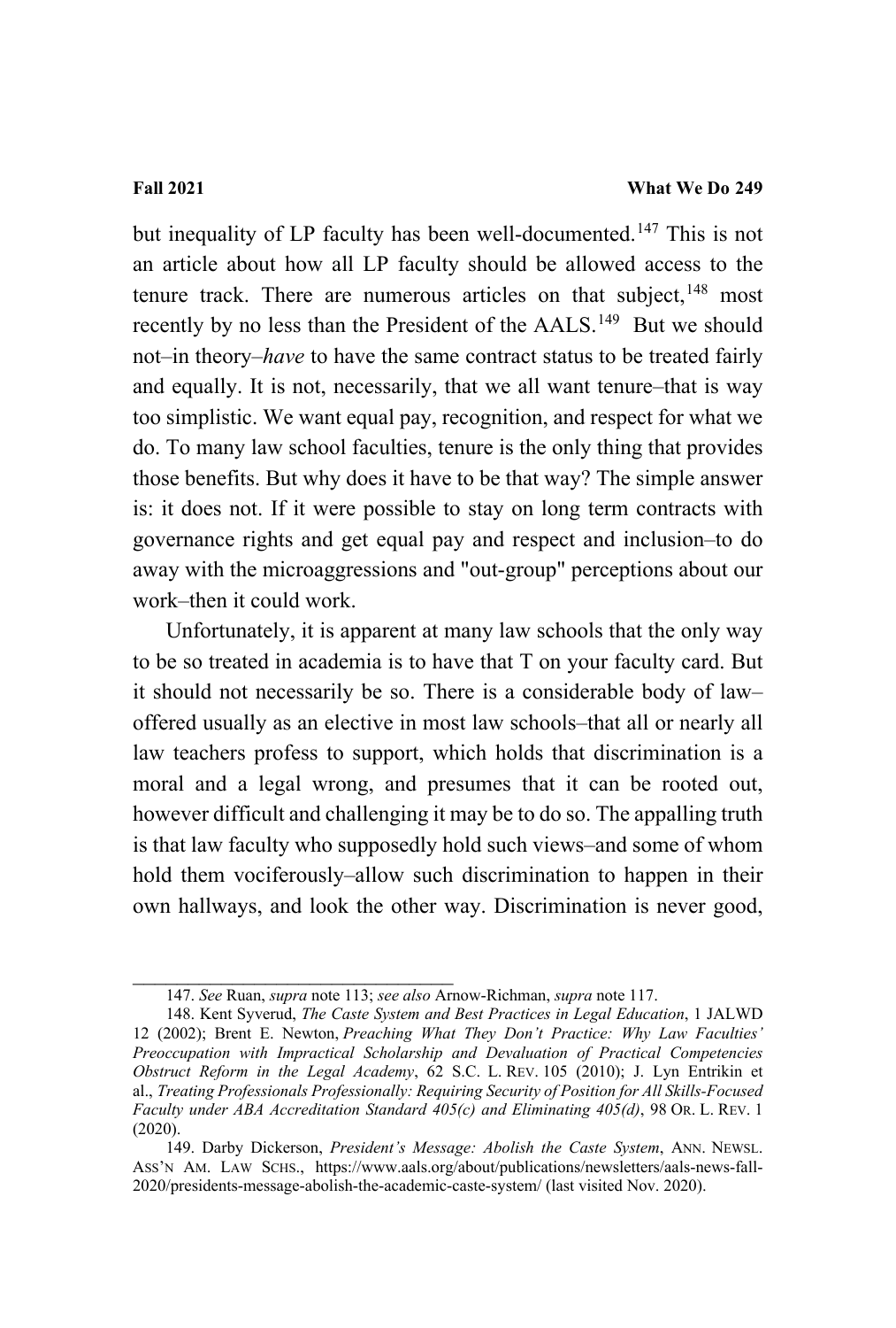but inequality of LP faculty has been well-documented.[147] This is not an article about how all LP faculty should be allowed access to the tenure track. There are numerous articles on that subject,[148] most recently by no less than the President of the AALS.[149] But we should not–in theory–*have* to have the same contract status to be treated fairly and equally. It is not, necessarily, that we all want tenure–that is way too simplistic. We want equal pay, recognition, and respect for what we do. To many law school faculties, tenure is the only thing that provides those benefits. But why does it have to be that way? The simple answer is: it does not. If it were possible to stay on long term contracts with governance rights and get equal pay and respect and inclusion–to do away with the microaggressions and "out-group" perceptions about our work–then it could work.

Unfortunately, it is apparent at many law schools that the only way to be so treated in academia is to have that T on your faculty card. But it should not necessarily be so. There is a considerable body of law–offered usually as an elective in most law schools–that all or nearly all law teachers profess to support, which holds that discrimination is a moral and a legal wrong, and presumes that it can be rooted out, however difficult and challenging it may be to do so. The appalling truth is that law faculty who supposedly hold such views–and some of whom hold them vociferously–allow such discrimination to happen in their own hallways, and look the other way. Discrimination is never good,

---

147. *See* Ruan, *supra* note 113; *see also* Arnow-Richman, *supra* note 117.

148. Kent Syverud, *The Caste System and Best Practices in Legal Education*, 1 JALWD 12 (2002); Brent E. Newton, *Preaching What They Don't Practice: Why Law Faculties' Preoccupation with Impractical Scholarship and Devaluation of Practical Competencies Obstruct Reform in the Legal Academy*, 62 S.C. L. REV. 105 (2010); J. Lyn Entrikin et al., *Treating Professionals Professionally: Requiring Security of Position for All Skills-Focused Faculty under ABA Accreditation Standard 405(c) and Eliminating 405(d)*, 98 OR. L. REV. 1 (2020).

149. Darby Dickerson, *President's Message: Abolish the Caste System*, ANN. NEWSL. ASS'N AM. LAW SCHS., https://www.aals.org/about/publications/newsletters/aals-news-fall-2020/presidents-message-abolish-the-academic-caste-system/ (last visited Nov. 2020).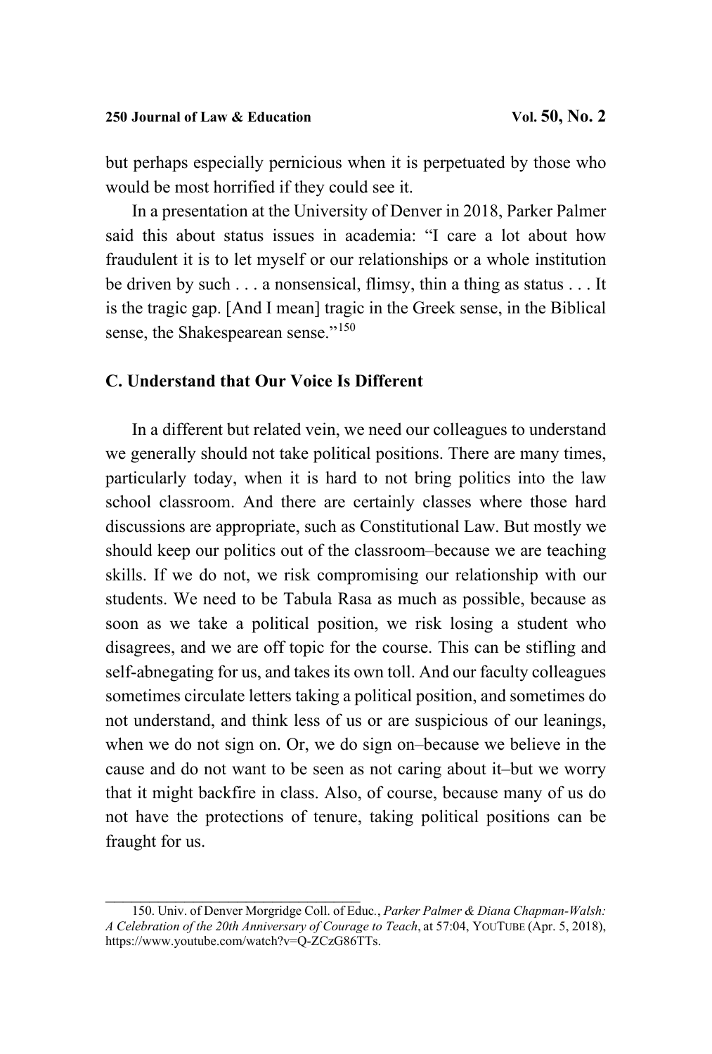but perhaps especially pernicious when it is perpetuated by those who would be most horrified if they could see it.

In a presentation at the University of Denver in 2018, Parker Palmer said this about status issues in academia: "I care a lot about how fraudulent it is to let myself or our relationships or a whole institution be driven by such . . . a nonsensical, flimsy, thin a thing as status . . . It is the tragic gap. [And I mean] tragic in the Greek sense, in the Biblical sense, the Shakespearean sense."[150]

### C. Understand that Our Voice Is Different

In a different but related vein, we need our colleagues to understand we generally should not take political positions. There are many times, particularly today, when it is hard to not bring politics into the law school classroom. And there are certainly classes where those hard discussions are appropriate, such as Constitutional Law. But mostly we should keep our politics out of the classroom–because we are teaching skills. If we do not, we risk compromising our relationship with our students. We need to be Tabula Rasa as much as possible, because as soon as we take a political position, we risk losing a student who disagrees, and we are off topic for the course. This can be stifling and self-abnegating for us, and takes its own toll. And our faculty colleagues sometimes circulate letters taking a political position, and sometimes do not understand, and think less of us or are suspicious of our leanings, when we do not sign on. Or, we do sign on–because we believe in the cause and do not want to be seen as not caring about it–but we worry that it might backfire in class. Also, of course, because many of us do not have the protections of tenure, taking political positions can be fraught for us.

---

150. Univ. of Denver Morgridge Coll. of Educ., *Parker Palmer & Diana Chapman-Walsh: A Celebration of the 20th Anniversary of Courage to Teach*, at 57:04, YOUTUBE (Apr. 5, 2018), https://www.youtube.com/watch?v=Q-ZCzG86TTs.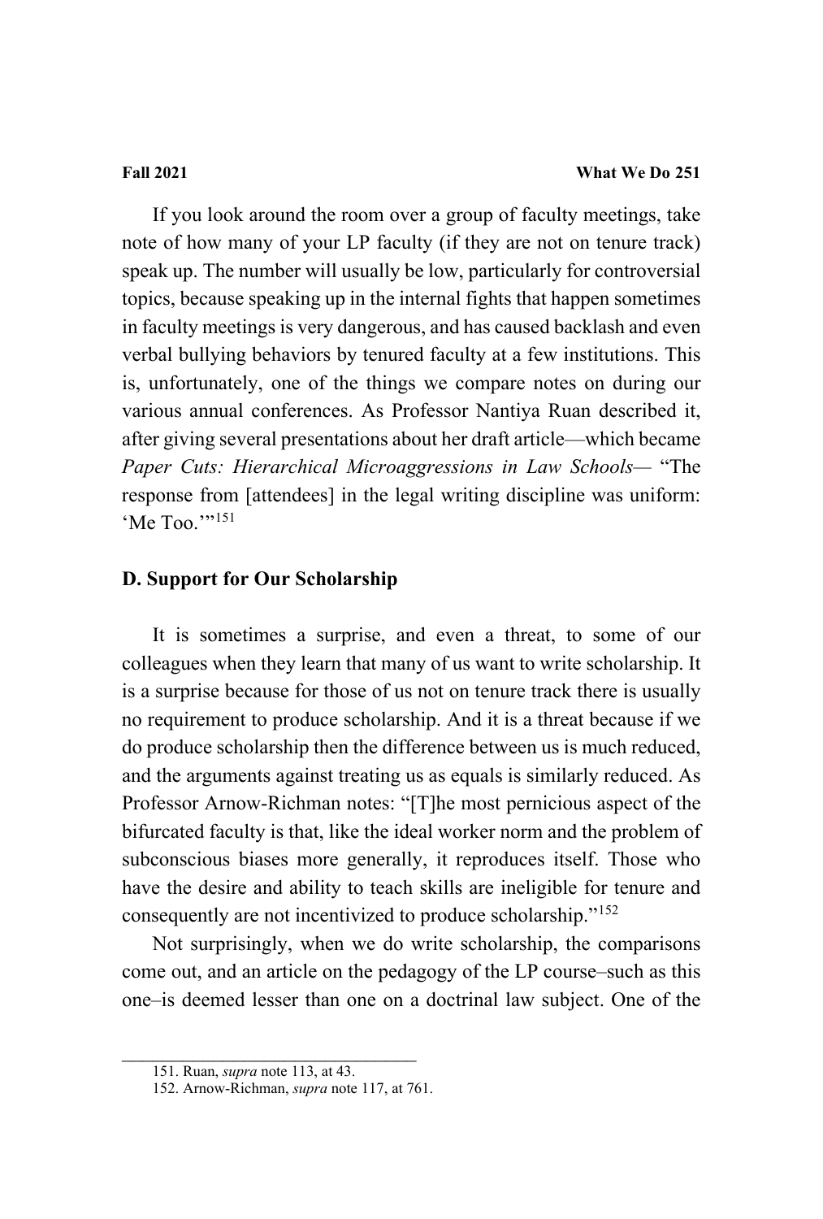If you look around the room over a group of faculty meetings, take note of how many of your LP faculty (if they are not on tenure track) speak up. The number will usually be low, particularly for controversial topics, because speaking up in the internal fights that happen sometimes in faculty meetings is very dangerous, and has caused backlash and even verbal bullying behaviors by tenured faculty at a few institutions. This is, unfortunately, one of the things we compare notes on during our various annual conferences. As Professor Nantiya Ruan described it, after giving several presentations about her draft article—which became *Paper Cuts: Hierarchical Microaggressions in Law Schools*— "The response from [attendees] in the legal writing discipline was uniform: 'Me Too.'"[151]

### D. Support for Our Scholarship

It is sometimes a surprise, and even a threat, to some of our colleagues when they learn that many of us want to write scholarship. It is a surprise because for those of us not on tenure track there is usually no requirement to produce scholarship. And it is a threat because if we do produce scholarship then the difference between us is much reduced, and the arguments against treating us as equals is similarly reduced. As Professor Arnow-Richman notes: "[T]he most pernicious aspect of the bifurcated faculty is that, like the ideal worker norm and the problem of subconscious biases more generally, it reproduces itself. Those who have the desire and ability to teach skills are ineligible for tenure and consequently are not incentivized to produce scholarship."[152]

Not surprisingly, when we do write scholarship, the comparisons come out, and an article on the pedagogy of the LP course–such as this one–is deemed lesser than one on a doctrinal law subject. One of the

---

151. Ruan, *supra* note 113, at 43.

152. Arnow-Richman, *supra* note 117, at 761.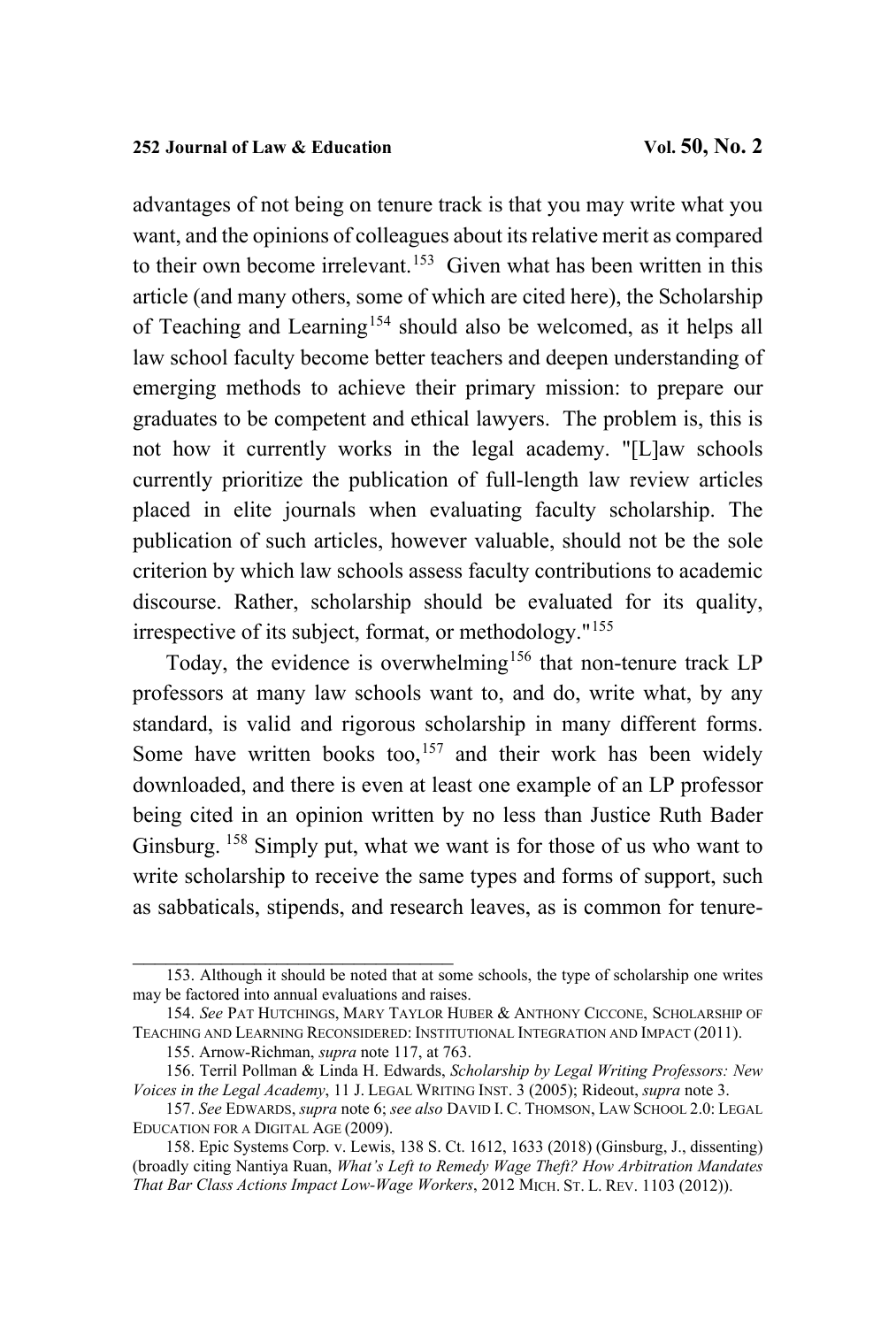advantages of not being on tenure track is that you may write what you want, and the opinions of colleagues about its relative merit as compared to their own become irrelevant.[153] Given what has been written in this article (and many others, some of which are cited here), the Scholarship of Teaching and Learning[154] should also be welcomed, as it helps all law school faculty become better teachers and deepen understanding of emerging methods to achieve their primary mission: to prepare our graduates to be competent and ethical lawyers. The problem is, this is not how it currently works in the legal academy. "[L]aw schools currently prioritize the publication of full-length law review articles placed in elite journals when evaluating faculty scholarship. The publication of such articles, however valuable, should not be the sole criterion by which law schools assess faculty contributions to academic discourse. Rather, scholarship should be evaluated for its quality, irrespective of its subject, format, or methodology."[155]

Today, the evidence is overwhelming[156] that non-tenure track LP professors at many law schools want to, and do, write what, by any standard, is valid and rigorous scholarship in many different forms. Some have written books too,[157] and their work has been widely downloaded, and there is even at least one example of an LP professor being cited in an opinion written by no less than Justice Ruth Bader Ginsburg.[158] Simply put, what we want is for those of us who want to write scholarship to receive the same types and forms of support, such as sabbaticals, stipends, and research leaves, as is common for tenure-

---

153. Although it should be noted that at some schools, the type of scholarship one writes may be factored into annual evaluations and raises.

154. *See* PAT HUTCHINGS, MARY TAYLOR HUBER & ANTHONY CICCONE, SCHOLARSHIP OF TEACHING AND LEARNING RECONSIDERED: INSTITUTIONAL INTEGRATION AND IMPACT (2011).

155. Arnow-Richman, *supra* note 117, at 763.

156. Terril Pollman & Linda H. Edwards, *Scholarship by Legal Writing Professors: New Voices in the Legal Academy*, 11 J. LEGAL WRITING INST. 3 (2005); Rideout, *supra* note 3.

157. *See* EDWARDS, *supra* note 6; *see also* DAVID I. C. THOMSON, LAW SCHOOL 2.0: LEGAL EDUCATION FOR A DIGITAL AGE (2009).

158. Epic Systems Corp. v. Lewis, 138 S. Ct. 1612, 1633 (2018) (Ginsburg, J., dissenting) (broadly citing Nantiya Ruan, *What's Left to Remedy Wage Theft? How Arbitration Mandates That Bar Class Actions Impact Low-Wage Workers*, 2012 MICH. ST. L. REV. 1103 (2012)).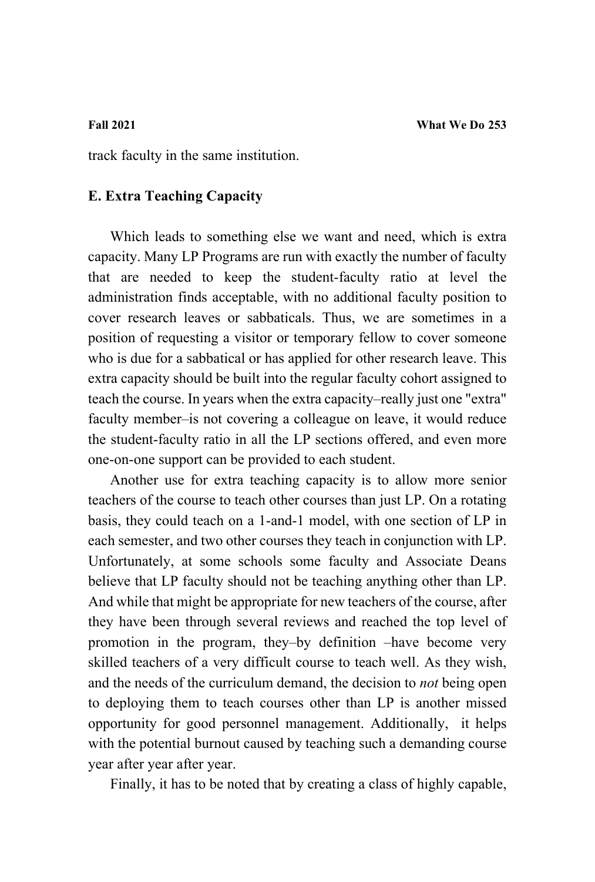track faculty in the same institution.

### E. Extra Teaching Capacity

Which leads to something else we want and need, which is extra capacity. Many LP Programs are run with exactly the number of faculty that are needed to keep the student-faculty ratio at level the administration finds acceptable, with no additional faculty position to cover research leaves or sabbaticals. Thus, we are sometimes in a position of requesting a visitor or temporary fellow to cover someone who is due for a sabbatical or has applied for other research leave. This extra capacity should be built into the regular faculty cohort assigned to teach the course. In years when the extra capacity–really just one "extra" faculty member–is not covering a colleague on leave, it would reduce the student-faculty ratio in all the LP sections offered, and even more one-on-one support can be provided to each student.

Another use for extra teaching capacity is to allow more senior teachers of the course to teach other courses than just LP. On a rotating basis, they could teach on a 1-and-1 model, with one section of LP in each semester, and two other courses they teach in conjunction with LP. Unfortunately, at some schools some faculty and Associate Deans believe that LP faculty should not be teaching anything other than LP. And while that might be appropriate for new teachers of the course, after they have been through several reviews and reached the top level of promotion in the program, they–by definition –have become very skilled teachers of a very difficult course to teach well. As they wish, and the needs of the curriculum demand, the decision to *not* being open to deploying them to teach courses other than LP is another missed opportunity for good personnel management. Additionally, it helps with the potential burnout caused by teaching such a demanding course year after year after year.

Finally, it has to be noted that by creating a class of highly capable,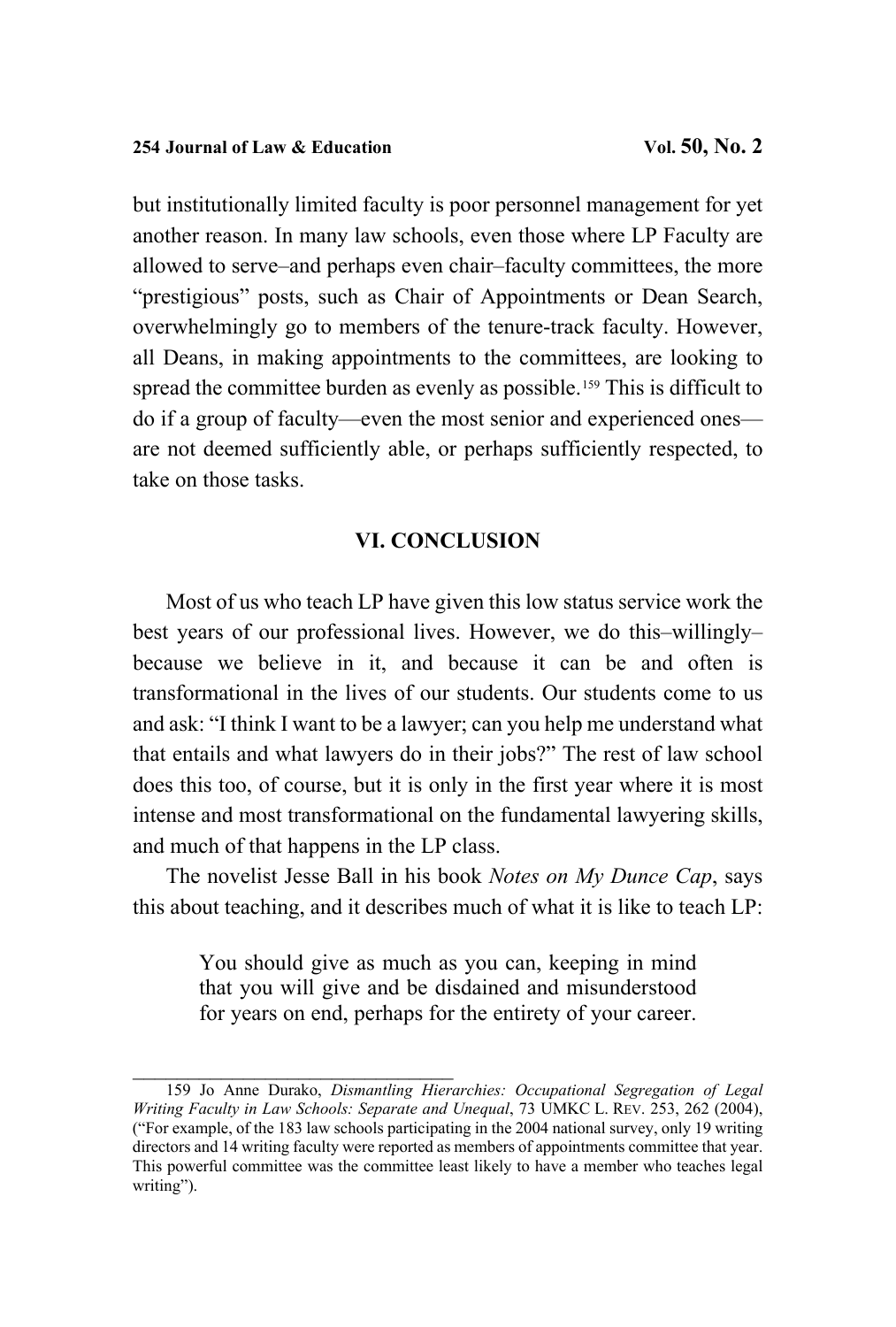but institutionally limited faculty is poor personnel management for yet another reason. In many law schools, even those where LP Faculty are allowed to serve–and perhaps even chair–faculty committees, the more "prestigious" posts, such as Chair of Appointments or Dean Search, overwhelmingly go to members of the tenure-track faculty. However, all Deans, in making appointments to the committees, are looking to spread the committee burden as evenly as possible.[159] This is difficult to do if a group of faculty—even the most senior and experienced ones—are not deemed sufficiently able, or perhaps sufficiently respected, to take on those tasks.

## VI. CONCLUSION

Most of us who teach LP have given this low status service work the best years of our professional lives. However, we do this–willingly–because we believe in it, and because it can be and often is transformational in the lives of our students. Our students come to us and ask: "I think I want to be a lawyer; can you help me understand what that entails and what lawyers do in their jobs?" The rest of law school does this too, of course, but it is only in the first year where it is most intense and most transformational on the fundamental lawyering skills, and much of that happens in the LP class.

The novelist Jesse Ball in his book *Notes on My Dunce Cap*, says this about teaching, and it describes much of what it is like to teach LP:

> You should give as much as you can, keeping in mind that you will give and be disdained and misunderstood for years on end, perhaps for the entirety of your career.

---

159 Jo Anne Durako, *Dismantling Hierarchies: Occupational Segregation of Legal Writing Faculty in Law Schools: Separate and Unequal*, 73 UMKC L. REV. 253, 262 (2004), ("For example, of the 183 law schools participating in the 2004 national survey, only 19 writing directors and 14 writing faculty were reported as members of appointments committee that year. This powerful committee was the committee least likely to have a member who teaches legal writing").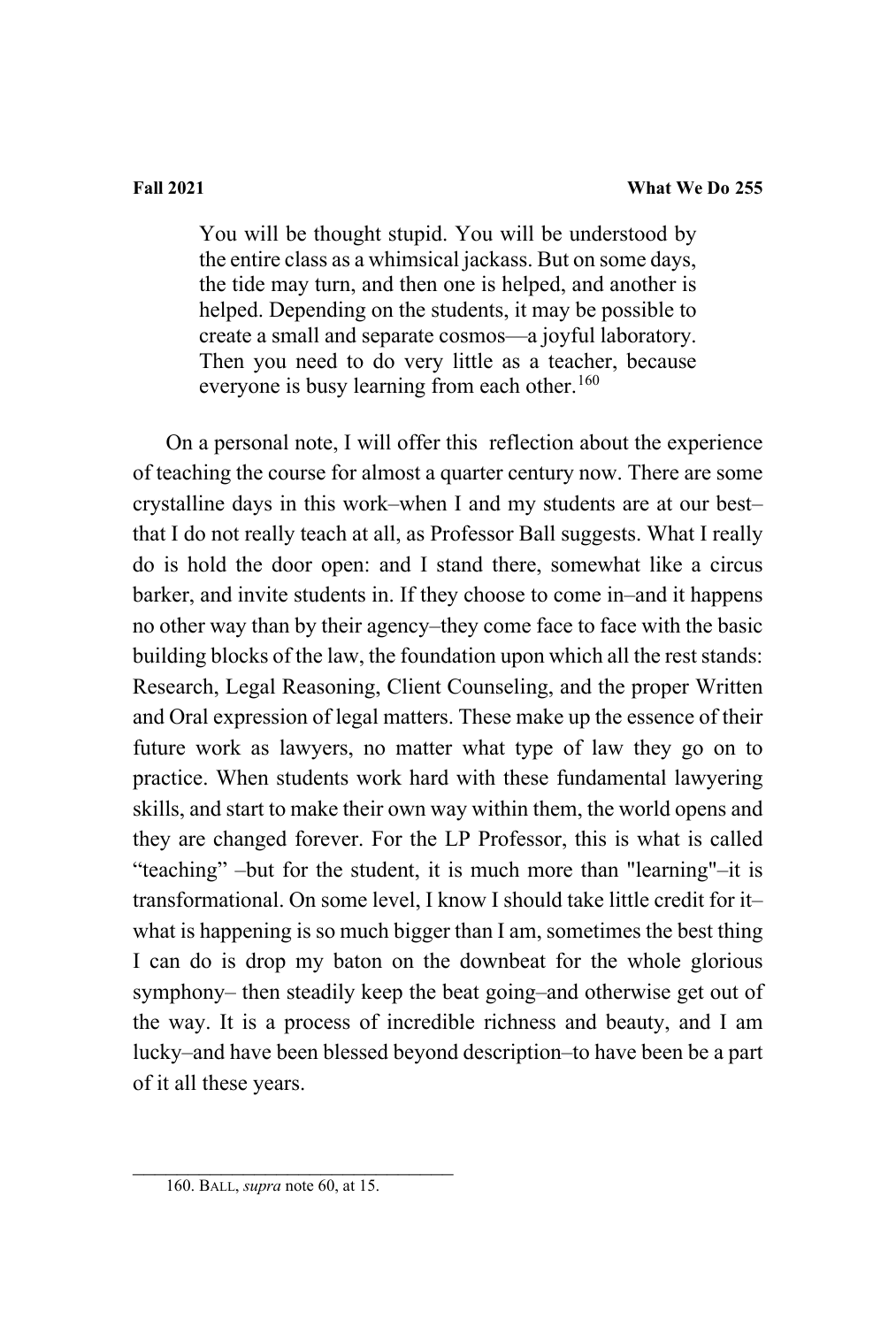> You will be thought stupid. You will be understood by the entire class as a whimsical jackass. But on some days, the tide may turn, and then one is helped, and another is helped. Depending on the students, it may be possible to create a small and separate cosmos—a joyful laboratory. Then you need to do very little as a teacher, because everyone is busy learning from each other.[160]

On a personal note, I will offer this reflection about the experience of teaching the course for almost a quarter century now. There are some crystalline days in this work–when I and my students are at our best–that I do not really teach at all, as Professor Ball suggests. What I really do is hold the door open: and I stand there, somewhat like a circus barker, and invite students in. If they choose to come in–and it happens no other way than by their agency–they come face to face with the basic building blocks of the law, the foundation upon which all the rest stands: Research, Legal Reasoning, Client Counseling, and the proper Written and Oral expression of legal matters. These make up the essence of their future work as lawyers, no matter what type of law they go on to practice. When students work hard with these fundamental lawyering skills, and start to make their own way within them, the world opens and they are changed forever. For the LP Professor, this is what is called "teaching" –but for the student, it is much more than "learning"–it is transformational. On some level, I know I should take little credit for it–what is happening is so much bigger than I am, sometimes the best thing I can do is drop my baton on the downbeat for the whole glorious symphony– then steadily keep the beat going–and otherwise get out of the way. It is a process of incredible richness and beauty, and I am lucky–and have been blessed beyond description–to have been be a part of it all these years.

---

160. BALL, *supra* note 60, at 15.